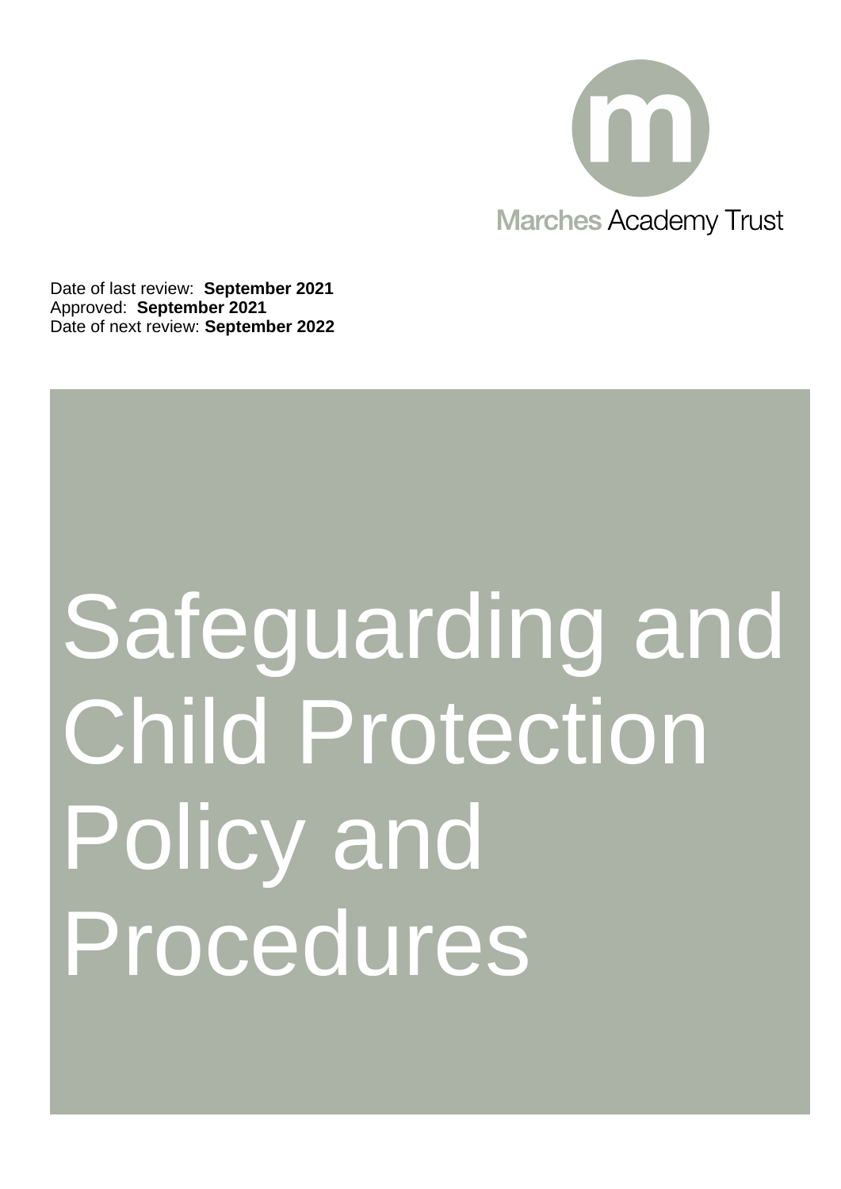Marches Academy Trust

Date of last review: **September 2021**
Approved: **September 2021**
Date of next review: **September 2022**

# Safeguarding and Child Protection Policy and Procedures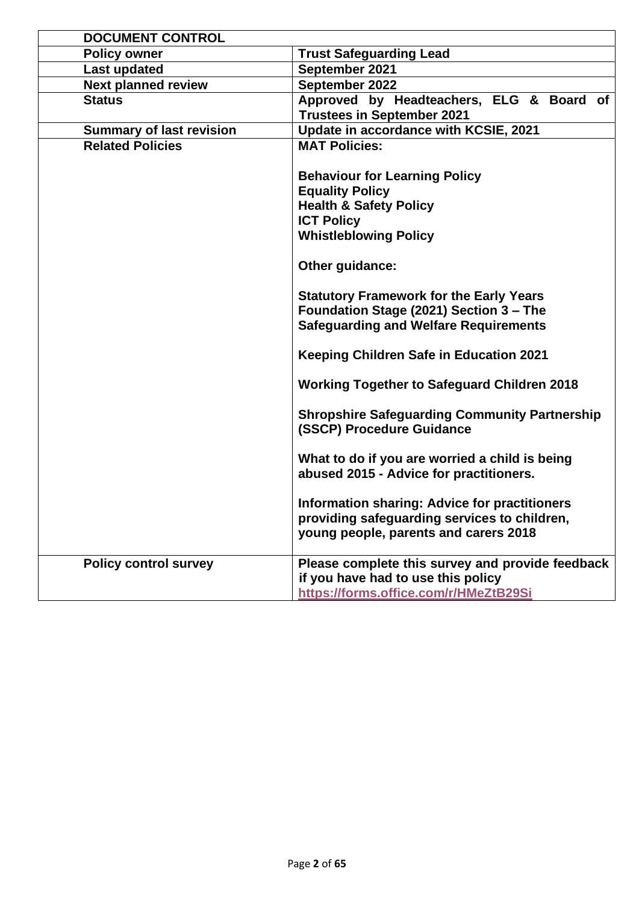| DOCUMENT CONTROL | |
|---|---|
| **Policy owner** | **Trust Safeguarding Lead** |
| **Last updated** | **September 2021** |
| **Next planned review** | **September 2022** |
| **Status** | **Approved by Headteachers, ELG & Board of Trustees in September 2021** |
| **Summary of last revision** | **Update in accordance with KCSIE, 2021** |
| **Related Policies** | **MAT Policies:**<br><br>**Behaviour for Learning Policy**<br>**Equality Policy**<br>**Health & Safety Policy**<br>**ICT Policy**<br>**Whistleblowing Policy**<br><br>**Other guidance:**<br><br>**Statutory Framework for the Early Years Foundation Stage (2021) Section 3 – The Safeguarding and Welfare Requirements**<br><br>**Keeping Children Safe in Education 2021**<br><br>**Working Together to Safeguard Children 2018**<br><br>**Shropshire Safeguarding Community Partnership (SSCP) Procedure Guidance**<br><br>**What to do if you are worried a child is being abused 2015 - Advice for practitioners.**<br><br>**Information sharing: Advice for practitioners providing safeguarding services to children, young people, parents and carers 2018** |
| **Policy control survey** | **Please complete this survey and provide feedback if you have had to use this policy**<br>**https://forms.office.com/r/HMeZtB29Si** |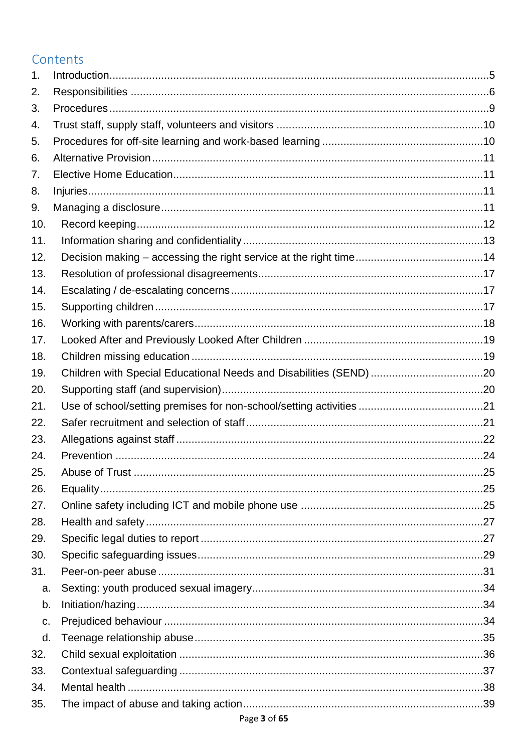## Contents

1. Introduction ... 5
2. Responsibilities ... 6
3. Procedures ... 9
4. Trust staff, supply staff, volunteers and visitors ... 10
5. Procedures for off-site learning and work-based learning ... 10
6. Alternative Provision ... 11
7. Elective Home Education ... 11
8. Injuries ... 11
9. Managing a disclosure ... 11
10. Record keeping ... 12
11. Information sharing and confidentiality ... 13
12. Decision making – accessing the right service at the right time ... 14
13. Resolution of professional disagreements ... 17
14. Escalating / de-escalating concerns ... 17
15. Supporting children ... 17
16. Working with parents/carers ... 18
17. Looked After and Previously Looked After Children ... 19
18. Children missing education ... 19
19. Children with Special Educational Needs and Disabilities (SEND) ... 20
20. Supporting staff (and supervision) ... 20
21. Use of school/setting premises for non-school/setting activities ... 21
22. Safer recruitment and selection of staff ... 21
23. Allegations against staff ... 22
24. Prevention ... 24
25. Abuse of Trust ... 25
26. Equality ... 25
27. Online safety including ICT and mobile phone use ... 25
28. Health and safety ... 27
29. Specific legal duties to report ... 27
30. Specific safeguarding issues ... 29
31. Peer-on-peer abuse ... 31
    a. Sexting: youth produced sexual imagery ... 34
    b. Initiation/hazing ... 34
    c. Prejudiced behaviour ... 34
    d. Teenage relationship abuse ... 35
32. Child sexual exploitation ... 36
33. Contextual safeguarding ... 37
34. Mental health ... 38
35. The impact of abuse and taking action ... 39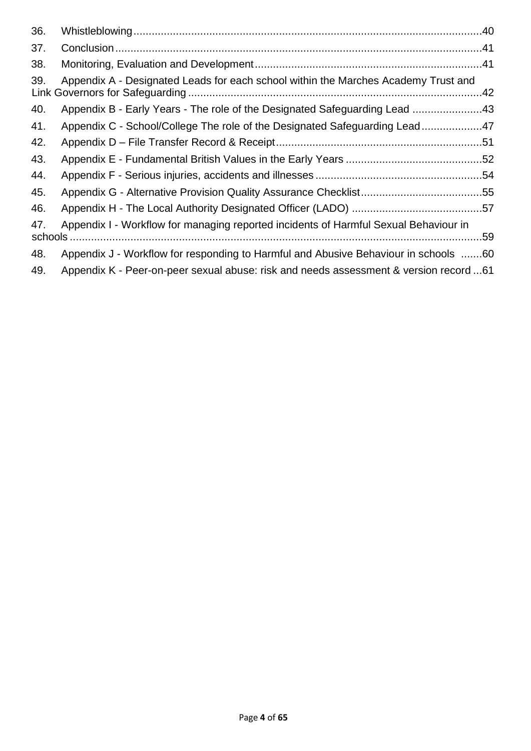36. Whistleblowing ....................................................................................................................40
37. Conclusion ..........................................................................................................................41
38. Monitoring, Evaluation and Development ...........................................................................41
39. Appendix A - Designated Leads for each school within the Marches Academy Trust and Link Governors for Safeguarding ..................................................................................................42
40. Appendix B - Early Years - The role of the Designated Safeguarding Lead .......................43
41. Appendix C - School/College The role of the Designated Safeguarding Lead ....................47
42. Appendix D – File Transfer Record & Receipt ....................................................................51
43. Appendix E - Fundamental British Values in the Early Years ............................................52
44. Appendix F - Serious injuries, accidents and illnesses .......................................................54
45. Appendix G - Alternative Provision Quality Assurance Checklist ........................................55
46. Appendix H - The Local Authority Designated Officer (LADO) ...........................................57
47. Appendix I - Workflow for managing reported incidents of Harmful Sexual Behaviour in schools ........................................................................................................................................59
48. Appendix J - Workflow for responding to Harmful and Abusive Behaviour in schools .......60
49. Appendix K - Peer-on-peer sexual abuse: risk and needs assessment & version record ...61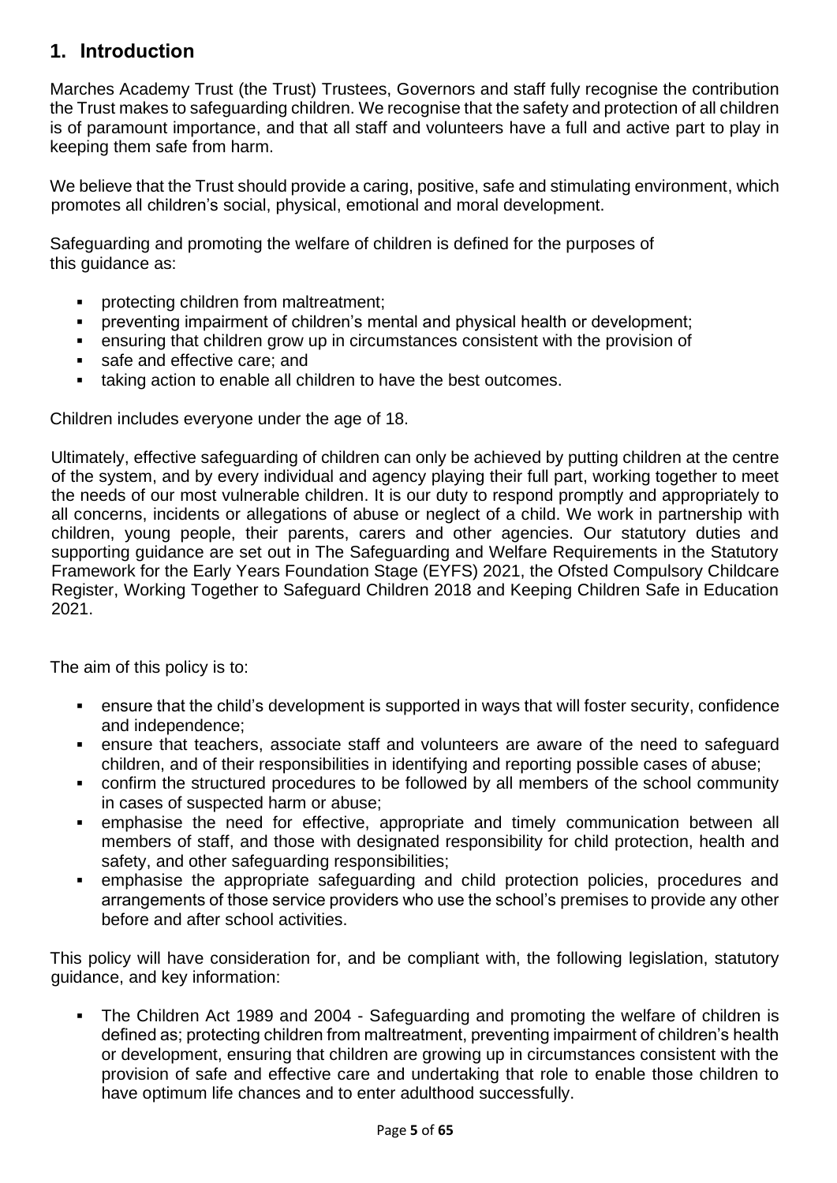## 1. Introduction

Marches Academy Trust (the Trust) Trustees, Governors and staff fully recognise the contribution the Trust makes to safeguarding children. We recognise that the safety and protection of all children is of paramount importance, and that all staff and volunteers have a full and active part to play in keeping them safe from harm.

We believe that the Trust should provide a caring, positive, safe and stimulating environment, which promotes all children's social, physical, emotional and moral development.

Safeguarding and promoting the welfare of children is defined for the purposes of this guidance as:

- protecting children from maltreatment;
- preventing impairment of children's mental and physical health or development;
- ensuring that children grow up in circumstances consistent with the provision of
- safe and effective care; and
- taking action to enable all children to have the best outcomes.

Children includes everyone under the age of 18.

Ultimately, effective safeguarding of children can only be achieved by putting children at the centre of the system, and by every individual and agency playing their full part, working together to meet the needs of our most vulnerable children. It is our duty to respond promptly and appropriately to all concerns, incidents or allegations of abuse or neglect of a child. We work in partnership with children, young people, their parents, carers and other agencies. Our statutory duties and supporting guidance are set out in The Safeguarding and Welfare Requirements in the Statutory Framework for the Early Years Foundation Stage (EYFS) 2021, the Ofsted Compulsory Childcare Register, Working Together to Safeguard Children 2018 and Keeping Children Safe in Education 2021.

The aim of this policy is to:

- ensure that the child's development is supported in ways that will foster security, confidence and independence;
- ensure that teachers, associate staff and volunteers are aware of the need to safeguard children, and of their responsibilities in identifying and reporting possible cases of abuse;
- confirm the structured procedures to be followed by all members of the school community in cases of suspected harm or abuse;
- emphasise the need for effective, appropriate and timely communication between all members of staff, and those with designated responsibility for child protection, health and safety, and other safeguarding responsibilities;
- emphasise the appropriate safeguarding and child protection policies, procedures and arrangements of those service providers who use the school's premises to provide any other before and after school activities.

This policy will have consideration for, and be compliant with, the following legislation, statutory guidance, and key information:

- The Children Act 1989 and 2004 - Safeguarding and promoting the welfare of children is defined as; protecting children from maltreatment, preventing impairment of children's health or development, ensuring that children are growing up in circumstances consistent with the provision of safe and effective care and undertaking that role to enable those children to have optimum life chances and to enter adulthood successfully.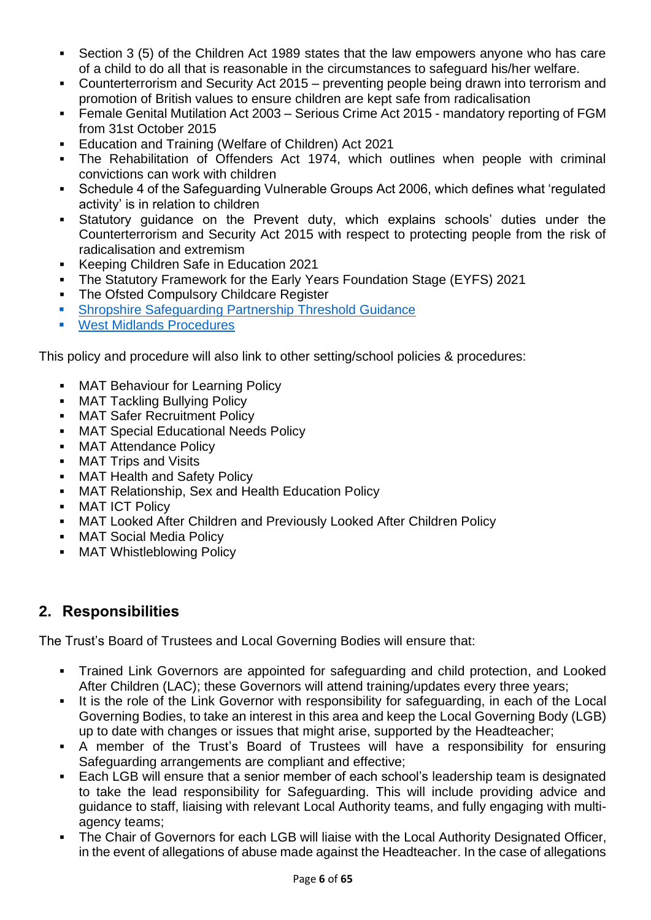- Section 3 (5) of the Children Act 1989 states that the law empowers anyone who has care of a child to do all that is reasonable in the circumstances to safeguard his/her welfare.
- Counterterrorism and Security Act 2015 – preventing people being drawn into terrorism and promotion of British values to ensure children are kept safe from radicalisation
- Female Genital Mutilation Act 2003 – Serious Crime Act 2015 - mandatory reporting of FGM from 31st October 2015
- Education and Training (Welfare of Children) Act 2021
- The Rehabilitation of Offenders Act 1974, which outlines when people with criminal convictions can work with children
- Schedule 4 of the Safeguarding Vulnerable Groups Act 2006, which defines what 'regulated activity' is in relation to children
- Statutory guidance on the Prevent duty, which explains schools' duties under the Counterterrorism and Security Act 2015 with respect to protecting people from the risk of radicalisation and extremism
- Keeping Children Safe in Education 2021
- The Statutory Framework for the Early Years Foundation Stage (EYFS) 2021
- The Ofsted Compulsory Childcare Register
- Shropshire Safeguarding Partnership Threshold Guidance
- West Midlands Procedures

This policy and procedure will also link to other setting/school policies & procedures:

- MAT Behaviour for Learning Policy
- MAT Tackling Bullying Policy
- MAT Safer Recruitment Policy
- MAT Special Educational Needs Policy
- MAT Attendance Policy
- MAT Trips and Visits
- MAT Health and Safety Policy
- MAT Relationship, Sex and Health Education Policy
- MAT ICT Policy
- MAT Looked After Children and Previously Looked After Children Policy
- MAT Social Media Policy
- MAT Whistleblowing Policy

## 2. Responsibilities

The Trust's Board of Trustees and Local Governing Bodies will ensure that:

- Trained Link Governors are appointed for safeguarding and child protection, and Looked After Children (LAC); these Governors will attend training/updates every three years;
- It is the role of the Link Governor with responsibility for safeguarding, in each of the Local Governing Bodies, to take an interest in this area and keep the Local Governing Body (LGB) up to date with changes or issues that might arise, supported by the Headteacher;
- A member of the Trust's Board of Trustees will have a responsibility for ensuring Safeguarding arrangements are compliant and effective;
- Each LGB will ensure that a senior member of each school's leadership team is designated to take the lead responsibility for Safeguarding. This will include providing advice and guidance to staff, liaising with relevant Local Authority teams, and fully engaging with multi-agency teams;
- The Chair of Governors for each LGB will liaise with the Local Authority Designated Officer, in the event of allegations of abuse made against the Headteacher. In the case of allegations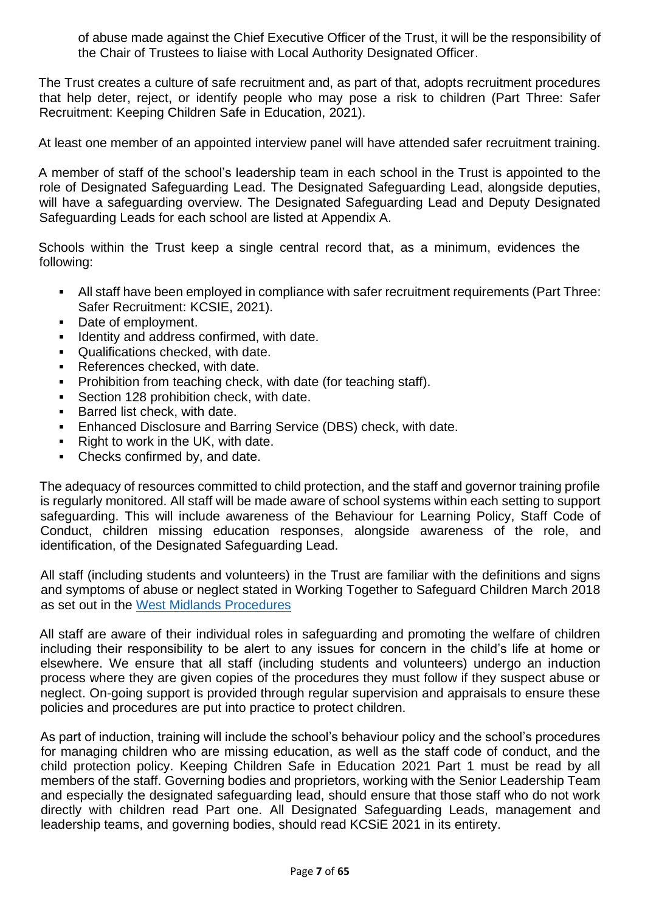of abuse made against the Chief Executive Officer of the Trust, it will be the responsibility of the Chair of Trustees to liaise with Local Authority Designated Officer.

The Trust creates a culture of safe recruitment and, as part of that, adopts recruitment procedures that help deter, reject, or identify people who may pose a risk to children (Part Three: Safer Recruitment: Keeping Children Safe in Education, 2021).

At least one member of an appointed interview panel will have attended safer recruitment training.

A member of staff of the school's leadership team in each school in the Trust is appointed to the role of Designated Safeguarding Lead. The Designated Safeguarding Lead, alongside deputies, will have a safeguarding overview. The Designated Safeguarding Lead and Deputy Designated Safeguarding Leads for each school are listed at Appendix A.

Schools within the Trust keep a single central record that, as a minimum, evidences the following:

- All staff have been employed in compliance with safer recruitment requirements (Part Three: Safer Recruitment: KCSIE, 2021).
- Date of employment.
- Identity and address confirmed, with date.
- Qualifications checked, with date.
- References checked, with date.
- Prohibition from teaching check, with date (for teaching staff).
- Section 128 prohibition check, with date.
- Barred list check, with date.
- Enhanced Disclosure and Barring Service (DBS) check, with date.
- Right to work in the UK, with date.
- Checks confirmed by, and date.

The adequacy of resources committed to child protection, and the staff and governor training profile is regularly monitored. All staff will be made aware of school systems within each setting to support safeguarding. This will include awareness of the Behaviour for Learning Policy, Staff Code of Conduct, children missing education responses, alongside awareness of the role, and identification, of the Designated Safeguarding Lead.

All staff (including students and volunteers) in the Trust are familiar with the definitions and signs and symptoms of abuse or neglect stated in Working Together to Safeguard Children March 2018 as set out in the West Midlands Procedures

All staff are aware of their individual roles in safeguarding and promoting the welfare of children including their responsibility to be alert to any issues for concern in the child's life at home or elsewhere. We ensure that all staff (including students and volunteers) undergo an induction process where they are given copies of the procedures they must follow if they suspect abuse or neglect. On-going support is provided through regular supervision and appraisals to ensure these policies and procedures are put into practice to protect children.

As part of induction, training will include the school's behaviour policy and the school's procedures for managing children who are missing education, as well as the staff code of conduct, and the child protection policy. Keeping Children Safe in Education 2021 Part 1 must be read by all members of the staff. Governing bodies and proprietors, working with the Senior Leadership Team and especially the designated safeguarding lead, should ensure that those staff who do not work directly with children read Part one. All Designated Safeguarding Leads, management and leadership teams, and governing bodies, should read KCSiE 2021 in its entirety.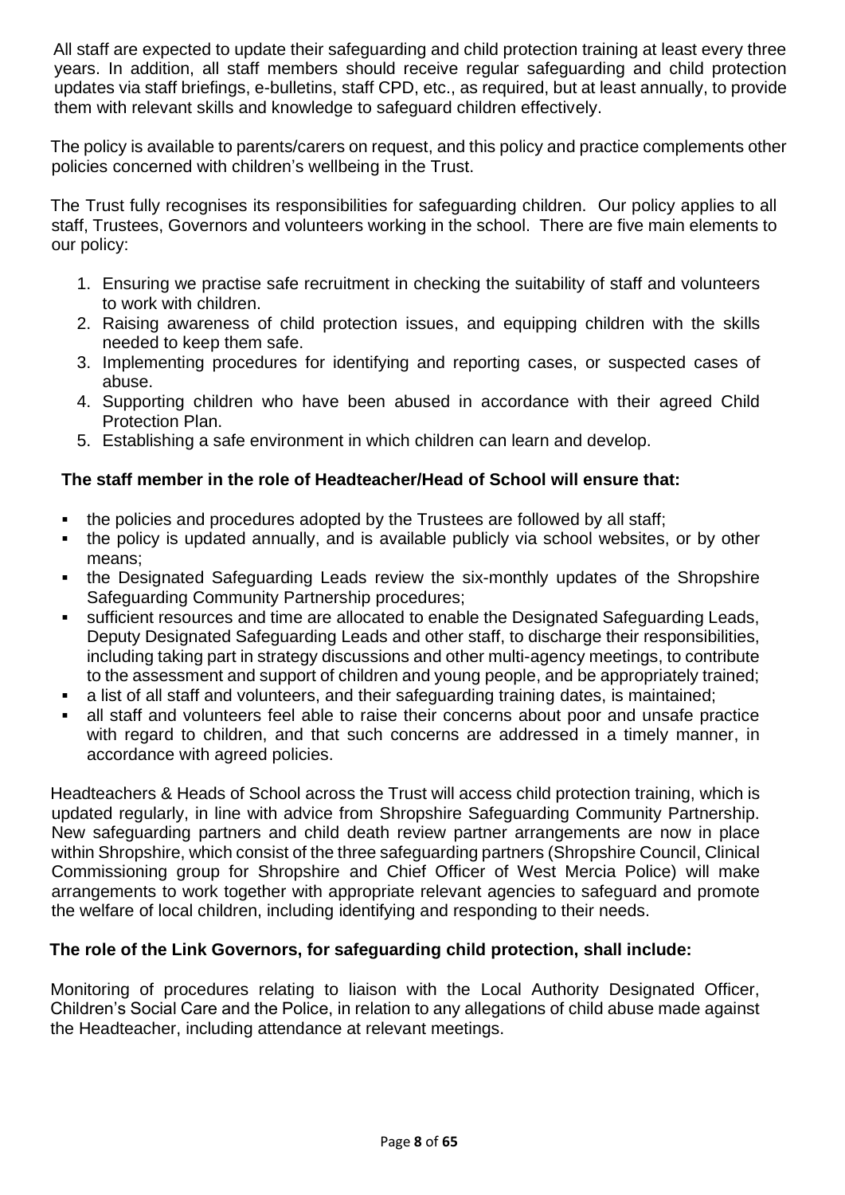All staff are expected to update their safeguarding and child protection training at least every three years. In addition, all staff members should receive regular safeguarding and child protection updates via staff briefings, e-bulletins, staff CPD, etc., as required, but at least annually, to provide them with relevant skills and knowledge to safeguard children effectively.

The policy is available to parents/carers on request, and this policy and practice complements other policies concerned with children's wellbeing in the Trust.

The Trust fully recognises its responsibilities for safeguarding children. Our policy applies to all staff, Trustees, Governors and volunteers working in the school. There are five main elements to our policy:

1. Ensuring we practise safe recruitment in checking the suitability of staff and volunteers to work with children.
2. Raising awareness of child protection issues, and equipping children with the skills needed to keep them safe.
3. Implementing procedures for identifying and reporting cases, or suspected cases of abuse.
4. Supporting children who have been abused in accordance with their agreed Child Protection Plan.
5. Establishing a safe environment in which children can learn and develop.

**The staff member in the role of Headteacher/Head of School will ensure that:**

- the policies and procedures adopted by the Trustees are followed by all staff;
- the policy is updated annually, and is available publicly via school websites, or by other means;
- the Designated Safeguarding Leads review the six-monthly updates of the Shropshire Safeguarding Community Partnership procedures;
- sufficient resources and time are allocated to enable the Designated Safeguarding Leads, Deputy Designated Safeguarding Leads and other staff, to discharge their responsibilities, including taking part in strategy discussions and other multi-agency meetings, to contribute to the assessment and support of children and young people, and be appropriately trained;
- a list of all staff and volunteers, and their safeguarding training dates, is maintained;
- all staff and volunteers feel able to raise their concerns about poor and unsafe practice with regard to children, and that such concerns are addressed in a timely manner, in accordance with agreed policies.

Headteachers & Heads of School across the Trust will access child protection training, which is updated regularly, in line with advice from Shropshire Safeguarding Community Partnership. New safeguarding partners and child death review partner arrangements are now in place within Shropshire, which consist of the three safeguarding partners (Shropshire Council, Clinical Commissioning group for Shropshire and Chief Officer of West Mercia Police) will make arrangements to work together with appropriate relevant agencies to safeguard and promote the welfare of local children, including identifying and responding to their needs.

**The role of the Link Governors, for safeguarding child protection, shall include:**

Monitoring of procedures relating to liaison with the Local Authority Designated Officer, Children's Social Care and the Police, in relation to any allegations of child abuse made against the Headteacher, including attendance at relevant meetings.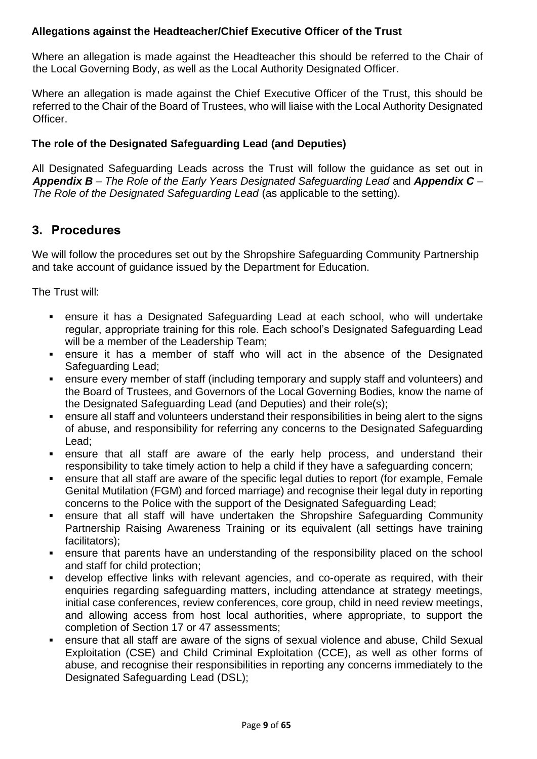**Allegations against the Headteacher/Chief Executive Officer of the Trust**

Where an allegation is made against the Headteacher this should be referred to the Chair of the Local Governing Body, as well as the Local Authority Designated Officer.

Where an allegation is made against the Chief Executive Officer of the Trust, this should be referred to the Chair of the Board of Trustees, who will liaise with the Local Authority Designated Officer.

**The role of the Designated Safeguarding Lead (and Deputies)**

All Designated Safeguarding Leads across the Trust will follow the guidance as set out in ***Appendix B*** *– The Role of the Early Years Designated Safeguarding Lead* and ***Appendix C*** *– The Role of the Designated Safeguarding Lead* (as applicable to the setting).

## 3. Procedures

We will follow the procedures set out by the Shropshire Safeguarding Community Partnership and take account of guidance issued by the Department for Education.

The Trust will:

- ensure it has a Designated Safeguarding Lead at each school, who will undertake regular, appropriate training for this role. Each school's Designated Safeguarding Lead will be a member of the Leadership Team;
- ensure it has a member of staff who will act in the absence of the Designated Safeguarding Lead;
- ensure every member of staff (including temporary and supply staff and volunteers) and the Board of Trustees, and Governors of the Local Governing Bodies, know the name of the Designated Safeguarding Lead (and Deputies) and their role(s);
- ensure all staff and volunteers understand their responsibilities in being alert to the signs of abuse, and responsibility for referring any concerns to the Designated Safeguarding Lead;
- ensure that all staff are aware of the early help process, and understand their responsibility to take timely action to help a child if they have a safeguarding concern;
- ensure that all staff are aware of the specific legal duties to report (for example, Female Genital Mutilation (FGM) and forced marriage) and recognise their legal duty in reporting concerns to the Police with the support of the Designated Safeguarding Lead;
- ensure that all staff will have undertaken the Shropshire Safeguarding Community Partnership Raising Awareness Training or its equivalent (all settings have training facilitators);
- ensure that parents have an understanding of the responsibility placed on the school and staff for child protection;
- develop effective links with relevant agencies, and co-operate as required, with their enquiries regarding safeguarding matters, including attendance at strategy meetings, initial case conferences, review conferences, core group, child in need review meetings, and allowing access from host local authorities, where appropriate, to support the completion of Section 17 or 47 assessments;
- ensure that all staff are aware of the signs of sexual violence and abuse, Child Sexual Exploitation (CSE) and Child Criminal Exploitation (CCE), as well as other forms of abuse, and recognise their responsibilities in reporting any concerns immediately to the Designated Safeguarding Lead (DSL);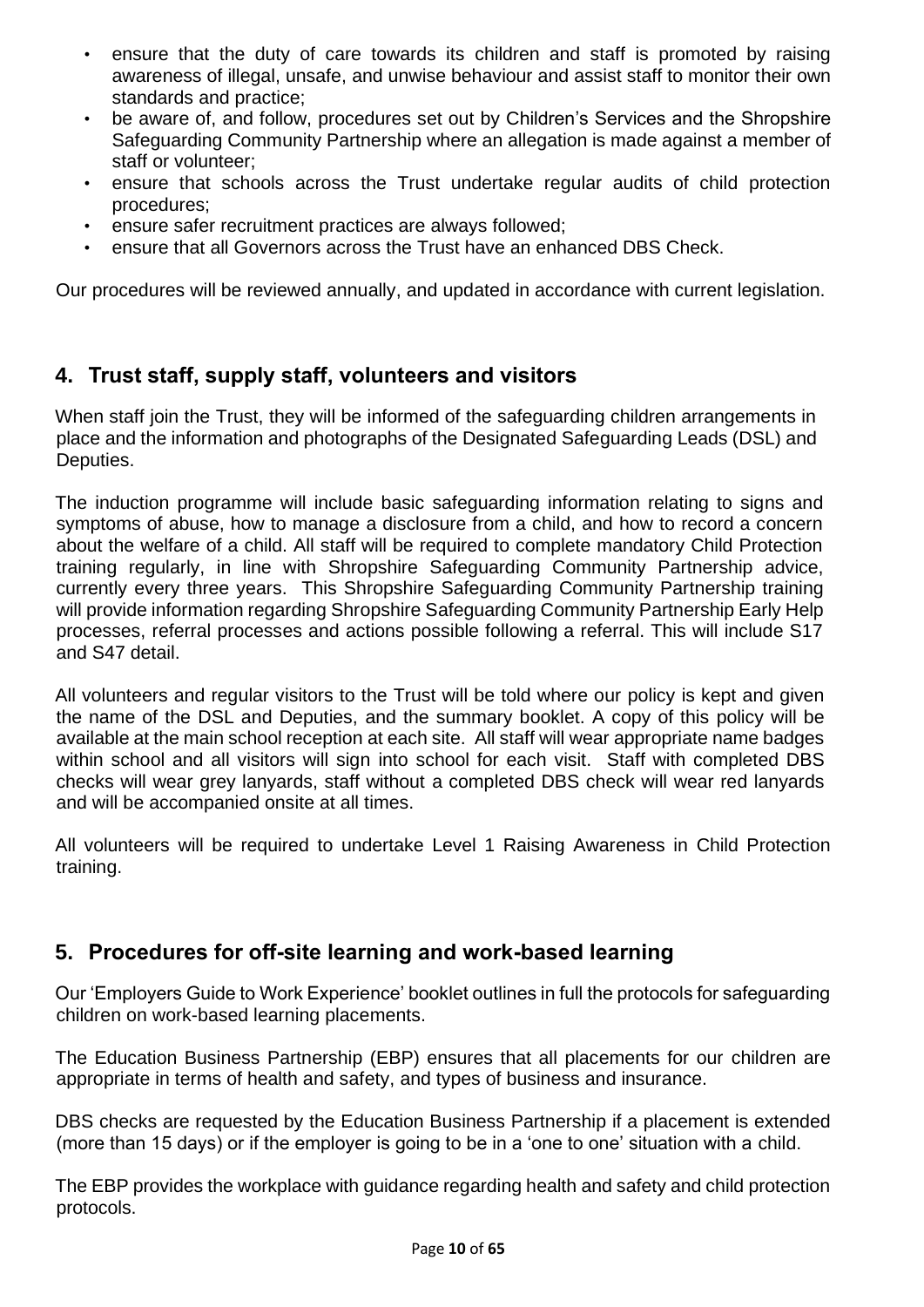- ensure that the duty of care towards its children and staff is promoted by raising awareness of illegal, unsafe, and unwise behaviour and assist staff to monitor their own standards and practice;
- be aware of, and follow, procedures set out by Children's Services and the Shropshire Safeguarding Community Partnership where an allegation is made against a member of staff or volunteer;
- ensure that schools across the Trust undertake regular audits of child protection procedures;
- ensure safer recruitment practices are always followed;
- ensure that all Governors across the Trust have an enhanced DBS Check.

Our procedures will be reviewed annually, and updated in accordance with current legislation.

## 4. Trust staff, supply staff, volunteers and visitors

When staff join the Trust, they will be informed of the safeguarding children arrangements in place and the information and photographs of the Designated Safeguarding Leads (DSL) and Deputies.

The induction programme will include basic safeguarding information relating to signs and symptoms of abuse, how to manage a disclosure from a child, and how to record a concern about the welfare of a child. All staff will be required to complete mandatory Child Protection training regularly, in line with Shropshire Safeguarding Community Partnership advice, currently every three years. This Shropshire Safeguarding Community Partnership training will provide information regarding Shropshire Safeguarding Community Partnership Early Help processes, referral processes and actions possible following a referral. This will include S17 and S47 detail.

All volunteers and regular visitors to the Trust will be told where our policy is kept and given the name of the DSL and Deputies, and the summary booklet. A copy of this policy will be available at the main school reception at each site. All staff will wear appropriate name badges within school and all visitors will sign into school for each visit. Staff with completed DBS checks will wear grey lanyards, staff without a completed DBS check will wear red lanyards and will be accompanied onsite at all times.

All volunteers will be required to undertake Level 1 Raising Awareness in Child Protection training.

## 5. Procedures for off-site learning and work-based learning

Our 'Employers Guide to Work Experience' booklet outlines in full the protocols for safeguarding children on work-based learning placements.

The Education Business Partnership (EBP) ensures that all placements for our children are appropriate in terms of health and safety, and types of business and insurance.

DBS checks are requested by the Education Business Partnership if a placement is extended (more than 15 days) or if the employer is going to be in a 'one to one' situation with a child.

The EBP provides the workplace with guidance regarding health and safety and child protection protocols.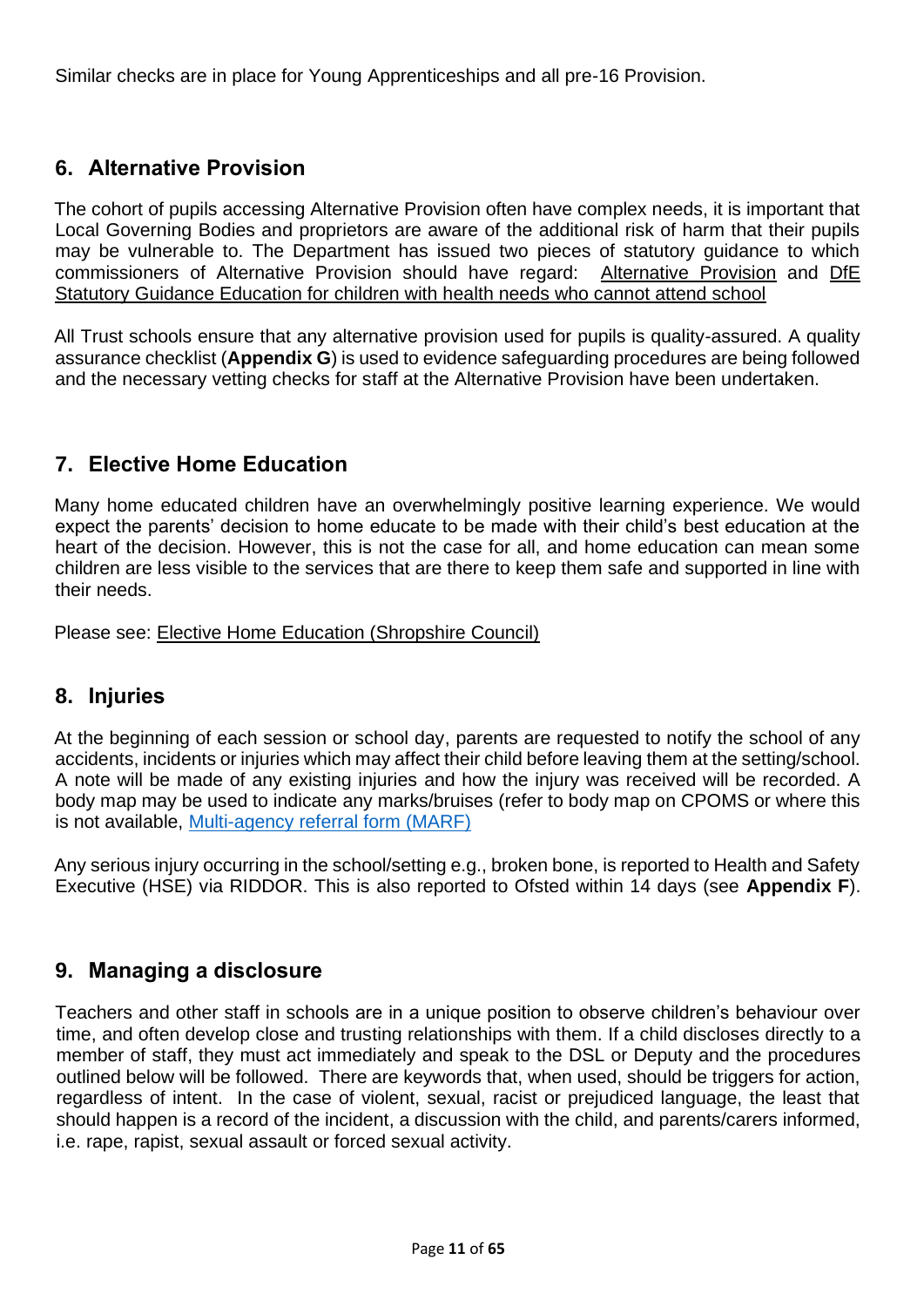Similar checks are in place for Young Apprenticeships and all pre-16 Provision.

## 6. Alternative Provision

The cohort of pupils accessing Alternative Provision often have complex needs, it is important that Local Governing Bodies and proprietors are aware of the additional risk of harm that their pupils may be vulnerable to. The Department has issued two pieces of statutory guidance to which commissioners of Alternative Provision should have regard: Alternative Provision and DfE Statutory Guidance Education for children with health needs who cannot attend school

All Trust schools ensure that any alternative provision used for pupils is quality-assured. A quality assurance checklist (**Appendix G**) is used to evidence safeguarding procedures are being followed and the necessary vetting checks for staff at the Alternative Provision have been undertaken.

## 7. Elective Home Education

Many home educated children have an overwhelmingly positive learning experience. We would expect the parents' decision to home educate to be made with their child's best education at the heart of the decision. However, this is not the case for all, and home education can mean some children are less visible to the services that are there to keep them safe and supported in line with their needs.

Please see: Elective Home Education (Shropshire Council)

## 8. Injuries

At the beginning of each session or school day, parents are requested to notify the school of any accidents, incidents or injuries which may affect their child before leaving them at the setting/school. A note will be made of any existing injuries and how the injury was received will be recorded. A body map may be used to indicate any marks/bruises (refer to body map on CPOMS or where this is not available, Multi-agency referral form (MARF)

Any serious injury occurring in the school/setting e.g., broken bone, is reported to Health and Safety Executive (HSE) via RIDDOR. This is also reported to Ofsted within 14 days (see **Appendix F**).

## 9. Managing a disclosure

Teachers and other staff in schools are in a unique position to observe children's behaviour over time, and often develop close and trusting relationships with them. If a child discloses directly to a member of staff, they must act immediately and speak to the DSL or Deputy and the procedures outlined below will be followed. There are keywords that, when used, should be triggers for action, regardless of intent. In the case of violent, sexual, racist or prejudiced language, the least that should happen is a record of the incident, a discussion with the child, and parents/carers informed, i.e. rape, rapist, sexual assault or forced sexual activity.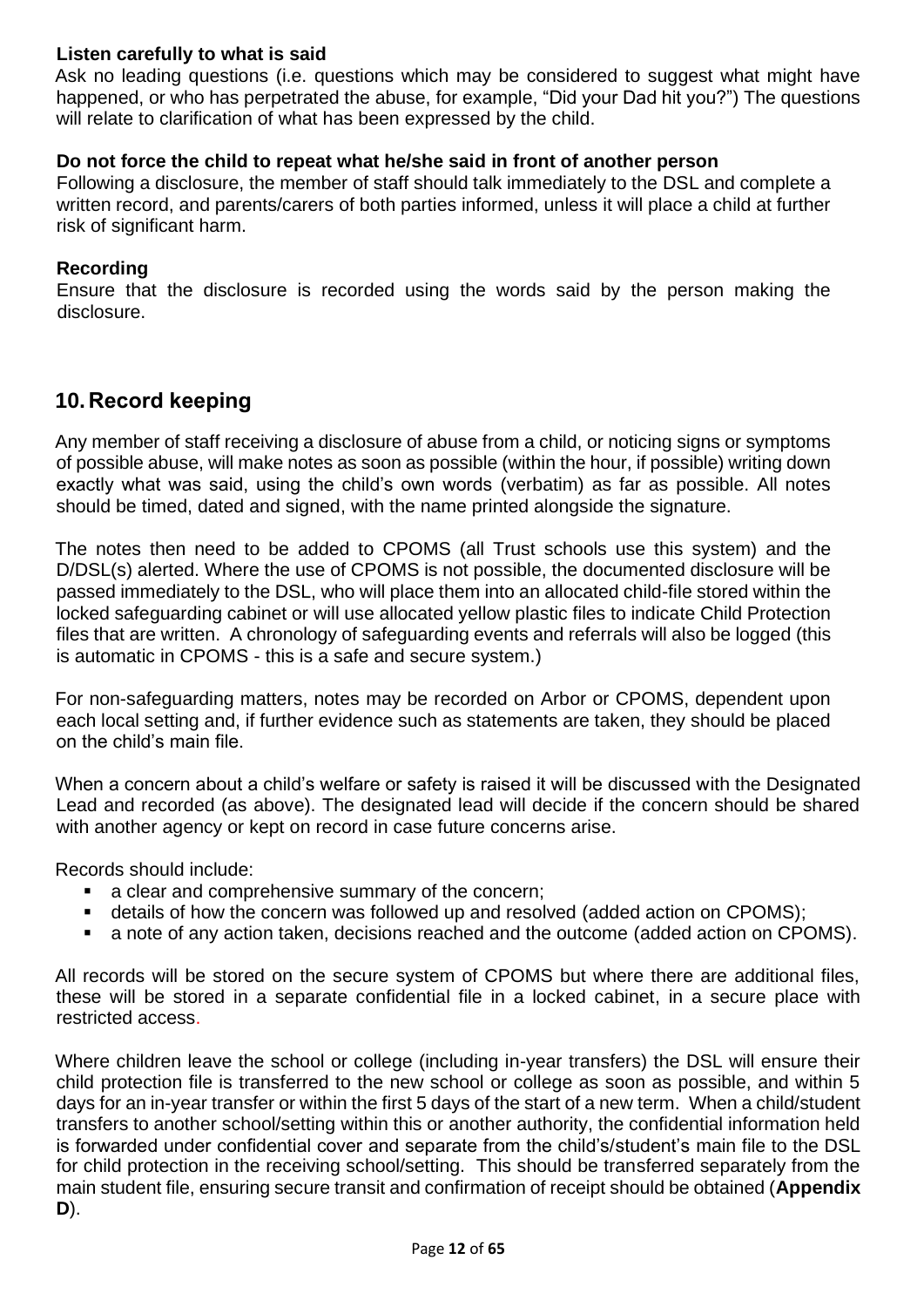**Listen carefully to what is said**

Ask no leading questions (i.e. questions which may be considered to suggest what might have happened, or who has perpetrated the abuse, for example, "Did your Dad hit you?") The questions will relate to clarification of what has been expressed by the child.

**Do not force the child to repeat what he/she said in front of another person**

Following a disclosure, the member of staff should talk immediately to the DSL and complete a written record, and parents/carers of both parties informed, unless it will place a child at further risk of significant harm.

**Recording**

Ensure that the disclosure is recorded using the words said by the person making the disclosure.

## 10. Record keeping

Any member of staff receiving a disclosure of abuse from a child, or noticing signs or symptoms of possible abuse, will make notes as soon as possible (within the hour, if possible) writing down exactly what was said, using the child's own words (verbatim) as far as possible. All notes should be timed, dated and signed, with the name printed alongside the signature.

The notes then need to be added to CPOMS (all Trust schools use this system) and the D/DSL(s) alerted. Where the use of CPOMS is not possible, the documented disclosure will be passed immediately to the DSL, who will place them into an allocated child-file stored within the locked safeguarding cabinet or will use allocated yellow plastic files to indicate Child Protection files that are written. A chronology of safeguarding events and referrals will also be logged (this is automatic in CPOMS - this is a safe and secure system.)

For non-safeguarding matters, notes may be recorded on Arbor or CPOMS, dependent upon each local setting and, if further evidence such as statements are taken, they should be placed on the child's main file.

When a concern about a child's welfare or safety is raised it will be discussed with the Designated Lead and recorded (as above). The designated lead will decide if the concern should be shared with another agency or kept on record in case future concerns arise.

Records should include:

- a clear and comprehensive summary of the concern;
- details of how the concern was followed up and resolved (added action on CPOMS);
- a note of any action taken, decisions reached and the outcome (added action on CPOMS).

All records will be stored on the secure system of CPOMS but where there are additional files, these will be stored in a separate confidential file in a locked cabinet, in a secure place with restricted access.

Where children leave the school or college (including in-year transfers) the DSL will ensure their child protection file is transferred to the new school or college as soon as possible, and within 5 days for an in-year transfer or within the first 5 days of the start of a new term. When a child/student transfers to another school/setting within this or another authority, the confidential information held is forwarded under confidential cover and separate from the child's/student's main file to the DSL for child protection in the receiving school/setting. This should be transferred separately from the main student file, ensuring secure transit and confirmation of receipt should be obtained (**Appendix D**).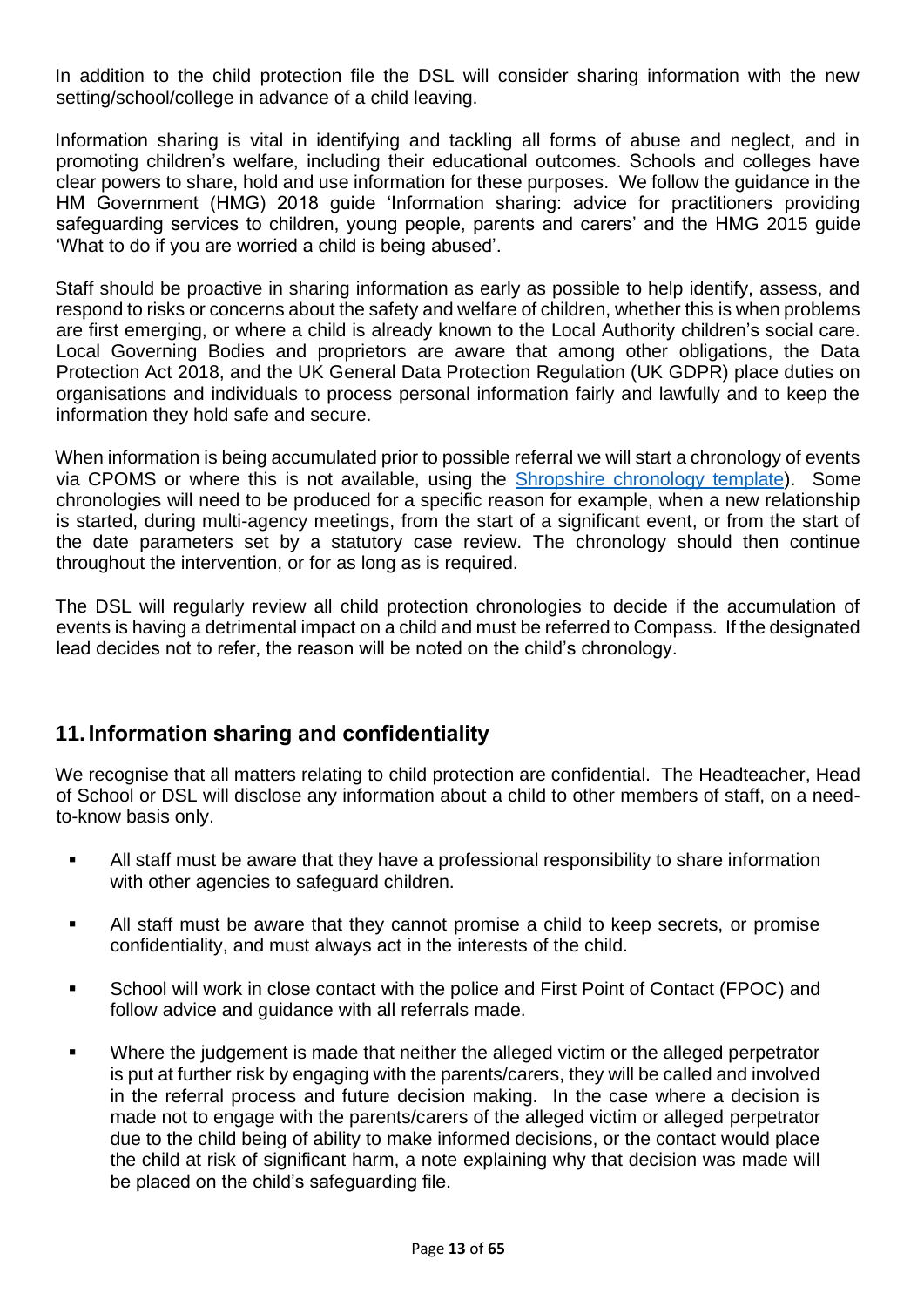In addition to the child protection file the DSL will consider sharing information with the new setting/school/college in advance of a child leaving.

Information sharing is vital in identifying and tackling all forms of abuse and neglect, and in promoting children's welfare, including their educational outcomes. Schools and colleges have clear powers to share, hold and use information for these purposes. We follow the guidance in the HM Government (HMG) 2018 guide 'Information sharing: advice for practitioners providing safeguarding services to children, young people, parents and carers' and the HMG 2015 guide 'What to do if you are worried a child is being abused'.

Staff should be proactive in sharing information as early as possible to help identify, assess, and respond to risks or concerns about the safety and welfare of children, whether this is when problems are first emerging, or where a child is already known to the Local Authority children's social care. Local Governing Bodies and proprietors are aware that among other obligations, the Data Protection Act 2018, and the UK General Data Protection Regulation (UK GDPR) place duties on organisations and individuals to process personal information fairly and lawfully and to keep the information they hold safe and secure.

When information is being accumulated prior to possible referral we will start a chronology of events via CPOMS or where this is not available, using the Shropshire chronology template). Some chronologies will need to be produced for a specific reason for example, when a new relationship is started, during multi-agency meetings, from the start of a significant event, or from the start of the date parameters set by a statutory case review. The chronology should then continue throughout the intervention, or for as long as is required.

The DSL will regularly review all child protection chronologies to decide if the accumulation of events is having a detrimental impact on a child and must be referred to Compass. If the designated lead decides not to refer, the reason will be noted on the child's chronology.

## 11. Information sharing and confidentiality

We recognise that all matters relating to child protection are confidential. The Headteacher, Head of School or DSL will disclose any information about a child to other members of staff, on a need-to-know basis only.

- All staff must be aware that they have a professional responsibility to share information with other agencies to safeguard children.
- All staff must be aware that they cannot promise a child to keep secrets, or promise confidentiality, and must always act in the interests of the child.
- School will work in close contact with the police and First Point of Contact (FPOC) and follow advice and guidance with all referrals made.
- Where the judgement is made that neither the alleged victim or the alleged perpetrator is put at further risk by engaging with the parents/carers, they will be called and involved in the referral process and future decision making. In the case where a decision is made not to engage with the parents/carers of the alleged victim or alleged perpetrator due to the child being of ability to make informed decisions, or the contact would place the child at risk of significant harm, a note explaining why that decision was made will be placed on the child's safeguarding file.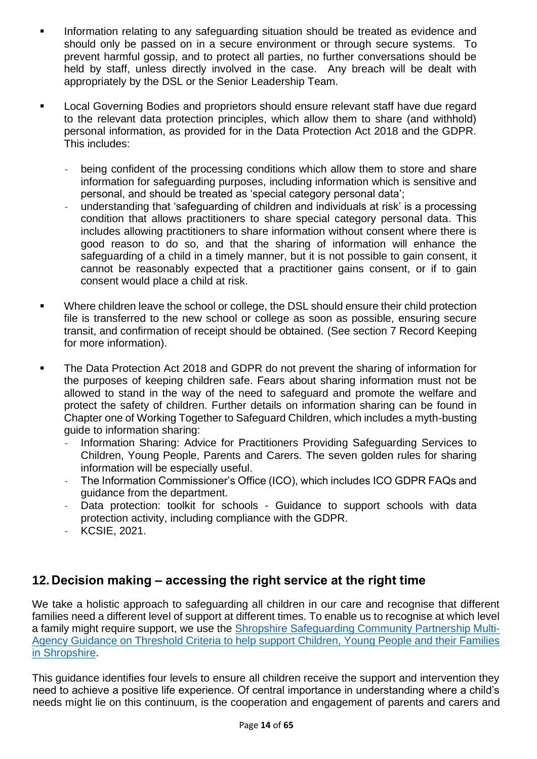- Information relating to any safeguarding situation should be treated as evidence and should only be passed on in a secure environment or through secure systems. To prevent harmful gossip, and to protect all parties, no further conversations should be held by staff, unless directly involved in the case. Any breach will be dealt with appropriately by the DSL or the Senior Leadership Team.

- Local Governing Bodies and proprietors should ensure relevant staff have due regard to the relevant data protection principles, which allow them to share (and withhold) personal information, as provided for in the Data Protection Act 2018 and the GDPR. This includes:

    - being confident of the processing conditions which allow them to store and share information for safeguarding purposes, including information which is sensitive and personal, and should be treated as 'special category personal data';
    - understanding that 'safeguarding of children and individuals at risk' is a processing condition that allows practitioners to share special category personal data. This includes allowing practitioners to share information without consent where there is good reason to do so, and that the sharing of information will enhance the safeguarding of a child in a timely manner, but it is not possible to gain consent, it cannot be reasonably expected that a practitioner gains consent, or if to gain consent would place a child at risk.

- Where children leave the school or college, the DSL should ensure their child protection file is transferred to the new school or college as soon as possible, ensuring secure transit, and confirmation of receipt should be obtained. (See section 7 Record Keeping for more information).

- The Data Protection Act 2018 and GDPR do not prevent the sharing of information for the purposes of keeping children safe. Fears about sharing information must not be allowed to stand in the way of the need to safeguard and promote the welfare and protect the safety of children. Further details on information sharing can be found in Chapter one of Working Together to Safeguard Children, which includes a myth-busting guide to information sharing:
    - Information Sharing: Advice for Practitioners Providing Safeguarding Services to Children, Young People, Parents and Carers. The seven golden rules for sharing information will be especially useful.
    - The Information Commissioner's Office (ICO), which includes ICO GDPR FAQs and guidance from the department.
    - Data protection: toolkit for schools - Guidance to support schools with data protection activity, including compliance with the GDPR.
    - KCSIE, 2021.

## 12. Decision making – accessing the right service at the right time

We take a holistic approach to safeguarding all children in our care and recognise that different families need a different level of support at different times. To enable us to recognise at which level a family might require support, we use the [Shropshire Safeguarding Community Partnership Multi-Agency Guidance on Threshold Criteria to help support Children, Young People and their Families in Shropshire](#).

This guidance identifies four levels to ensure all children receive the support and intervention they need to achieve a positive life experience. Of central importance in understanding where a child's needs might lie on this continuum, is the cooperation and engagement of parents and carers and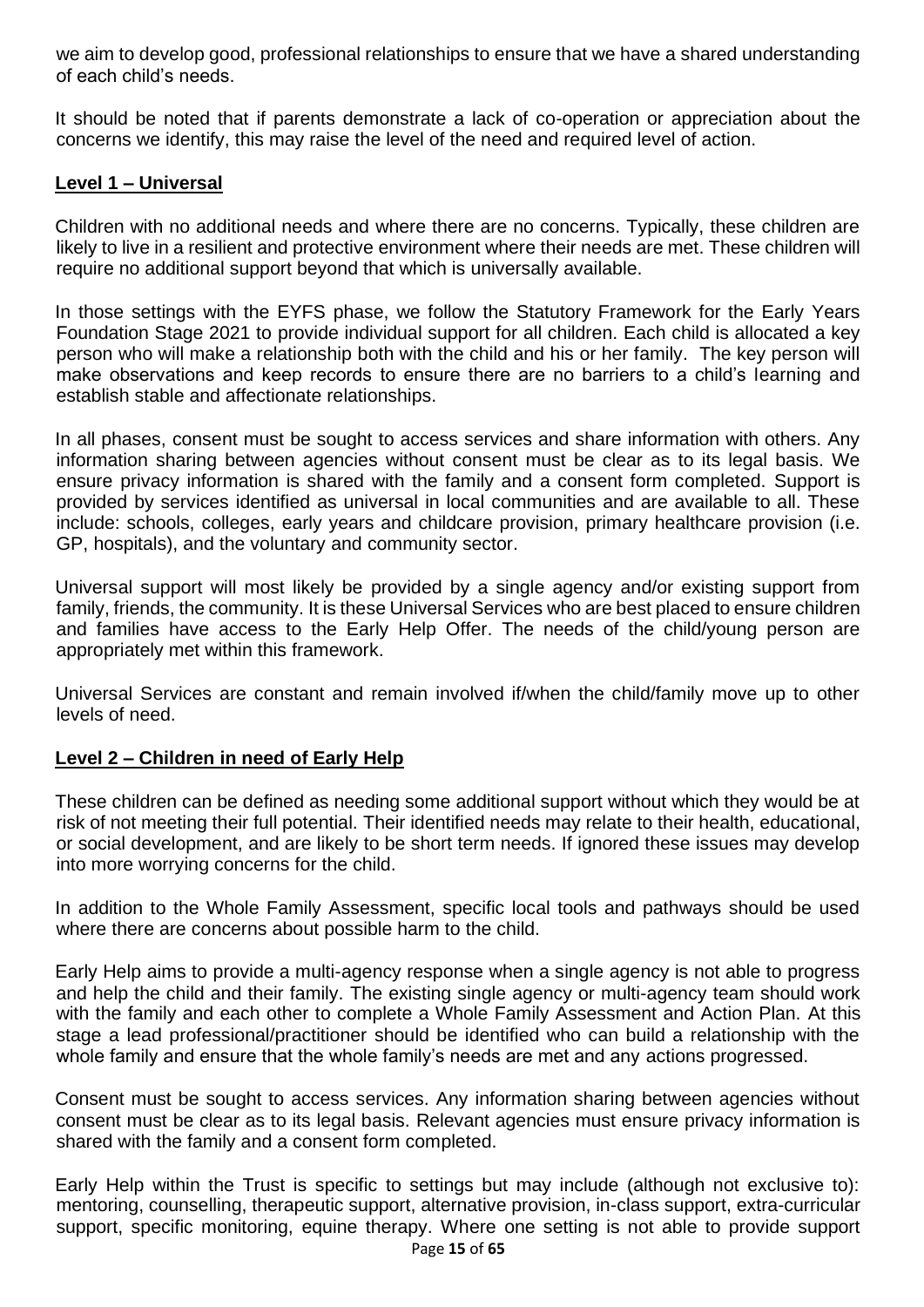we aim to develop good, professional relationships to ensure that we have a shared understanding of each child's needs.

It should be noted that if parents demonstrate a lack of co-operation or appreciation about the concerns we identify, this may raise the level of the need and required level of action.

## Level 1 – Universal

Children with no additional needs and where there are no concerns. Typically, these children are likely to live in a resilient and protective environment where their needs are met. These children will require no additional support beyond that which is universally available.

In those settings with the EYFS phase, we follow the Statutory Framework for the Early Years Foundation Stage 2021 to provide individual support for all children. Each child is allocated a key person who will make a relationship both with the child and his or her family. The key person will make observations and keep records to ensure there are no barriers to a child's learning and establish stable and affectionate relationships.

In all phases, consent must be sought to access services and share information with others. Any information sharing between agencies without consent must be clear as to its legal basis. We ensure privacy information is shared with the family and a consent form completed. Support is provided by services identified as universal in local communities and are available to all. These include: schools, colleges, early years and childcare provision, primary healthcare provision (i.e. GP, hospitals), and the voluntary and community sector.

Universal support will most likely be provided by a single agency and/or existing support from family, friends, the community. It is these Universal Services who are best placed to ensure children and families have access to the Early Help Offer. The needs of the child/young person are appropriately met within this framework.

Universal Services are constant and remain involved if/when the child/family move up to other levels of need.

## Level 2 – Children in need of Early Help

These children can be defined as needing some additional support without which they would be at risk of not meeting their full potential. Their identified needs may relate to their health, educational, or social development, and are likely to be short term needs. If ignored these issues may develop into more worrying concerns for the child.

In addition to the Whole Family Assessment, specific local tools and pathways should be used where there are concerns about possible harm to the child.

Early Help aims to provide a multi-agency response when a single agency is not able to progress and help the child and their family. The existing single agency or multi-agency team should work with the family and each other to complete a Whole Family Assessment and Action Plan. At this stage a lead professional/practitioner should be identified who can build a relationship with the whole family and ensure that the whole family's needs are met and any actions progressed.

Consent must be sought to access services. Any information sharing between agencies without consent must be clear as to its legal basis. Relevant agencies must ensure privacy information is shared with the family and a consent form completed.

Early Help within the Trust is specific to settings but may include (although not exclusive to): mentoring, counselling, therapeutic support, alternative provision, in-class support, extra-curricular support, specific monitoring, equine therapy. Where one setting is not able to provide support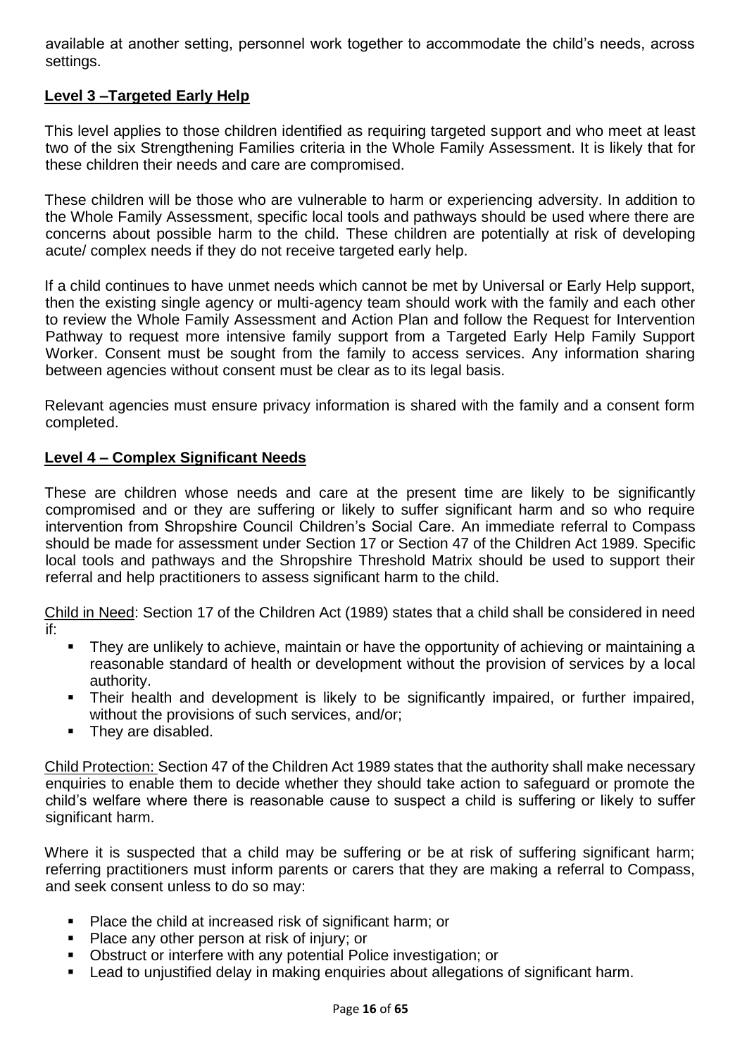available at another setting, personnel work together to accommodate the child's needs, across settings.

## Level 3 –Targeted Early Help

This level applies to those children identified as requiring targeted support and who meet at least two of the six Strengthening Families criteria in the Whole Family Assessment. It is likely that for these children their needs and care are compromised.

These children will be those who are vulnerable to harm or experiencing adversity. In addition to the Whole Family Assessment, specific local tools and pathways should be used where there are concerns about possible harm to the child. These children are potentially at risk of developing acute/ complex needs if they do not receive targeted early help.

If a child continues to have unmet needs which cannot be met by Universal or Early Help support, then the existing single agency or multi-agency team should work with the family and each other to review the Whole Family Assessment and Action Plan and follow the Request for Intervention Pathway to request more intensive family support from a Targeted Early Help Family Support Worker. Consent must be sought from the family to access services. Any information sharing between agencies without consent must be clear as to its legal basis.

Relevant agencies must ensure privacy information is shared with the family and a consent form completed.

## Level 4 – Complex Significant Needs

These are children whose needs and care at the present time are likely to be significantly compromised and or they are suffering or likely to suffer significant harm and so who require intervention from Shropshire Council Children's Social Care. An immediate referral to Compass should be made for assessment under Section 17 or Section 47 of the Children Act 1989. Specific local tools and pathways and the Shropshire Threshold Matrix should be used to support their referral and help practitioners to assess significant harm to the child.

Child in Need: Section 17 of the Children Act (1989) states that a child shall be considered in need if:

- They are unlikely to achieve, maintain or have the opportunity of achieving or maintaining a reasonable standard of health or development without the provision of services by a local authority.
- Their health and development is likely to be significantly impaired, or further impaired, without the provisions of such services, and/or;
- They are disabled.

Child Protection: Section 47 of the Children Act 1989 states that the authority shall make necessary enquiries to enable them to decide whether they should take action to safeguard or promote the child's welfare where there is reasonable cause to suspect a child is suffering or likely to suffer significant harm.

Where it is suspected that a child may be suffering or be at risk of suffering significant harm; referring practitioners must inform parents or carers that they are making a referral to Compass, and seek consent unless to do so may:

- Place the child at increased risk of significant harm; or
- Place any other person at risk of injury; or
- Obstruct or interfere with any potential Police investigation; or
- Lead to unjustified delay in making enquiries about allegations of significant harm.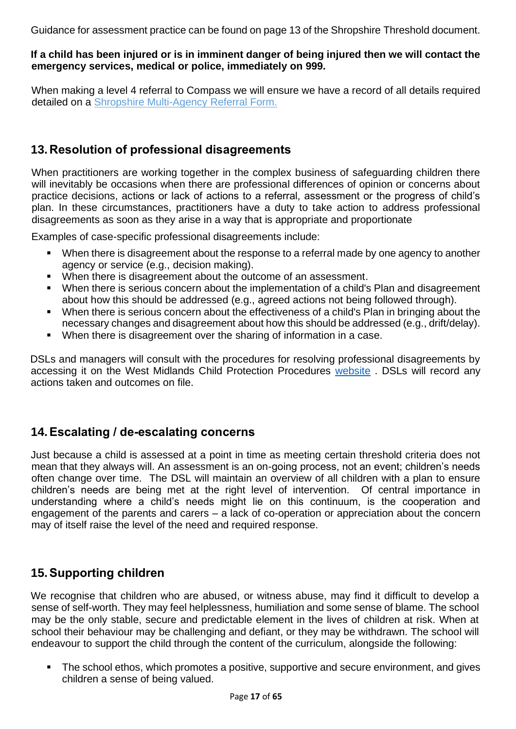Guidance for assessment practice can be found on page 13 of the Shropshire Threshold document.

**If a child has been injured or is in imminent danger of being injured then we will contact the emergency services, medical or police, immediately on 999.**

When making a level 4 referral to Compass we will ensure we have a record of all details required detailed on a [Shropshire Multi-Agency Referral Form.]()

## 13. Resolution of professional disagreements

When practitioners are working together in the complex business of safeguarding children there will inevitably be occasions when there are professional differences of opinion or concerns about practice decisions, actions or lack of actions to a referral, assessment or the progress of child's plan. In these circumstances, practitioners have a duty to take action to address professional disagreements as soon as they arise in a way that is appropriate and proportionate

Examples of case-specific professional disagreements include:

- When there is disagreement about the response to a referral made by one agency to another agency or service (e.g., decision making).
- When there is disagreement about the outcome of an assessment.
- When there is serious concern about the implementation of a child's Plan and disagreement about how this should be addressed (e.g., agreed actions not being followed through).
- When there is serious concern about the effectiveness of a child's Plan in bringing about the necessary changes and disagreement about how this should be addressed (e.g., drift/delay).
- When there is disagreement over the sharing of information in a case.

DSLs and managers will consult with the procedures for resolving professional disagreements by accessing it on the West Midlands Child Protection Procedures [website]() . DSLs will record any actions taken and outcomes on file.

## 14. Escalating / de-escalating concerns

Just because a child is assessed at a point in time as meeting certain threshold criteria does not mean that they always will. An assessment is an on-going process, not an event; children's needs often change over time. The DSL will maintain an overview of all children with a plan to ensure children's needs are being met at the right level of intervention. Of central importance in understanding where a child's needs might lie on this continuum, is the cooperation and engagement of the parents and carers – a lack of co-operation or appreciation about the concern may of itself raise the level of the need and required response.

## 15. Supporting children

We recognise that children who are abused, or witness abuse, may find it difficult to develop a sense of self-worth. They may feel helplessness, humiliation and some sense of blame. The school may be the only stable, secure and predictable element in the lives of children at risk. When at school their behaviour may be challenging and defiant, or they may be withdrawn. The school will endeavour to support the child through the content of the curriculum, alongside the following:

- The school ethos, which promotes a positive, supportive and secure environment, and gives children a sense of being valued.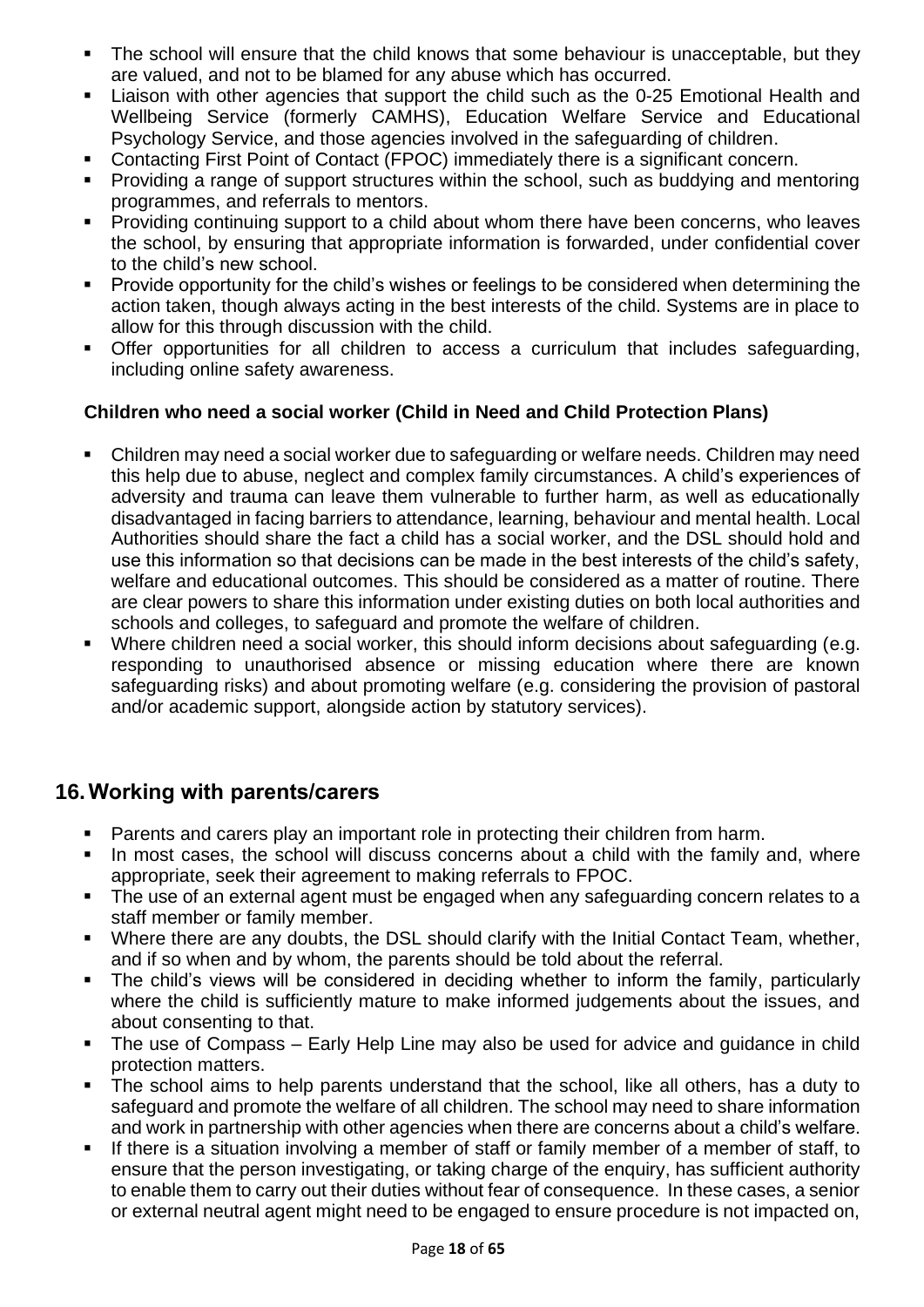- The school will ensure that the child knows that some behaviour is unacceptable, but they are valued, and not to be blamed for any abuse which has occurred.
- Liaison with other agencies that support the child such as the 0-25 Emotional Health and Wellbeing Service (formerly CAMHS), Education Welfare Service and Educational Psychology Service, and those agencies involved in the safeguarding of children.
- Contacting First Point of Contact (FPOC) immediately there is a significant concern.
- Providing a range of support structures within the school, such as buddying and mentoring programmes, and referrals to mentors.
- Providing continuing support to a child about whom there have been concerns, who leaves the school, by ensuring that appropriate information is forwarded, under confidential cover to the child's new school.
- Provide opportunity for the child's wishes or feelings to be considered when determining the action taken, though always acting in the best interests of the child. Systems are in place to allow for this through discussion with the child.
- Offer opportunities for all children to access a curriculum that includes safeguarding, including online safety awareness.

**Children who need a social worker (Child in Need and Child Protection Plans)**

- Children may need a social worker due to safeguarding or welfare needs. Children may need this help due to abuse, neglect and complex family circumstances. A child's experiences of adversity and trauma can leave them vulnerable to further harm, as well as educationally disadvantaged in facing barriers to attendance, learning, behaviour and mental health. Local Authorities should share the fact a child has a social worker, and the DSL should hold and use this information so that decisions can be made in the best interests of the child's safety, welfare and educational outcomes. This should be considered as a matter of routine. There are clear powers to share this information under existing duties on both local authorities and schools and colleges, to safeguard and promote the welfare of children.
- Where children need a social worker, this should inform decisions about safeguarding (e.g. responding to unauthorised absence or missing education where there are known safeguarding risks) and about promoting welfare (e.g. considering the provision of pastoral and/or academic support, alongside action by statutory services).

## 16. Working with parents/carers

- Parents and carers play an important role in protecting their children from harm.
- In most cases, the school will discuss concerns about a child with the family and, where appropriate, seek their agreement to making referrals to FPOC.
- The use of an external agent must be engaged when any safeguarding concern relates to a staff member or family member.
- Where there are any doubts, the DSL should clarify with the Initial Contact Team, whether, and if so when and by whom, the parents should be told about the referral.
- The child's views will be considered in deciding whether to inform the family, particularly where the child is sufficiently mature to make informed judgements about the issues, and about consenting to that.
- The use of Compass – Early Help Line may also be used for advice and guidance in child protection matters.
- The school aims to help parents understand that the school, like all others, has a duty to safeguard and promote the welfare of all children. The school may need to share information and work in partnership with other agencies when there are concerns about a child's welfare.
- If there is a situation involving a member of staff or family member of a member of staff, to ensure that the person investigating, or taking charge of the enquiry, has sufficient authority to enable them to carry out their duties without fear of consequence. In these cases, a senior or external neutral agent might need to be engaged to ensure procedure is not impacted on,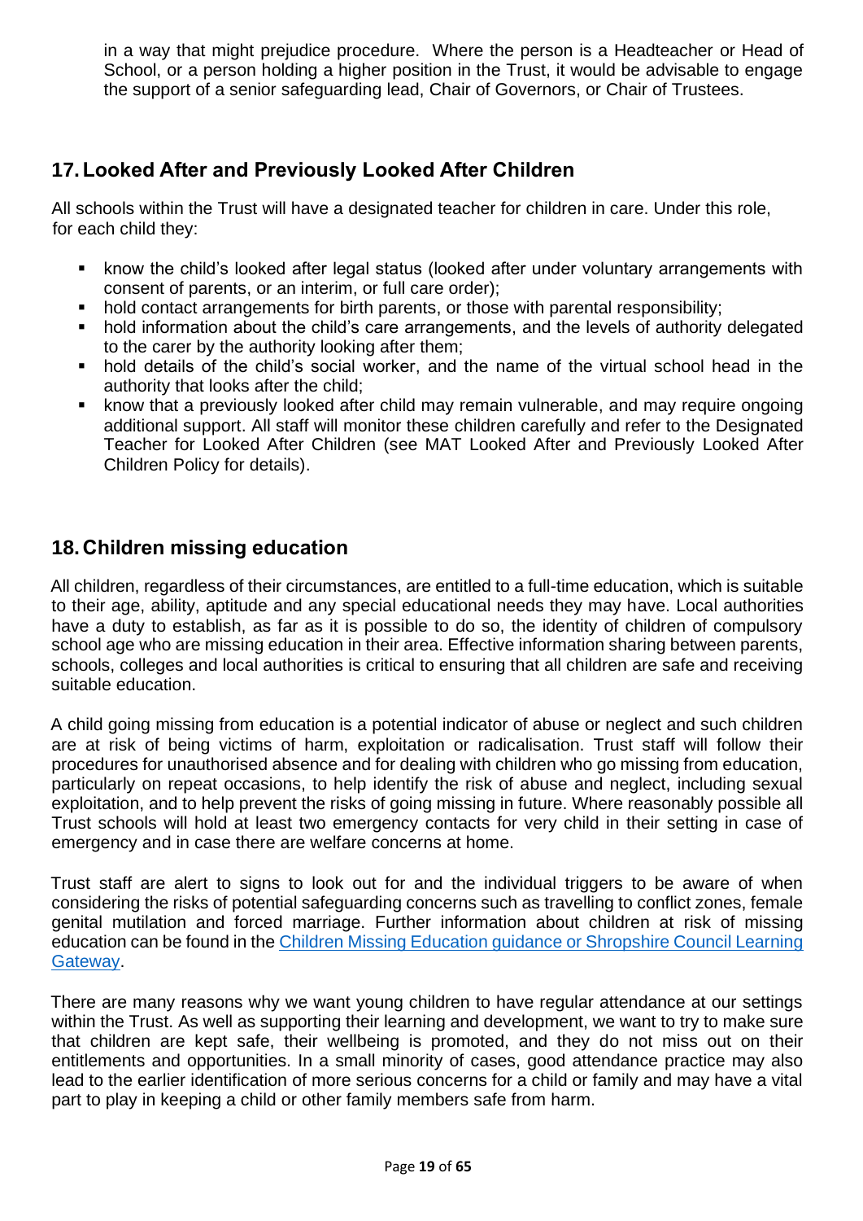in a way that might prejudice procedure. Where the person is a Headteacher or Head of School, or a person holding a higher position in the Trust, it would be advisable to engage the support of a senior safeguarding lead, Chair of Governors, or Chair of Trustees.

## 17. Looked After and Previously Looked After Children

All schools within the Trust will have a designated teacher for children in care. Under this role, for each child they:

- know the child's looked after legal status (looked after under voluntary arrangements with consent of parents, or an interim, or full care order);
- hold contact arrangements for birth parents, or those with parental responsibility;
- hold information about the child's care arrangements, and the levels of authority delegated to the carer by the authority looking after them;
- hold details of the child's social worker, and the name of the virtual school head in the authority that looks after the child;
- know that a previously looked after child may remain vulnerable, and may require ongoing additional support. All staff will monitor these children carefully and refer to the Designated Teacher for Looked After Children (see MAT Looked After and Previously Looked After Children Policy for details).

## 18. Children missing education

All children, regardless of their circumstances, are entitled to a full-time education, which is suitable to their age, ability, aptitude and any special educational needs they may have. Local authorities have a duty to establish, as far as it is possible to do so, the identity of children of compulsory school age who are missing education in their area. Effective information sharing between parents, schools, colleges and local authorities is critical to ensuring that all children are safe and receiving suitable education.

A child going missing from education is a potential indicator of abuse or neglect and such children are at risk of being victims of harm, exploitation or radicalisation. Trust staff will follow their procedures for unauthorised absence and for dealing with children who go missing from education, particularly on repeat occasions, to help identify the risk of abuse and neglect, including sexual exploitation, and to help prevent the risks of going missing in future. Where reasonably possible all Trust schools will hold at least two emergency contacts for very child in their setting in case of emergency and in case there are welfare concerns at home.

Trust staff are alert to signs to look out for and the individual triggers to be aware of when considering the risks of potential safeguarding concerns such as travelling to conflict zones, female genital mutilation and forced marriage. Further information about children at risk of missing education can be found in the Children Missing Education guidance or Shropshire Council Learning Gateway.

There are many reasons why we want young children to have regular attendance at our settings within the Trust. As well as supporting their learning and development, we want to try to make sure that children are kept safe, their wellbeing is promoted, and they do not miss out on their entitlements and opportunities. In a small minority of cases, good attendance practice may also lead to the earlier identification of more serious concerns for a child or family and may have a vital part to play in keeping a child or other family members safe from harm.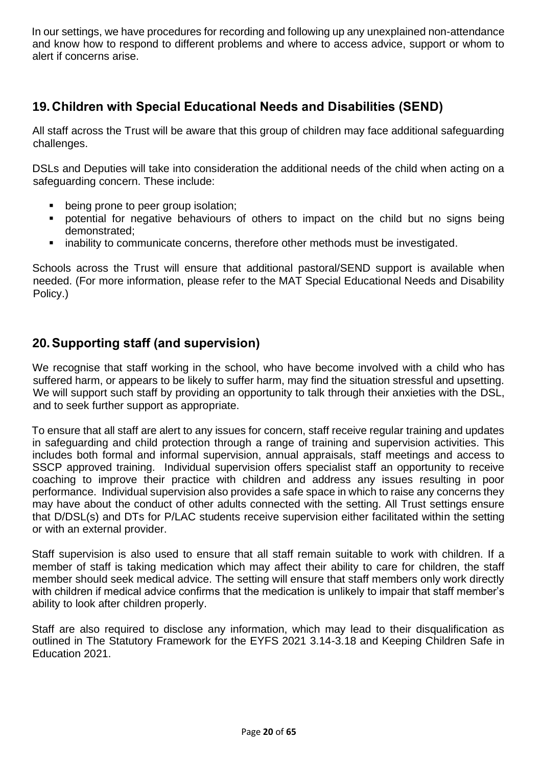In our settings, we have procedures for recording and following up any unexplained non-attendance and know how to respond to different problems and where to access advice, support or whom to alert if concerns arise.

## 19. Children with Special Educational Needs and Disabilities (SEND)

All staff across the Trust will be aware that this group of children may face additional safeguarding challenges.

DSLs and Deputies will take into consideration the additional needs of the child when acting on a safeguarding concern. These include:

- being prone to peer group isolation;
- potential for negative behaviours of others to impact on the child but no signs being demonstrated;
- inability to communicate concerns, therefore other methods must be investigated.

Schools across the Trust will ensure that additional pastoral/SEND support is available when needed. (For more information, please refer to the MAT Special Educational Needs and Disability Policy.)

## 20. Supporting staff (and supervision)

We recognise that staff working in the school, who have become involved with a child who has suffered harm, or appears to be likely to suffer harm, may find the situation stressful and upsetting. We will support such staff by providing an opportunity to talk through their anxieties with the DSL, and to seek further support as appropriate.

To ensure that all staff are alert to any issues for concern, staff receive regular training and updates in safeguarding and child protection through a range of training and supervision activities. This includes both formal and informal supervision, annual appraisals, staff meetings and access to SSCP approved training. Individual supervision offers specialist staff an opportunity to receive coaching to improve their practice with children and address any issues resulting in poor performance. Individual supervision also provides a safe space in which to raise any concerns they may have about the conduct of other adults connected with the setting. All Trust settings ensure that D/DSL(s) and DTs for P/LAC students receive supervision either facilitated within the setting or with an external provider.

Staff supervision is also used to ensure that all staff remain suitable to work with children. If a member of staff is taking medication which may affect their ability to care for children, the staff member should seek medical advice. The setting will ensure that staff members only work directly with children if medical advice confirms that the medication is unlikely to impair that staff member's ability to look after children properly.

Staff are also required to disclose any information, which may lead to their disqualification as outlined in The Statutory Framework for the EYFS 2021 3.14-3.18 and Keeping Children Safe in Education 2021.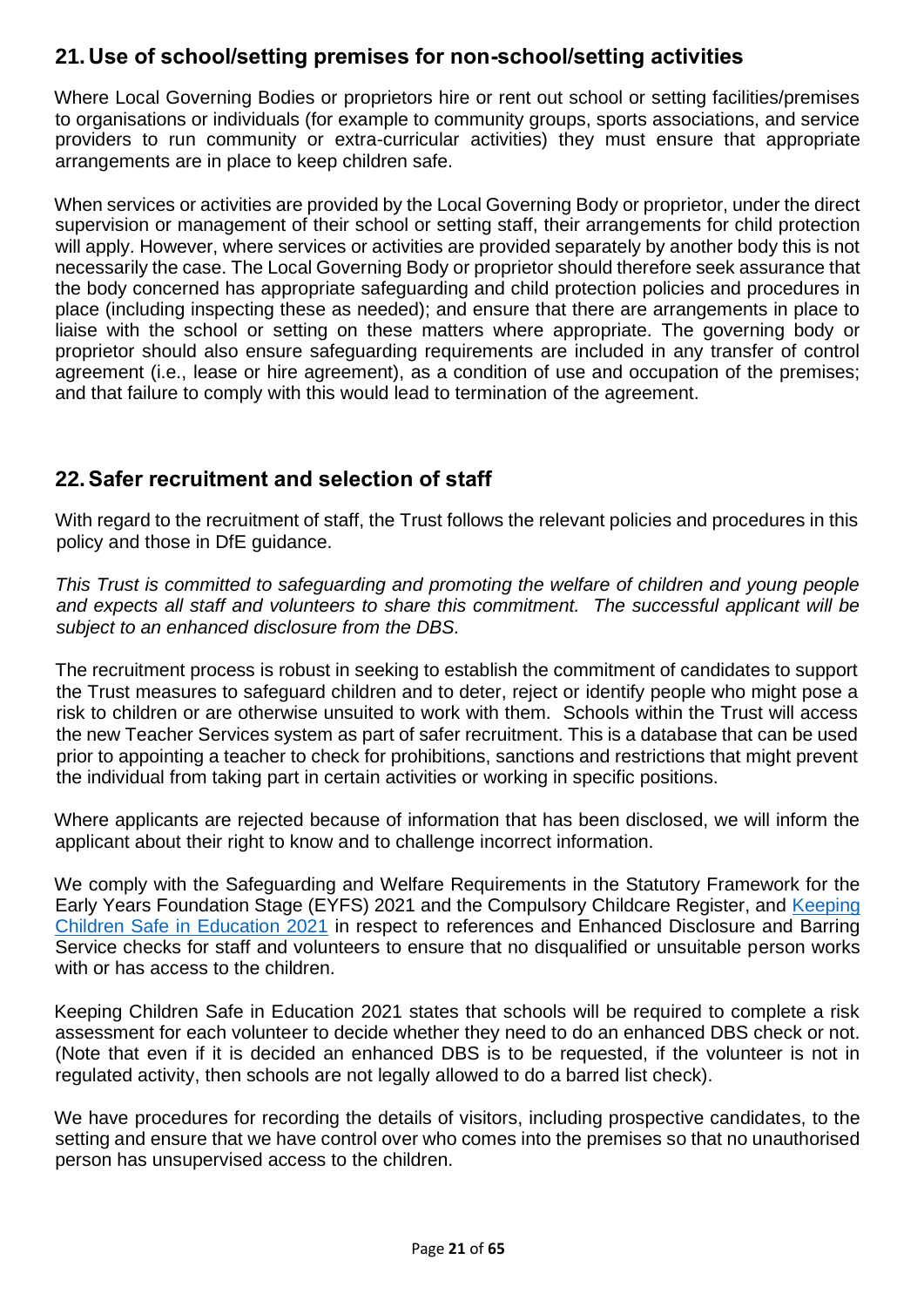## 21. Use of school/setting premises for non-school/setting activities

Where Local Governing Bodies or proprietors hire or rent out school or setting facilities/premises to organisations or individuals (for example to community groups, sports associations, and service providers to run community or extra-curricular activities) they must ensure that appropriate arrangements are in place to keep children safe.

When services or activities are provided by the Local Governing Body or proprietor, under the direct supervision or management of their school or setting staff, their arrangements for child protection will apply. However, where services or activities are provided separately by another body this is not necessarily the case. The Local Governing Body or proprietor should therefore seek assurance that the body concerned has appropriate safeguarding and child protection policies and procedures in place (including inspecting these as needed); and ensure that there are arrangements in place to liaise with the school or setting on these matters where appropriate. The governing body or proprietor should also ensure safeguarding requirements are included in any transfer of control agreement (i.e., lease or hire agreement), as a condition of use and occupation of the premises; and that failure to comply with this would lead to termination of the agreement.

## 22. Safer recruitment and selection of staff

With regard to the recruitment of staff, the Trust follows the relevant policies and procedures in this policy and those in DfE guidance.

*This Trust is committed to safeguarding and promoting the welfare of children and young people and expects all staff and volunteers to share this commitment. The successful applicant will be subject to an enhanced disclosure from the DBS.*

The recruitment process is robust in seeking to establish the commitment of candidates to support the Trust measures to safeguard children and to deter, reject or identify people who might pose a risk to children or are otherwise unsuited to work with them. Schools within the Trust will access the new Teacher Services system as part of safer recruitment. This is a database that can be used prior to appointing a teacher to check for prohibitions, sanctions and restrictions that might prevent the individual from taking part in certain activities or working in specific positions.

Where applicants are rejected because of information that has been disclosed, we will inform the applicant about their right to know and to challenge incorrect information.

We comply with the Safeguarding and Welfare Requirements in the Statutory Framework for the Early Years Foundation Stage (EYFS) 2021 and the Compulsory Childcare Register, and Keeping Children Safe in Education 2021 in respect to references and Enhanced Disclosure and Barring Service checks for staff and volunteers to ensure that no disqualified or unsuitable person works with or has access to the children.

Keeping Children Safe in Education 2021 states that schools will be required to complete a risk assessment for each volunteer to decide whether they need to do an enhanced DBS check or not. (Note that even if it is decided an enhanced DBS is to be requested, if the volunteer is not in regulated activity, then schools are not legally allowed to do a barred list check).

We have procedures for recording the details of visitors, including prospective candidates, to the setting and ensure that we have control over who comes into the premises so that no unauthorised person has unsupervised access to the children.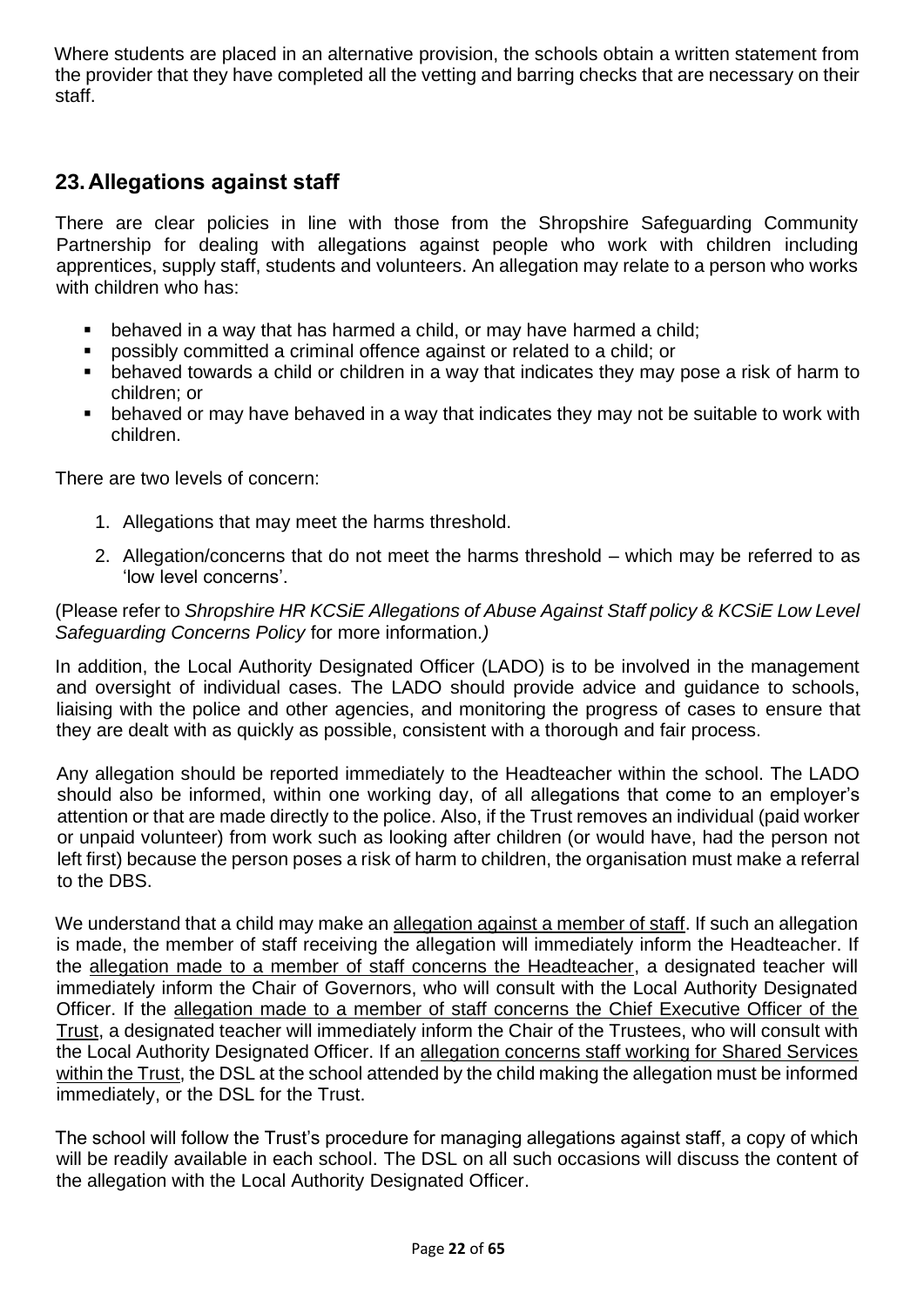Where students are placed in an alternative provision, the schools obtain a written statement from the provider that they have completed all the vetting and barring checks that are necessary on their staff.

## 23. Allegations against staff

There are clear policies in line with those from the Shropshire Safeguarding Community Partnership for dealing with allegations against people who work with children including apprentices, supply staff, students and volunteers. An allegation may relate to a person who works with children who has:

- behaved in a way that has harmed a child, or may have harmed a child;
- possibly committed a criminal offence against or related to a child; or
- behaved towards a child or children in a way that indicates they may pose a risk of harm to children; or
- behaved or may have behaved in a way that indicates they may not be suitable to work with children.

There are two levels of concern:

1. Allegations that may meet the harms threshold.
2. Allegation/concerns that do not meet the harms threshold – which may be referred to as 'low level concerns'.

(Please refer to *Shropshire HR KCSiE Allegations of Abuse Against Staff policy & KCSiE Low Level Safeguarding Concerns Policy* for more information.)

In addition, the Local Authority Designated Officer (LADO) is to be involved in the management and oversight of individual cases. The LADO should provide advice and guidance to schools, liaising with the police and other agencies, and monitoring the progress of cases to ensure that they are dealt with as quickly as possible, consistent with a thorough and fair process.

Any allegation should be reported immediately to the Headteacher within the school. The LADO should also be informed, within one working day, of all allegations that come to an employer's attention or that are made directly to the police. Also, if the Trust removes an individual (paid worker or unpaid volunteer) from work such as looking after children (or would have, had the person not left first) because the person poses a risk of harm to children, the organisation must make a referral to the DBS.

We understand that a child may make an allegation against a member of staff. If such an allegation is made, the member of staff receiving the allegation will immediately inform the Headteacher. If the allegation made to a member of staff concerns the Headteacher, a designated teacher will immediately inform the Chair of Governors, who will consult with the Local Authority Designated Officer. If the allegation made to a member of staff concerns the Chief Executive Officer of the Trust, a designated teacher will immediately inform the Chair of the Trustees, who will consult with the Local Authority Designated Officer. If an allegation concerns staff working for Shared Services within the Trust, the DSL at the school attended by the child making the allegation must be informed immediately, or the DSL for the Trust.

The school will follow the Trust's procedure for managing allegations against staff, a copy of which will be readily available in each school. The DSL on all such occasions will discuss the content of the allegation with the Local Authority Designated Officer.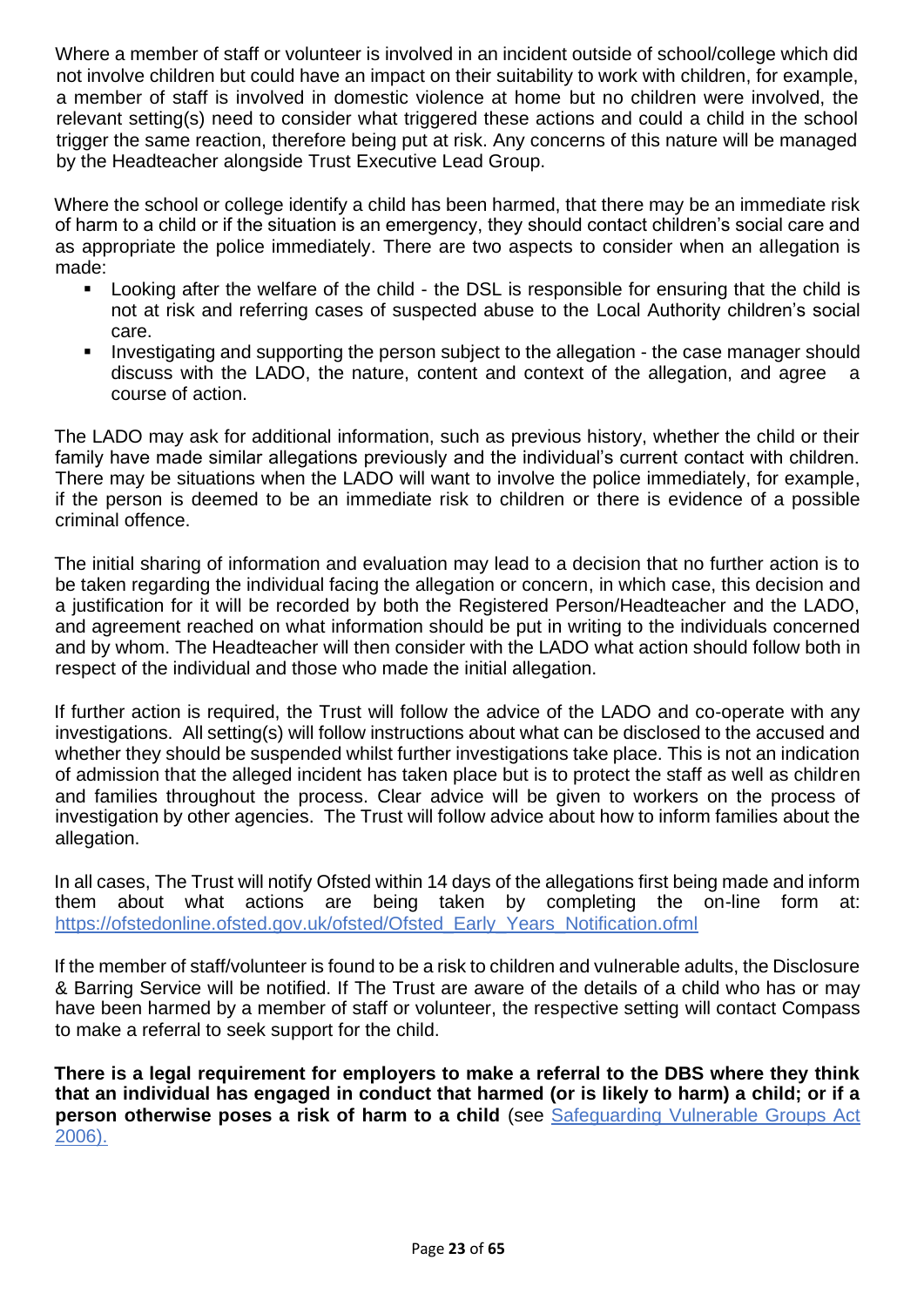Where a member of staff or volunteer is involved in an incident outside of school/college which did not involve children but could have an impact on their suitability to work with children, for example, a member of staff is involved in domestic violence at home but no children were involved, the relevant setting(s) need to consider what triggered these actions and could a child in the school trigger the same reaction, therefore being put at risk. Any concerns of this nature will be managed by the Headteacher alongside Trust Executive Lead Group.

Where the school or college identify a child has been harmed, that there may be an immediate risk of harm to a child or if the situation is an emergency, they should contact children's social care and as appropriate the police immediately. There are two aspects to consider when an allegation is made:

- Looking after the welfare of the child - the DSL is responsible for ensuring that the child is not at risk and referring cases of suspected abuse to the Local Authority children's social care.
- Investigating and supporting the person subject to the allegation - the case manager should discuss with the LADO, the nature, content and context of the allegation, and agree a course of action.

The LADO may ask for additional information, such as previous history, whether the child or their family have made similar allegations previously and the individual's current contact with children. There may be situations when the LADO will want to involve the police immediately, for example, if the person is deemed to be an immediate risk to children or there is evidence of a possible criminal offence.

The initial sharing of information and evaluation may lead to a decision that no further action is to be taken regarding the individual facing the allegation or concern, in which case, this decision and a justification for it will be recorded by both the Registered Person/Headteacher and the LADO, and agreement reached on what information should be put in writing to the individuals concerned and by whom. The Headteacher will then consider with the LADO what action should follow both in respect of the individual and those who made the initial allegation.

If further action is required, the Trust will follow the advice of the LADO and co-operate with any investigations. All setting(s) will follow instructions about what can be disclosed to the accused and whether they should be suspended whilst further investigations take place. This is not an indication of admission that the alleged incident has taken place but is to protect the staff as well as children and families throughout the process. Clear advice will be given to workers on the process of investigation by other agencies. The Trust will follow advice about how to inform families about the allegation.

In all cases, The Trust will notify Ofsted within 14 days of the allegations first being made and inform them about what actions are being taken by completing the on-line form at: [https://ofstedonline.ofsted.gov.uk/ofsted/Ofsted_Early_Years_Notification.ofml](https://ofstedonline.ofsted.gov.uk/ofsted/Ofsted_Early_Years_Notification.ofml)

If the member of staff/volunteer is found to be a risk to children and vulnerable adults, the Disclosure & Barring Service will be notified. If The Trust are aware of the details of a child who has or may have been harmed by a member of staff or volunteer, the respective setting will contact Compass to make a referral to seek support for the child.

**There is a legal requirement for employers to make a referral to the DBS where they think that an individual has engaged in conduct that harmed (or is likely to harm) a child; or if a person otherwise poses a risk of harm to a child** (see [Safeguarding Vulnerable Groups Act 2006).](#)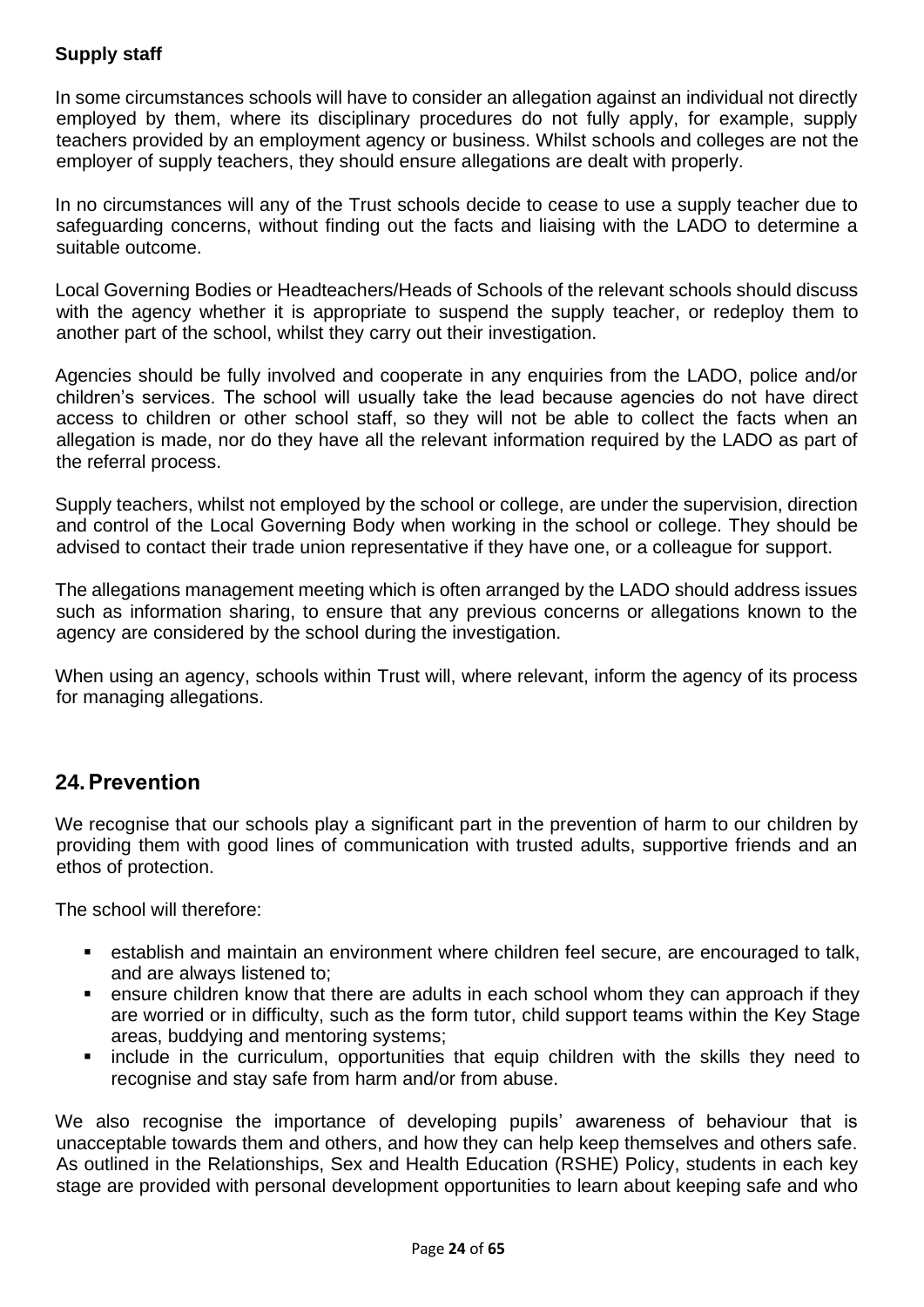### Supply staff

In some circumstances schools will have to consider an allegation against an individual not directly employed by them, where its disciplinary procedures do not fully apply, for example, supply teachers provided by an employment agency or business. Whilst schools and colleges are not the employer of supply teachers, they should ensure allegations are dealt with properly.

In no circumstances will any of the Trust schools decide to cease to use a supply teacher due to safeguarding concerns, without finding out the facts and liaising with the LADO to determine a suitable outcome.

Local Governing Bodies or Headteachers/Heads of Schools of the relevant schools should discuss with the agency whether it is appropriate to suspend the supply teacher, or redeploy them to another part of the school, whilst they carry out their investigation.

Agencies should be fully involved and cooperate in any enquiries from the LADO, police and/or children's services. The school will usually take the lead because agencies do not have direct access to children or other school staff, so they will not be able to collect the facts when an allegation is made, nor do they have all the relevant information required by the LADO as part of the referral process.

Supply teachers, whilst not employed by the school or college, are under the supervision, direction and control of the Local Governing Body when working in the school or college. They should be advised to contact their trade union representative if they have one, or a colleague for support.

The allegations management meeting which is often arranged by the LADO should address issues such as information sharing, to ensure that any previous concerns or allegations known to the agency are considered by the school during the investigation.

When using an agency, schools within Trust will, where relevant, inform the agency of its process for managing allegations.

## 24. Prevention

We recognise that our schools play a significant part in the prevention of harm to our children by providing them with good lines of communication with trusted adults, supportive friends and an ethos of protection.

The school will therefore:

- establish and maintain an environment where children feel secure, are encouraged to talk, and are always listened to;
- ensure children know that there are adults in each school whom they can approach if they are worried or in difficulty, such as the form tutor, child support teams within the Key Stage areas, buddying and mentoring systems;
- include in the curriculum, opportunities that equip children with the skills they need to recognise and stay safe from harm and/or from abuse.

We also recognise the importance of developing pupils' awareness of behaviour that is unacceptable towards them and others, and how they can help keep themselves and others safe. As outlined in the Relationships, Sex and Health Education (RSHE) Policy, students in each key stage are provided with personal development opportunities to learn about keeping safe and who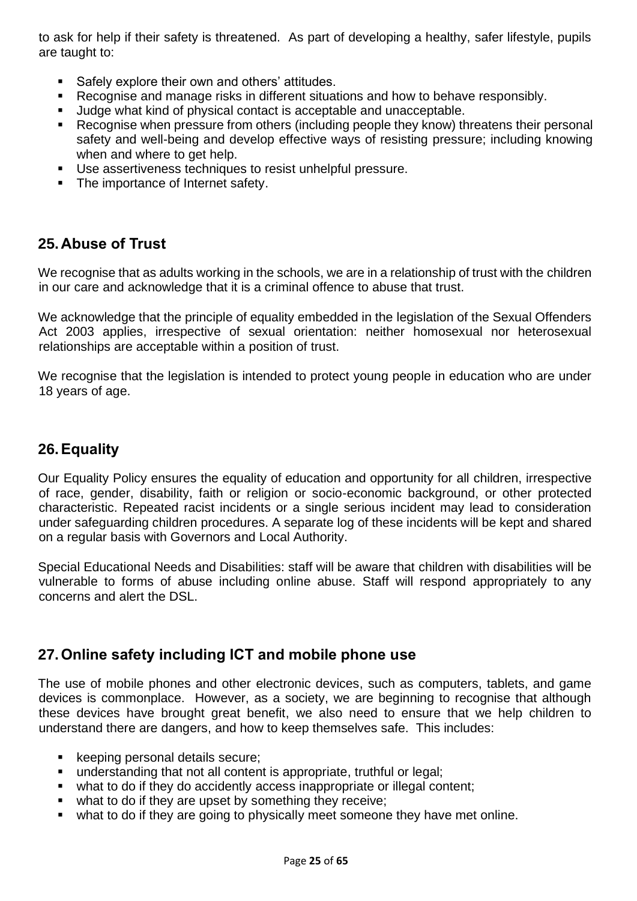to ask for help if their safety is threatened. As part of developing a healthy, safer lifestyle, pupils are taught to:

- Safely explore their own and others' attitudes.
- Recognise and manage risks in different situations and how to behave responsibly.
- Judge what kind of physical contact is acceptable and unacceptable.
- Recognise when pressure from others (including people they know) threatens their personal safety and well-being and develop effective ways of resisting pressure; including knowing when and where to get help.
- Use assertiveness techniques to resist unhelpful pressure.
- The importance of Internet safety.

## 25. Abuse of Trust

We recognise that as adults working in the schools, we are in a relationship of trust with the children in our care and acknowledge that it is a criminal offence to abuse that trust.

We acknowledge that the principle of equality embedded in the legislation of the Sexual Offenders Act 2003 applies, irrespective of sexual orientation: neither homosexual nor heterosexual relationships are acceptable within a position of trust.

We recognise that the legislation is intended to protect young people in education who are under 18 years of age.

## 26. Equality

Our Equality Policy ensures the equality of education and opportunity for all children, irrespective of race, gender, disability, faith or religion or socio-economic background, or other protected characteristic. Repeated racist incidents or a single serious incident may lead to consideration under safeguarding children procedures. A separate log of these incidents will be kept and shared on a regular basis with Governors and Local Authority.

Special Educational Needs and Disabilities: staff will be aware that children with disabilities will be vulnerable to forms of abuse including online abuse. Staff will respond appropriately to any concerns and alert the DSL.

## 27. Online safety including ICT and mobile phone use

The use of mobile phones and other electronic devices, such as computers, tablets, and game devices is commonplace. However, as a society, we are beginning to recognise that although these devices have brought great benefit, we also need to ensure that we help children to understand there are dangers, and how to keep themselves safe. This includes:

- keeping personal details secure;
- understanding that not all content is appropriate, truthful or legal;
- what to do if they do accidently access inappropriate or illegal content;
- what to do if they are upset by something they receive;
- what to do if they are going to physically meet someone they have met online.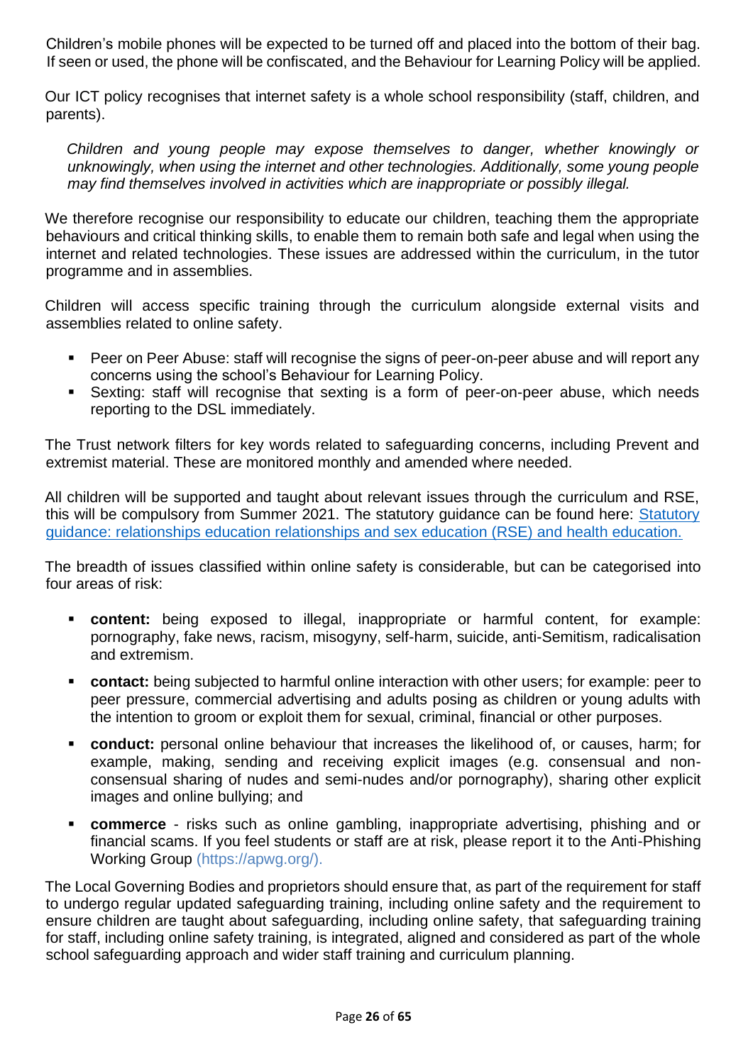Children's mobile phones will be expected to be turned off and placed into the bottom of their bag. If seen or used, the phone will be confiscated, and the Behaviour for Learning Policy will be applied.

Our ICT policy recognises that internet safety is a whole school responsibility (staff, children, and parents).

*Children and young people may expose themselves to danger, whether knowingly or unknowingly, when using the internet and other technologies. Additionally, some young people may find themselves involved in activities which are inappropriate or possibly illegal.*

We therefore recognise our responsibility to educate our children, teaching them the appropriate behaviours and critical thinking skills, to enable them to remain both safe and legal when using the internet and related technologies. These issues are addressed within the curriculum, in the tutor programme and in assemblies.

Children will access specific training through the curriculum alongside external visits and assemblies related to online safety.

- Peer on Peer Abuse: staff will recognise the signs of peer-on-peer abuse and will report any concerns using the school's Behaviour for Learning Policy.
- Sexting: staff will recognise that sexting is a form of peer-on-peer abuse, which needs reporting to the DSL immediately.

The Trust network filters for key words related to safeguarding concerns, including Prevent and extremist material. These are monitored monthly and amended where needed.

All children will be supported and taught about relevant issues through the curriculum and RSE, this will be compulsory from Summer 2021. The statutory guidance can be found here: [Statutory guidance: relationships education relationships and sex education (RSE) and health education.]()

The breadth of issues classified within online safety is considerable, but can be categorised into four areas of risk:

- **content:** being exposed to illegal, inappropriate or harmful content, for example: pornography, fake news, racism, misogyny, self-harm, suicide, anti-Semitism, radicalisation and extremism.
- **contact:** being subjected to harmful online interaction with other users; for example: peer to peer pressure, commercial advertising and adults posing as children or young adults with the intention to groom or exploit them for sexual, criminal, financial or other purposes.
- **conduct:** personal online behaviour that increases the likelihood of, or causes, harm; for example, making, sending and receiving explicit images (e.g. consensual and non-consensual sharing of nudes and semi-nudes and/or pornography), sharing other explicit images and online bullying; and
- **commerce** - risks such as online gambling, inappropriate advertising, phishing and or financial scams. If you feel students or staff are at risk, please report it to the Anti-Phishing Working Group (https://apwg.org/).

The Local Governing Bodies and proprietors should ensure that, as part of the requirement for staff to undergo regular updated safeguarding training, including online safety and the requirement to ensure children are taught about safeguarding, including online safety, that safeguarding training for staff, including online safety training, is integrated, aligned and considered as part of the whole school safeguarding approach and wider staff training and curriculum planning.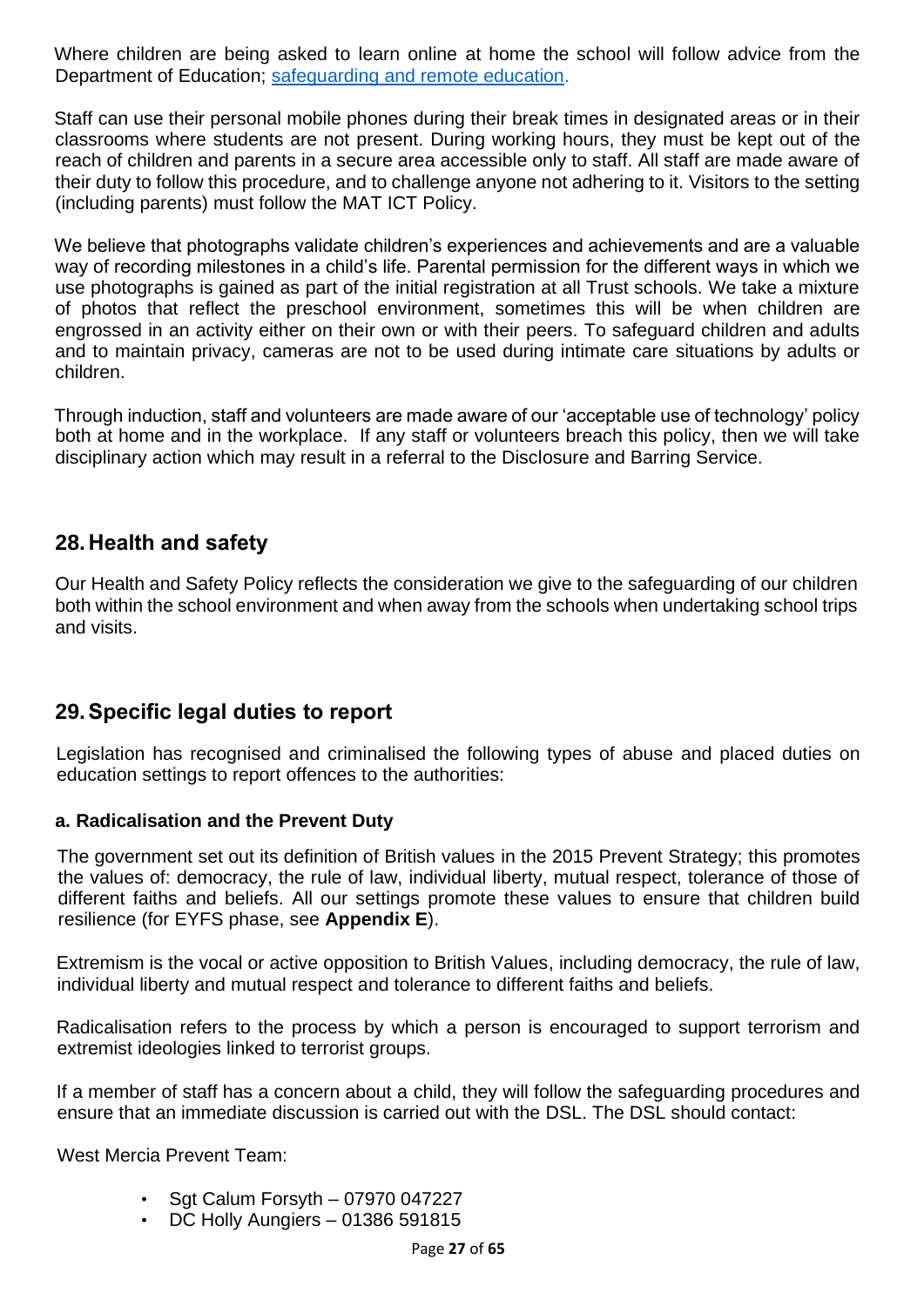Where children are being asked to learn online at home the school will follow advice from the Department of Education; [safeguarding and remote education](safeguarding and remote education).

Staff can use their personal mobile phones during their break times in designated areas or in their classrooms where students are not present. During working hours, they must be kept out of the reach of children and parents in a secure area accessible only to staff. All staff are made aware of their duty to follow this procedure, and to challenge anyone not adhering to it. Visitors to the setting (including parents) must follow the MAT ICT Policy.

We believe that photographs validate children's experiences and achievements and are a valuable way of recording milestones in a child's life. Parental permission for the different ways in which we use photographs is gained as part of the initial registration at all Trust schools. We take a mixture of photos that reflect the preschool environment, sometimes this will be when children are engrossed in an activity either on their own or with their peers. To safeguard children and adults and to maintain privacy, cameras are not to be used during intimate care situations by adults or children.

Through induction, staff and volunteers are made aware of our 'acceptable use of technology' policy both at home and in the workplace. If any staff or volunteers breach this policy, then we will take disciplinary action which may result in a referral to the Disclosure and Barring Service.

## 28. Health and safety

Our Health and Safety Policy reflects the consideration we give to the safeguarding of our children both within the school environment and when away from the schools when undertaking school trips and visits.

## 29. Specific legal duties to report

Legislation has recognised and criminalised the following types of abuse and placed duties on education settings to report offences to the authorities:

### a. Radicalisation and the Prevent Duty

The government set out its definition of British values in the 2015 Prevent Strategy; this promotes the values of: democracy, the rule of law, individual liberty, mutual respect, tolerance of those of different faiths and beliefs. All our settings promote these values to ensure that children build resilience (for EYFS phase, see **Appendix E**).

Extremism is the vocal or active opposition to British Values, including democracy, the rule of law, individual liberty and mutual respect and tolerance to different faiths and beliefs.

Radicalisation refers to the process by which a person is encouraged to support terrorism and extremist ideologies linked to terrorist groups.

If a member of staff has a concern about a child, they will follow the safeguarding procedures and ensure that an immediate discussion is carried out with the DSL. The DSL should contact:

West Mercia Prevent Team:

- Sgt Calum Forsyth – 07970 047227
- DC Holly Aungiers – 01386 591815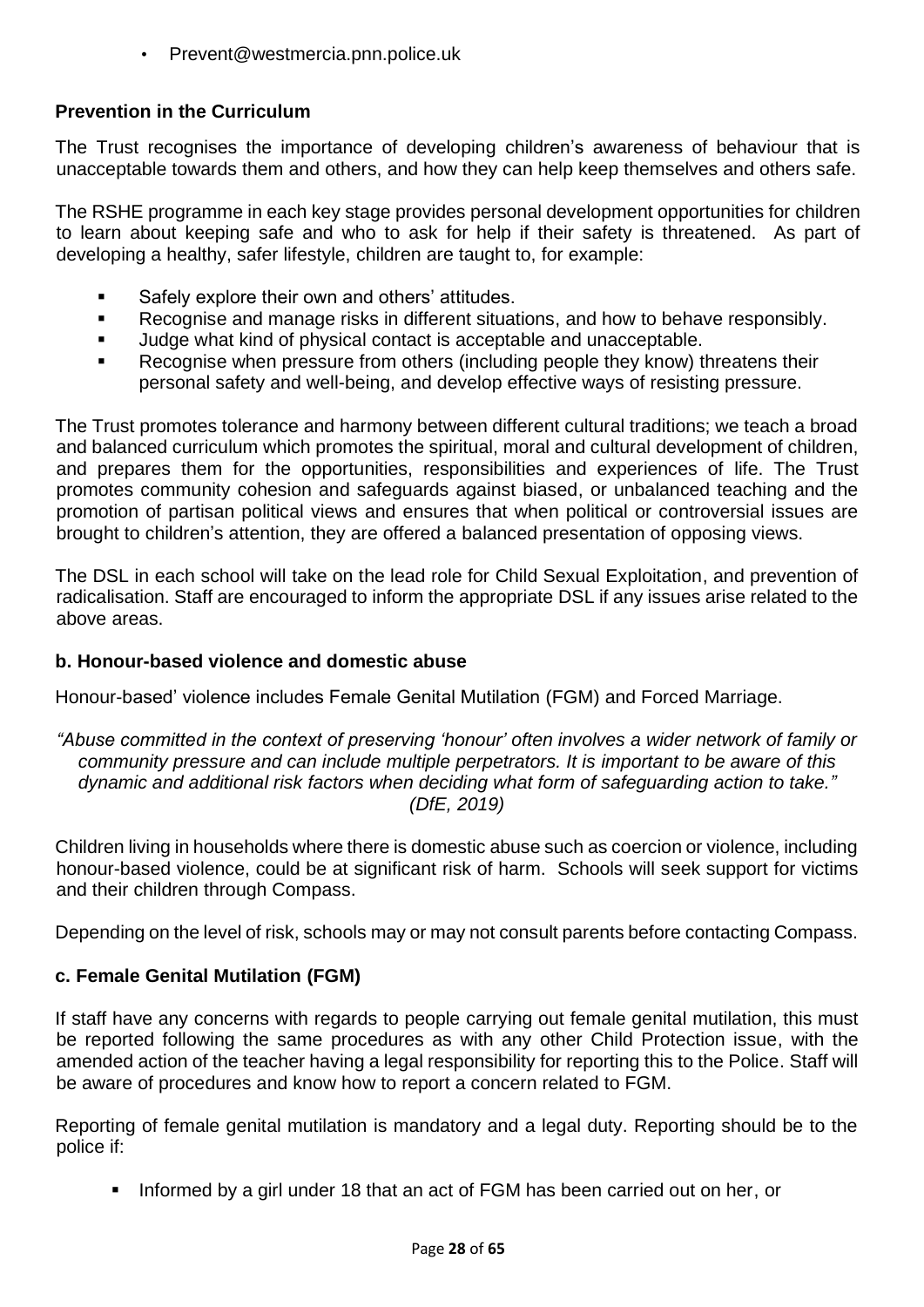- Prevent@westmercia.pnn.police.uk

**Prevention in the Curriculum**

The Trust recognises the importance of developing children's awareness of behaviour that is unacceptable towards them and others, and how they can help keep themselves and others safe.

The RSHE programme in each key stage provides personal development opportunities for children to learn about keeping safe and who to ask for help if their safety is threatened. As part of developing a healthy, safer lifestyle, children are taught to, for example:

- Safely explore their own and others' attitudes.
- Recognise and manage risks in different situations, and how to behave responsibly.
- Judge what kind of physical contact is acceptable and unacceptable.
- Recognise when pressure from others (including people they know) threatens their personal safety and well-being, and develop effective ways of resisting pressure.

The Trust promotes tolerance and harmony between different cultural traditions; we teach a broad and balanced curriculum which promotes the spiritual, moral and cultural development of children, and prepares them for the opportunities, responsibilities and experiences of life. The Trust promotes community cohesion and safeguards against biased, or unbalanced teaching and the promotion of partisan political views and ensures that when political or controversial issues are brought to children's attention, they are offered a balanced presentation of opposing views.

The DSL in each school will take on the lead role for Child Sexual Exploitation, and prevention of radicalisation. Staff are encouraged to inform the appropriate DSL if any issues arise related to the above areas.

**b. Honour-based violence and domestic abuse**

Honour-based' violence includes Female Genital Mutilation (FGM) and Forced Marriage.

*"Abuse committed in the context of preserving 'honour' often involves a wider network of family or community pressure and can include multiple perpetrators. It is important to be aware of this dynamic and additional risk factors when deciding what form of safeguarding action to take." (DfE, 2019)*

Children living in households where there is domestic abuse such as coercion or violence, including honour-based violence, could be at significant risk of harm. Schools will seek support for victims and their children through Compass.

Depending on the level of risk, schools may or may not consult parents before contacting Compass.

**c. Female Genital Mutilation (FGM)**

If staff have any concerns with regards to people carrying out female genital mutilation, this must be reported following the same procedures as with any other Child Protection issue, with the amended action of the teacher having a legal responsibility for reporting this to the Police. Staff will be aware of procedures and know how to report a concern related to FGM.

Reporting of female genital mutilation is mandatory and a legal duty. Reporting should be to the police if:

- Informed by a girl under 18 that an act of FGM has been carried out on her, or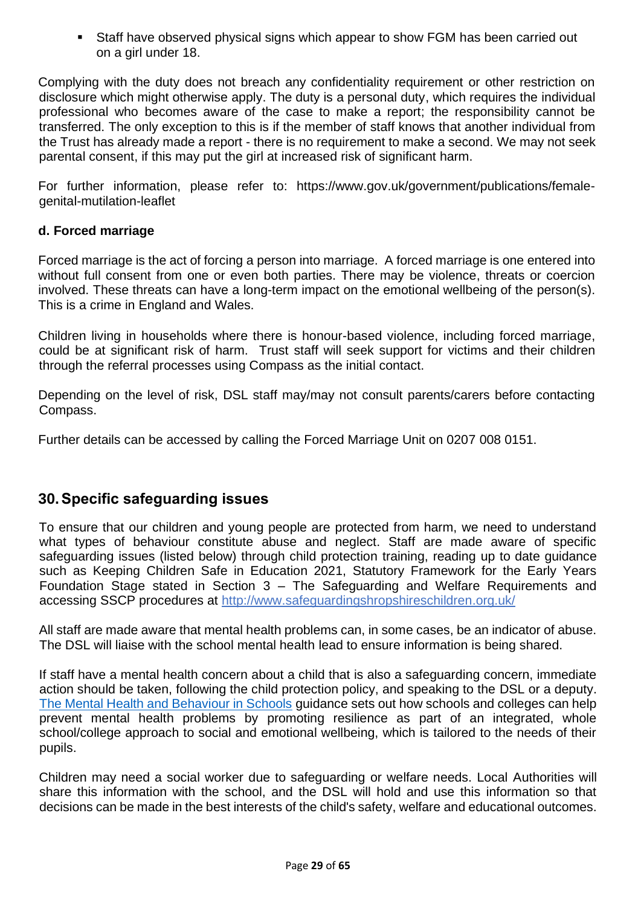- Staff have observed physical signs which appear to show FGM has been carried out on a girl under 18.

Complying with the duty does not breach any confidentiality requirement or other restriction on disclosure which might otherwise apply. The duty is a personal duty, which requires the individual professional who becomes aware of the case to make a report; the responsibility cannot be transferred. The only exception to this is if the member of staff knows that another individual from the Trust has already made a report - there is no requirement to make a second. We may not seek parental consent, if this may put the girl at increased risk of significant harm.

For further information, please refer to: https://www.gov.uk/government/publications/female-genital-mutilation-leaflet

**d. Forced marriage**

Forced marriage is the act of forcing a person into marriage. A forced marriage is one entered into without full consent from one or even both parties. There may be violence, threats or coercion involved. These threats can have a long-term impact on the emotional wellbeing of the person(s). This is a crime in England and Wales.

Children living in households where there is honour-based violence, including forced marriage, could be at significant risk of harm. Trust staff will seek support for victims and their children through the referral processes using Compass as the initial contact.

Depending on the level of risk, DSL staff may/may not consult parents/carers before contacting Compass.

Further details can be accessed by calling the Forced Marriage Unit on 0207 008 0151.

## 30. Specific safeguarding issues

To ensure that our children and young people are protected from harm, we need to understand what types of behaviour constitute abuse and neglect. Staff are made aware of specific safeguarding issues (listed below) through child protection training, reading up to date guidance such as Keeping Children Safe in Education 2021, Statutory Framework for the Early Years Foundation Stage stated in Section 3 – The Safeguarding and Welfare Requirements and accessing SSCP procedures at [http://www.safeguardingshropshireschildren.org.uk/](http://www.safeguardingshropshireschildren.org.uk/)

All staff are made aware that mental health problems can, in some cases, be an indicator of abuse. The DSL will liaise with the school mental health lead to ensure information is being shared.

If staff have a mental health concern about a child that is also a safeguarding concern, immediate action should be taken, following the child protection policy, and speaking to the DSL or a deputy. The Mental Health and Behaviour in Schools guidance sets out how schools and colleges can help prevent mental health problems by promoting resilience as part of an integrated, whole school/college approach to social and emotional wellbeing, which is tailored to the needs of their pupils.

Children may need a social worker due to safeguarding or welfare needs. Local Authorities will share this information with the school, and the DSL will hold and use this information so that decisions can be made in the best interests of the child's safety, welfare and educational outcomes.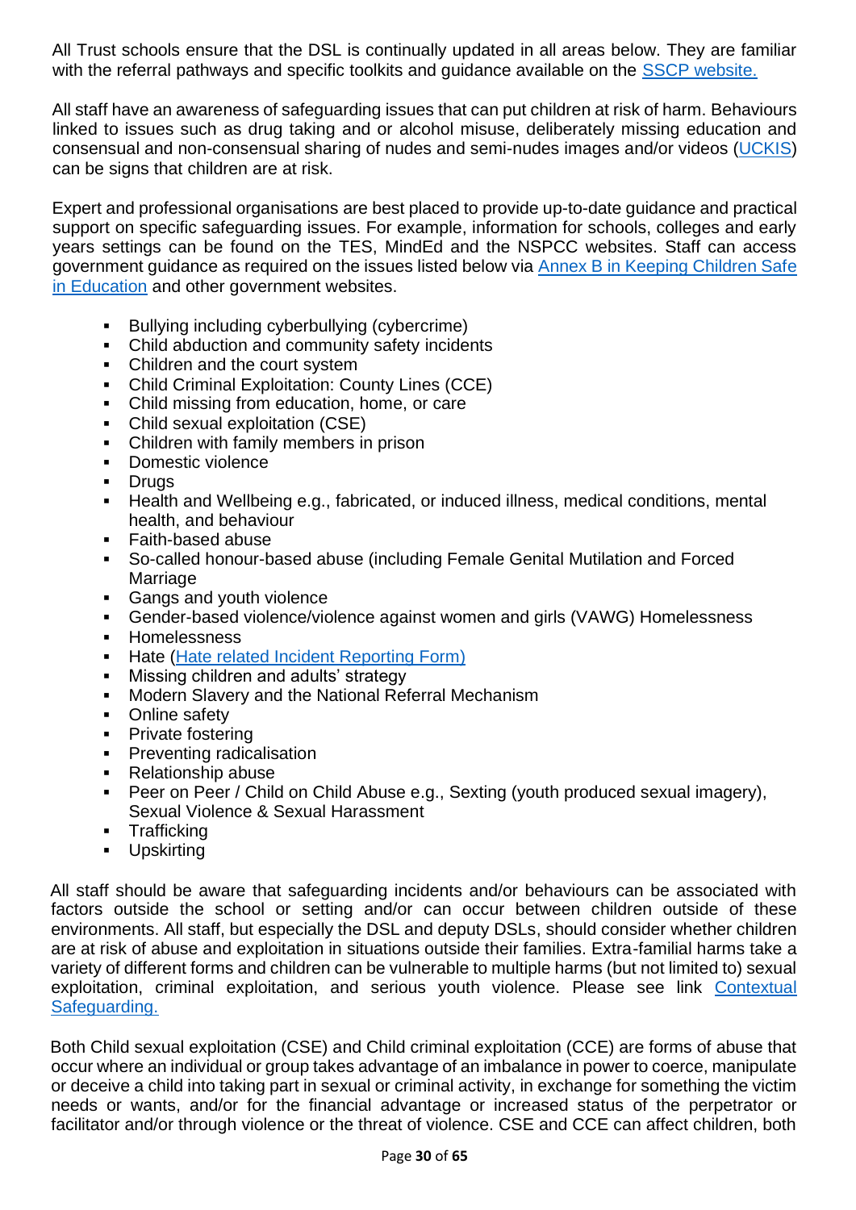All Trust schools ensure that the DSL is continually updated in all areas below. They are familiar with the referral pathways and specific toolkits and guidance available on the [SSCP website.](#)

All staff have an awareness of safeguarding issues that can put children at risk of harm. Behaviours linked to issues such as drug taking and or alcohol misuse, deliberately missing education and consensual and non-consensual sharing of nudes and semi-nudes images and/or videos ([UCKIS](#)) can be signs that children are at risk.

Expert and professional organisations are best placed to provide up-to-date guidance and practical support on specific safeguarding issues. For example, information for schools, colleges and early years settings can be found on the TES, MindEd and the NSPCC websites. Staff can access government guidance as required on the issues listed below via [Annex B in Keeping Children Safe in Education](#) and other government websites.

- Bullying including cyberbullying (cybercrime)
- Child abduction and community safety incidents
- Children and the court system
- Child Criminal Exploitation: County Lines (CCE)
- Child missing from education, home, or care
- Child sexual exploitation (CSE)
- Children with family members in prison
- Domestic violence
- Drugs
- Health and Wellbeing e.g., fabricated, or induced illness, medical conditions, mental health, and behaviour
- Faith-based abuse
- So-called honour-based abuse (including Female Genital Mutilation and Forced Marriage
- Gangs and youth violence
- Gender-based violence/violence against women and girls (VAWG) Homelessness
- Homelessness
- Hate ([Hate related Incident Reporting Form)](#)
- Missing children and adults' strategy
- Modern Slavery and the National Referral Mechanism
- Online safety
- Private fostering
- Preventing radicalisation
- Relationship abuse
- Peer on Peer / Child on Child Abuse e.g., Sexting (youth produced sexual imagery), Sexual Violence & Sexual Harassment
- Trafficking
- Upskirting

All staff should be aware that safeguarding incidents and/or behaviours can be associated with factors outside the school or setting and/or can occur between children outside of these environments. All staff, but especially the DSL and deputy DSLs, should consider whether children are at risk of abuse and exploitation in situations outside their families. Extra-familial harms take a variety of different forms and children can be vulnerable to multiple harms (but not limited to) sexual exploitation, criminal exploitation, and serious youth violence. Please see link [Contextual Safeguarding.](#)

Both Child sexual exploitation (CSE) and Child criminal exploitation (CCE) are forms of abuse that occur where an individual or group takes advantage of an imbalance in power to coerce, manipulate or deceive a child into taking part in sexual or criminal activity, in exchange for something the victim needs or wants, and/or for the financial advantage or increased status of the perpetrator or facilitator and/or through violence or the threat of violence. CSE and CCE can affect children, both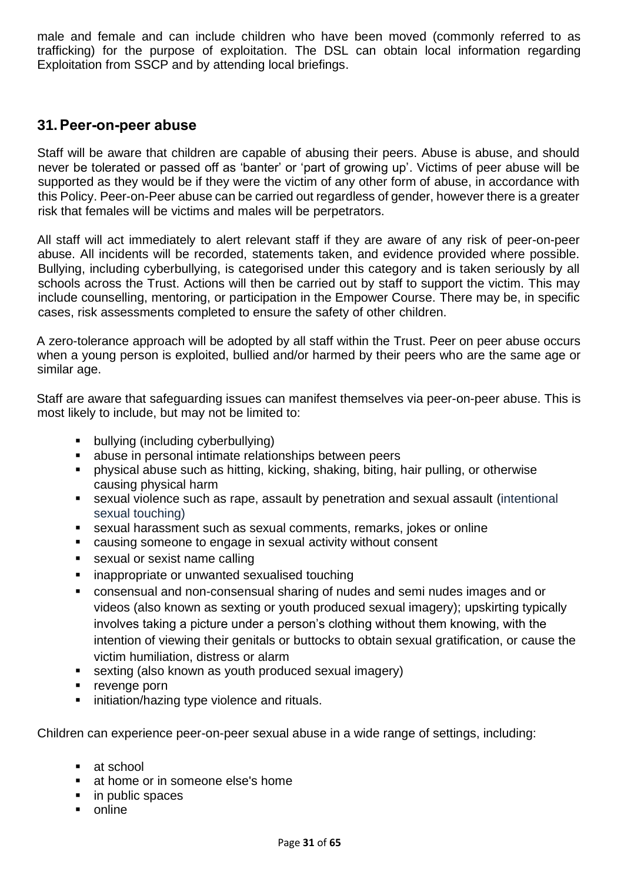male and female and can include children who have been moved (commonly referred to as trafficking) for the purpose of exploitation. The DSL can obtain local information regarding Exploitation from SSCP and by attending local briefings.

## 31. Peer-on-peer abuse

Staff will be aware that children are capable of abusing their peers. Abuse is abuse, and should never be tolerated or passed off as 'banter' or 'part of growing up'. Victims of peer abuse will be supported as they would be if they were the victim of any other form of abuse, in accordance with this Policy. Peer-on-Peer abuse can be carried out regardless of gender, however there is a greater risk that females will be victims and males will be perpetrators.

All staff will act immediately to alert relevant staff if they are aware of any risk of peer-on-peer abuse. All incidents will be recorded, statements taken, and evidence provided where possible. Bullying, including cyberbullying, is categorised under this category and is taken seriously by all schools across the Trust. Actions will then be carried out by staff to support the victim. This may include counselling, mentoring, or participation in the Empower Course. There may be, in specific cases, risk assessments completed to ensure the safety of other children.

A zero-tolerance approach will be adopted by all staff within the Trust. Peer on peer abuse occurs when a young person is exploited, bullied and/or harmed by their peers who are the same age or similar age.

Staff are aware that safeguarding issues can manifest themselves via peer-on-peer abuse. This is most likely to include, but may not be limited to:

- bullying (including cyberbullying)
- abuse in personal intimate relationships between peers
- physical abuse such as hitting, kicking, shaking, biting, hair pulling, or otherwise causing physical harm
- sexual violence such as rape, assault by penetration and sexual assault (intentional sexual touching)
- sexual harassment such as sexual comments, remarks, jokes or online
- causing someone to engage in sexual activity without consent
- sexual or sexist name calling
- inappropriate or unwanted sexualised touching
- consensual and non-consensual sharing of nudes and semi nudes images and or videos (also known as sexting or youth produced sexual imagery); upskirting typically involves taking a picture under a person's clothing without them knowing, with the intention of viewing their genitals or buttocks to obtain sexual gratification, or cause the victim humiliation, distress or alarm
- sexting (also known as youth produced sexual imagery)
- revenge porn
- initiation/hazing type violence and rituals.

Children can experience peer-on-peer sexual abuse in a wide range of settings, including:

- at school
- at home or in someone else's home
- in public spaces
- online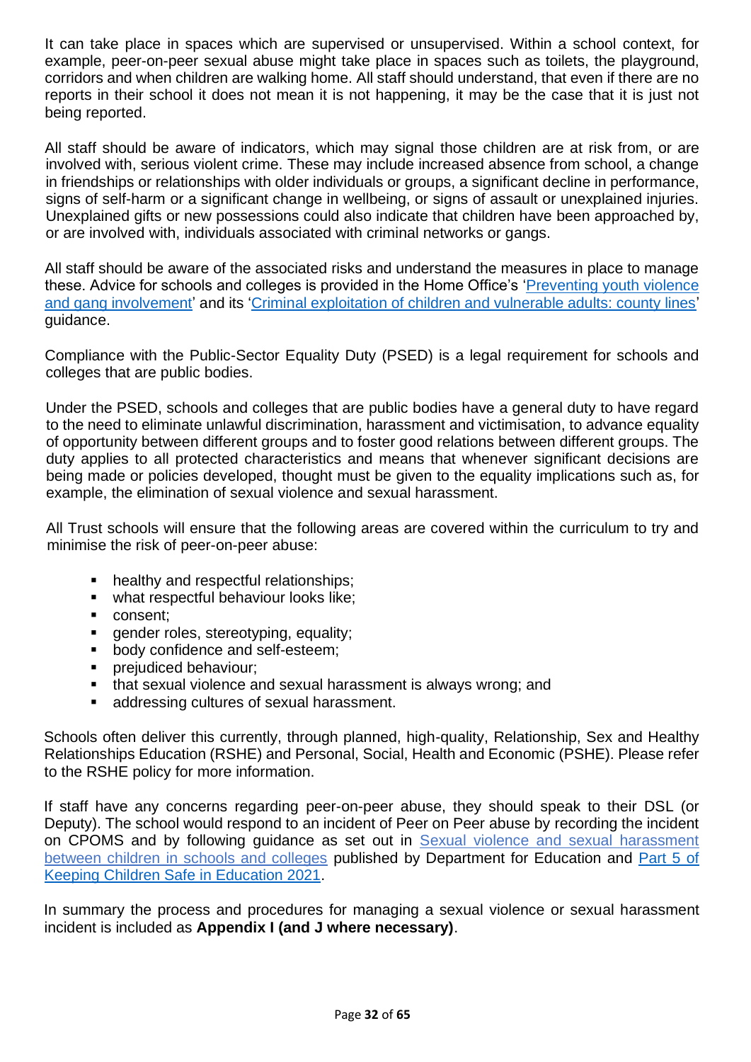It can take place in spaces which are supervised or unsupervised. Within a school context, for example, peer-on-peer sexual abuse might take place in spaces such as toilets, the playground, corridors and when children are walking home. All staff should understand, that even if there are no reports in their school it does not mean it is not happening, it may be the case that it is just not being reported.

All staff should be aware of indicators, which may signal those children are at risk from, or are involved with, serious violent crime. These may include increased absence from school, a change in friendships or relationships with older individuals or groups, a significant decline in performance, signs of self-harm or a significant change in wellbeing, or signs of assault or unexplained injuries. Unexplained gifts or new possessions could also indicate that children have been approached by, or are involved with, individuals associated with criminal networks or gangs.

All staff should be aware of the associated risks and understand the measures in place to manage these. Advice for schools and colleges is provided in the Home Office's 'Preventing youth violence and gang involvement' and its 'Criminal exploitation of children and vulnerable adults: county lines' guidance.

Compliance with the Public-Sector Equality Duty (PSED) is a legal requirement for schools and colleges that are public bodies.

Under the PSED, schools and colleges that are public bodies have a general duty to have regard to the need to eliminate unlawful discrimination, harassment and victimisation, to advance equality of opportunity between different groups and to foster good relations between different groups. The duty applies to all protected characteristics and means that whenever significant decisions are being made or policies developed, thought must be given to the equality implications such as, for example, the elimination of sexual violence and sexual harassment.

All Trust schools will ensure that the following areas are covered within the curriculum to try and minimise the risk of peer-on-peer abuse:

- healthy and respectful relationships;
- what respectful behaviour looks like;
- consent;
- gender roles, stereotyping, equality;
- body confidence and self-esteem;
- prejudiced behaviour;
- that sexual violence and sexual harassment is always wrong; and
- addressing cultures of sexual harassment.

Schools often deliver this currently, through planned, high-quality, Relationship, Sex and Healthy Relationships Education (RSHE) and Personal, Social, Health and Economic (PSHE). Please refer to the RSHE policy for more information.

If staff have any concerns regarding peer-on-peer abuse, they should speak to their DSL (or Deputy). The school would respond to an incident of Peer on Peer abuse by recording the incident on CPOMS and by following guidance as set out in Sexual violence and sexual harassment between children in schools and colleges published by Department for Education and Part 5 of Keeping Children Safe in Education 2021.

In summary the process and procedures for managing a sexual violence or sexual harassment incident is included as **Appendix I (and J where necessary)**.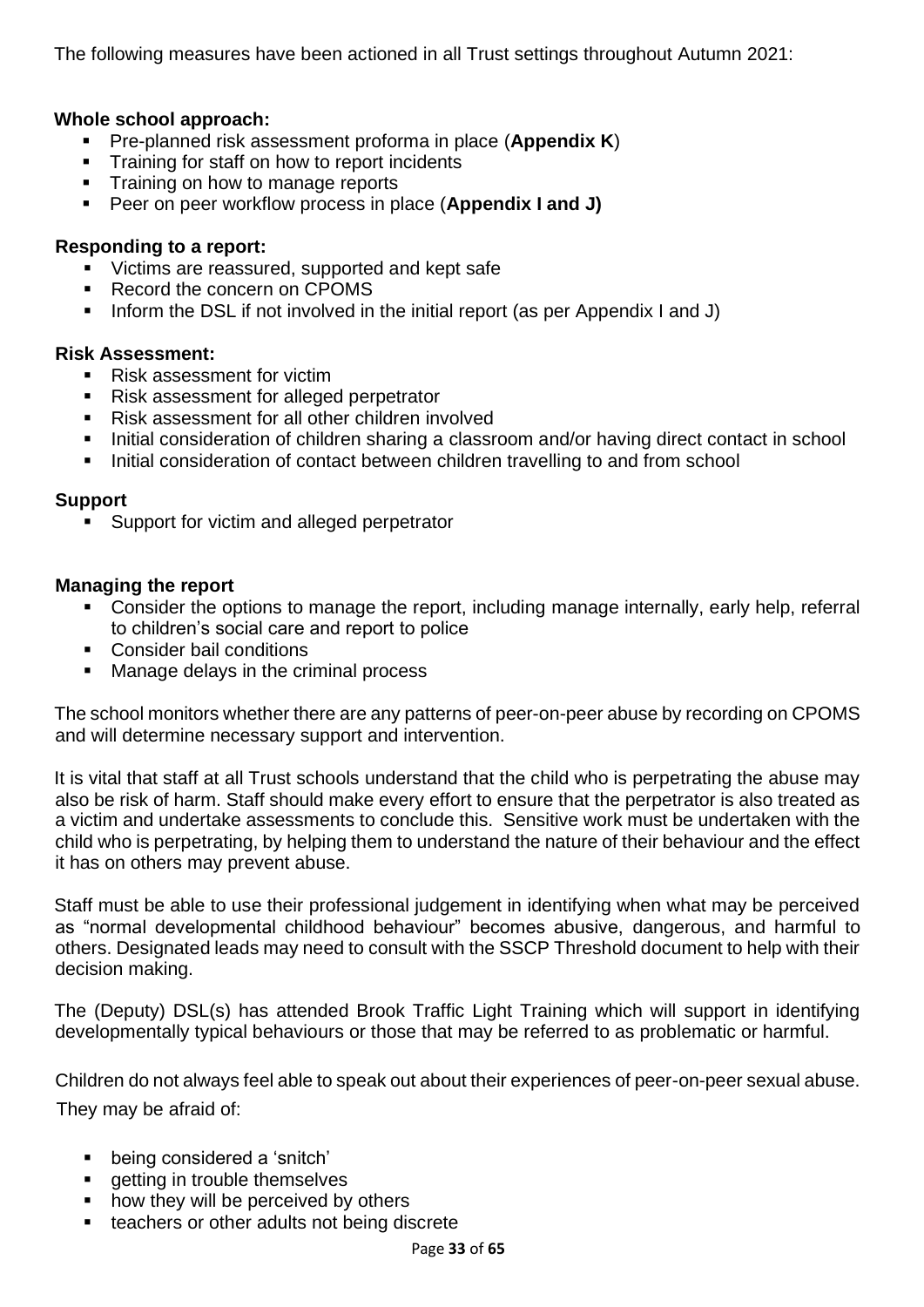The following measures have been actioned in all Trust settings throughout Autumn 2021:

**Whole school approach:**

- Pre-planned risk assessment proforma in place (**Appendix K**)
- Training for staff on how to report incidents
- Training on how to manage reports
- Peer on peer workflow process in place (**Appendix I and J)**

**Responding to a report:**

- Victims are reassured, supported and kept safe
- Record the concern on CPOMS
- Inform the DSL if not involved in the initial report (as per Appendix I and J)

**Risk Assessment:**

- Risk assessment for victim
- Risk assessment for alleged perpetrator
- Risk assessment for all other children involved
- Initial consideration of children sharing a classroom and/or having direct contact in school
- Initial consideration of contact between children travelling to and from school

**Support**

- Support for victim and alleged perpetrator

**Managing the report**

- Consider the options to manage the report, including manage internally, early help, referral to children's social care and report to police
- Consider bail conditions
- Manage delays in the criminal process

The school monitors whether there are any patterns of peer-on-peer abuse by recording on CPOMS and will determine necessary support and intervention.

It is vital that staff at all Trust schools understand that the child who is perpetrating the abuse may also be risk of harm. Staff should make every effort to ensure that the perpetrator is also treated as a victim and undertake assessments to conclude this. Sensitive work must be undertaken with the child who is perpetrating, by helping them to understand the nature of their behaviour and the effect it has on others may prevent abuse.

Staff must be able to use their professional judgement in identifying when what may be perceived as "normal developmental childhood behaviour" becomes abusive, dangerous, and harmful to others. Designated leads may need to consult with the SSCP Threshold document to help with their decision making.

The (Deputy) DSL(s) has attended Brook Traffic Light Training which will support in identifying developmentally typical behaviours or those that may be referred to as problematic or harmful.

Children do not always feel able to speak out about their experiences of peer-on-peer sexual abuse. They may be afraid of:

- being considered a 'snitch'
- getting in trouble themselves
- how they will be perceived by others
- teachers or other adults not being discrete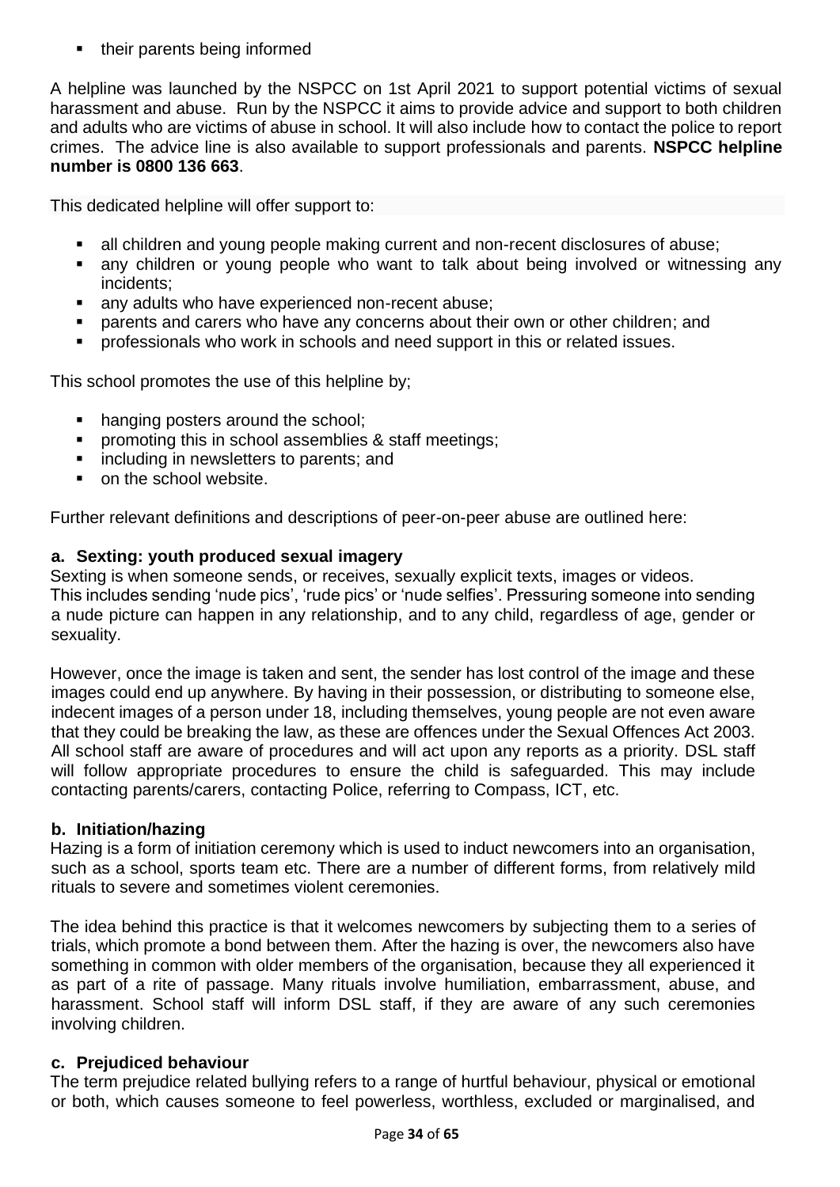- their parents being informed

A helpline was launched by the NSPCC on 1st April 2021 to support potential victims of sexual harassment and abuse. Run by the NSPCC it aims to provide advice and support to both children and adults who are victims of abuse in school. It will also include how to contact the police to report crimes. The advice line is also available to support professionals and parents. **NSPCC helpline number is 0800 136 663**.

This dedicated helpline will offer support to:

- all children and young people making current and non-recent disclosures of abuse;
- any children or young people who want to talk about being involved or witnessing any incidents;
- any adults who have experienced non-recent abuse;
- parents and carers who have any concerns about their own or other children; and
- professionals who work in schools and need support in this or related issues.

This school promotes the use of this helpline by;

- hanging posters around the school;
- promoting this in school assemblies & staff meetings;
- including in newsletters to parents; and
- on the school website.

Further relevant definitions and descriptions of peer-on-peer abuse are outlined here:

### a. Sexting: youth produced sexual imagery

Sexting is when someone sends, or receives, sexually explicit texts, images or videos. This includes sending 'nude pics', 'rude pics' or 'nude selfies'. Pressuring someone into sending a nude picture can happen in any relationship, and to any child, regardless of age, gender or sexuality.

However, once the image is taken and sent, the sender has lost control of the image and these images could end up anywhere. By having in their possession, or distributing to someone else, indecent images of a person under 18, including themselves, young people are not even aware that they could be breaking the law, as these are offences under the Sexual Offences Act 2003. All school staff are aware of procedures and will act upon any reports as a priority. DSL staff will follow appropriate procedures to ensure the child is safeguarded. This may include contacting parents/carers, contacting Police, referring to Compass, ICT, etc.

### b. Initiation/hazing

Hazing is a form of initiation ceremony which is used to induct newcomers into an organisation, such as a school, sports team etc. There are a number of different forms, from relatively mild rituals to severe and sometimes violent ceremonies.

The idea behind this practice is that it welcomes newcomers by subjecting them to a series of trials, which promote a bond between them. After the hazing is over, the newcomers also have something in common with older members of the organisation, because they all experienced it as part of a rite of passage. Many rituals involve humiliation, embarrassment, abuse, and harassment. School staff will inform DSL staff, if they are aware of any such ceremonies involving children.

### c. Prejudiced behaviour

The term prejudice related bullying refers to a range of hurtful behaviour, physical or emotional or both, which causes someone to feel powerless, worthless, excluded or marginalised, and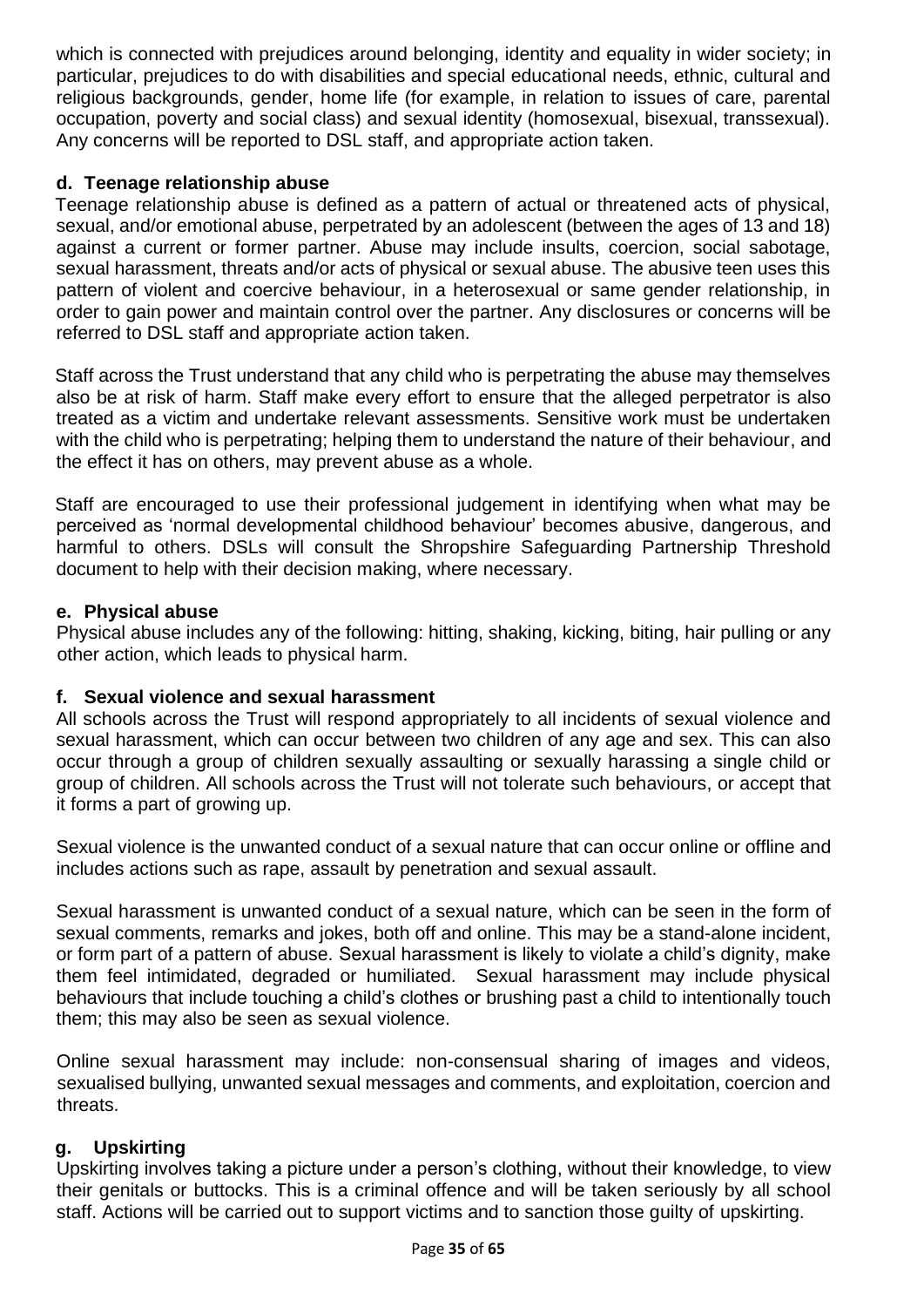which is connected with prejudices around belonging, identity and equality in wider society; in particular, prejudices to do with disabilities and special educational needs, ethnic, cultural and religious backgrounds, gender, home life (for example, in relation to issues of care, parental occupation, poverty and social class) and sexual identity (homosexual, bisexual, transsexual). Any concerns will be reported to DSL staff, and appropriate action taken.

### d. Teenage relationship abuse

Teenage relationship abuse is defined as a pattern of actual or threatened acts of physical, sexual, and/or emotional abuse, perpetrated by an adolescent (between the ages of 13 and 18) against a current or former partner. Abuse may include insults, coercion, social sabotage, sexual harassment, threats and/or acts of physical or sexual abuse. The abusive teen uses this pattern of violent and coercive behaviour, in a heterosexual or same gender relationship, in order to gain power and maintain control over the partner. Any disclosures or concerns will be referred to DSL staff and appropriate action taken.

Staff across the Trust understand that any child who is perpetrating the abuse may themselves also be at risk of harm. Staff make every effort to ensure that the alleged perpetrator is also treated as a victim and undertake relevant assessments. Sensitive work must be undertaken with the child who is perpetrating; helping them to understand the nature of their behaviour, and the effect it has on others, may prevent abuse as a whole.

Staff are encouraged to use their professional judgement in identifying when what may be perceived as 'normal developmental childhood behaviour' becomes abusive, dangerous, and harmful to others. DSLs will consult the Shropshire Safeguarding Partnership Threshold document to help with their decision making, where necessary.

### e. Physical abuse

Physical abuse includes any of the following: hitting, shaking, kicking, biting, hair pulling or any other action, which leads to physical harm.

### f. Sexual violence and sexual harassment

All schools across the Trust will respond appropriately to all incidents of sexual violence and sexual harassment, which can occur between two children of any age and sex. This can also occur through a group of children sexually assaulting or sexually harassing a single child or group of children. All schools across the Trust will not tolerate such behaviours, or accept that it forms a part of growing up.

Sexual violence is the unwanted conduct of a sexual nature that can occur online or offline and includes actions such as rape, assault by penetration and sexual assault.

Sexual harassment is unwanted conduct of a sexual nature, which can be seen in the form of sexual comments, remarks and jokes, both off and online. This may be a stand-alone incident, or form part of a pattern of abuse. Sexual harassment is likely to violate a child's dignity, make them feel intimidated, degraded or humiliated. Sexual harassment may include physical behaviours that include touching a child's clothes or brushing past a child to intentionally touch them; this may also be seen as sexual violence.

Online sexual harassment may include: non-consensual sharing of images and videos, sexualised bullying, unwanted sexual messages and comments, and exploitation, coercion and threats.

### g. Upskirting

Upskirting involves taking a picture under a person's clothing, without their knowledge, to view their genitals or buttocks. This is a criminal offence and will be taken seriously by all school staff. Actions will be carried out to support victims and to sanction those guilty of upskirting.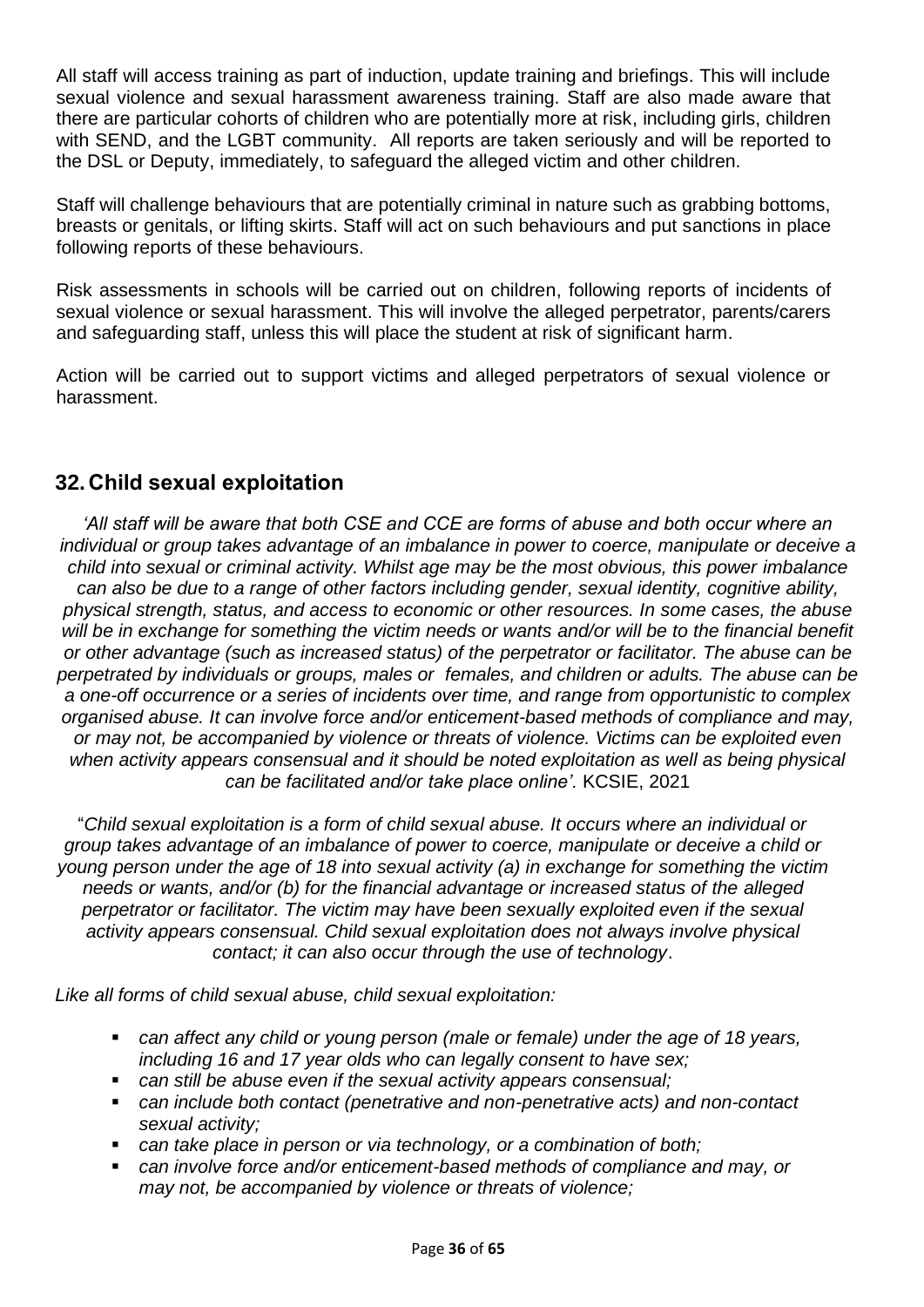All staff will access training as part of induction, update training and briefings. This will include sexual violence and sexual harassment awareness training. Staff are also made aware that there are particular cohorts of children who are potentially more at risk, including girls, children with SEND, and the LGBT community. All reports are taken seriously and will be reported to the DSL or Deputy, immediately, to safeguard the alleged victim and other children.

Staff will challenge behaviours that are potentially criminal in nature such as grabbing bottoms, breasts or genitals, or lifting skirts. Staff will act on such behaviours and put sanctions in place following reports of these behaviours.

Risk assessments in schools will be carried out on children, following reports of incidents of sexual violence or sexual harassment. This will involve the alleged perpetrator, parents/carers and safeguarding staff, unless this will place the student at risk of significant harm.

Action will be carried out to support victims and alleged perpetrators of sexual violence or harassment.

## 32. Child sexual exploitation

*'All staff will be aware that both CSE and CCE are forms of abuse and both occur where an individual or group takes advantage of an imbalance in power to coerce, manipulate or deceive a child into sexual or criminal activity. Whilst age may be the most obvious, this power imbalance can also be due to a range of other factors including gender, sexual identity, cognitive ability, physical strength, status, and access to economic or other resources. In some cases, the abuse will be in exchange for something the victim needs or wants and/or will be to the financial benefit or other advantage (such as increased status) of the perpetrator or facilitator. The abuse can be perpetrated by individuals or groups, males or females, and children or adults. The abuse can be a one-off occurrence or a series of incidents over time, and range from opportunistic to complex organised abuse. It can involve force and/or enticement-based methods of compliance and may, or may not, be accompanied by violence or threats of violence. Victims can be exploited even when activity appears consensual and it should be noted exploitation as well as being physical can be facilitated and/or take place online'.* KCSIE, 2021

"*Child sexual exploitation is a form of child sexual abuse. It occurs where an individual or group takes advantage of an imbalance of power to coerce, manipulate or deceive a child or young person under the age of 18 into sexual activity (a) in exchange for something the victim needs or wants, and/or (b) for the financial advantage or increased status of the alleged perpetrator or facilitator. The victim may have been sexually exploited even if the sexual activity appears consensual. Child sexual exploitation does not always involve physical contact; it can also occur through the use of technology*.

*Like all forms of child sexual abuse, child sexual exploitation:*

- *can affect any child or young person (male or female) under the age of 18 years, including 16 and 17 year olds who can legally consent to have sex;*
- *can still be abuse even if the sexual activity appears consensual;*
- *can include both contact (penetrative and non-penetrative acts) and non-contact sexual activity;*
- *can take place in person or via technology, or a combination of both;*
- *can involve force and/or enticement-based methods of compliance and may, or may not, be accompanied by violence or threats of violence;*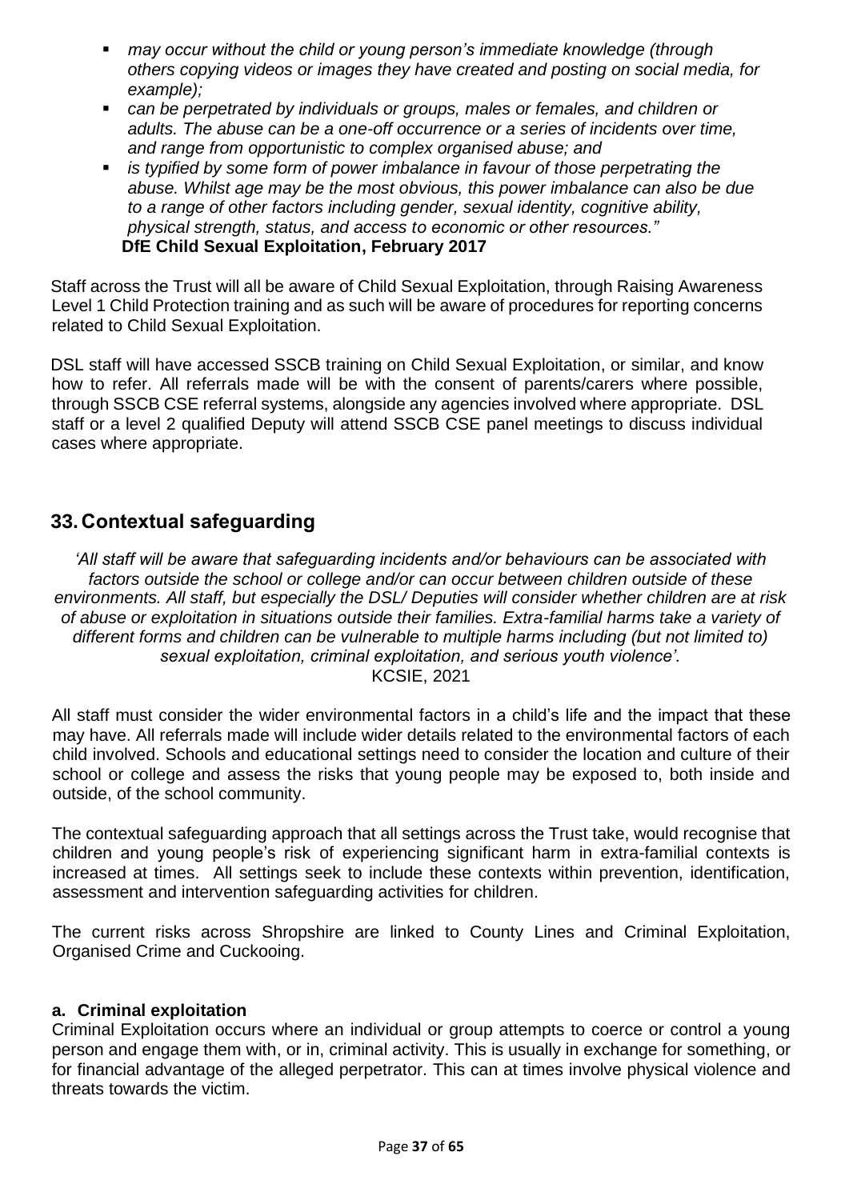- *may occur without the child or young person's immediate knowledge (through others copying videos or images they have created and posting on social media, for example);*
- *can be perpetrated by individuals or groups, males or females, and children or adults. The abuse can be a one-off occurrence or a series of incidents over time, and range from opportunistic to complex organised abuse; and*
- *is typified by some form of power imbalance in favour of those perpetrating the abuse. Whilst age may be the most obvious, this power imbalance can also be due to a range of other factors including gender, sexual identity, cognitive ability, physical strength, status, and access to economic or other resources."*

  **DfE Child Sexual Exploitation, February 2017**

Staff across the Trust will all be aware of Child Sexual Exploitation, through Raising Awareness Level 1 Child Protection training and as such will be aware of procedures for reporting concerns related to Child Sexual Exploitation.

DSL staff will have accessed SSCB training on Child Sexual Exploitation, or similar, and know how to refer. All referrals made will be with the consent of parents/carers where possible, through SSCB CSE referral systems, alongside any agencies involved where appropriate. DSL staff or a level 2 qualified Deputy will attend SSCB CSE panel meetings to discuss individual cases where appropriate.

## 33. Contextual safeguarding

*'All staff will be aware that safeguarding incidents and/or behaviours can be associated with factors outside the school or college and/or can occur between children outside of these environments. All staff, but especially the DSL/ Deputies will consider whether children are at risk of abuse or exploitation in situations outside their families. Extra-familial harms take a variety of different forms and children can be vulnerable to multiple harms including (but not limited to) sexual exploitation, criminal exploitation, and serious youth violence'.*

KCSIE, 2021

All staff must consider the wider environmental factors in a child's life and the impact that these may have. All referrals made will include wider details related to the environmental factors of each child involved. Schools and educational settings need to consider the location and culture of their school or college and assess the risks that young people may be exposed to, both inside and outside, of the school community.

The contextual safeguarding approach that all settings across the Trust take, would recognise that children and young people's risk of experiencing significant harm in extra-familial contexts is increased at times. All settings seek to include these contexts within prevention, identification, assessment and intervention safeguarding activities for children.

The current risks across Shropshire are linked to County Lines and Criminal Exploitation, Organised Crime and Cuckooing.

### a. Criminal exploitation

Criminal Exploitation occurs where an individual or group attempts to coerce or control a young person and engage them with, or in, criminal activity. This is usually in exchange for something, or for financial advantage of the alleged perpetrator. This can at times involve physical violence and threats towards the victim.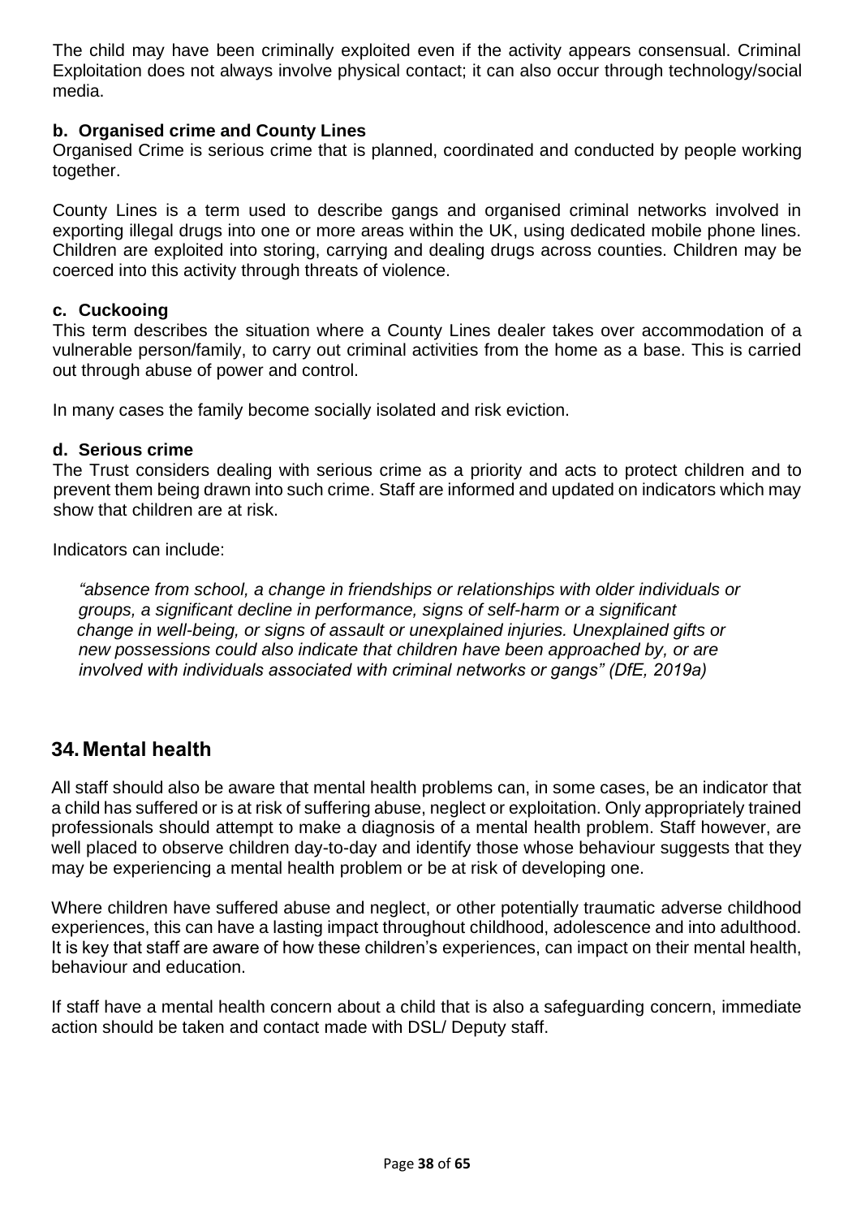The child may have been criminally exploited even if the activity appears consensual. Criminal Exploitation does not always involve physical contact; it can also occur through technology/social media.

**b. Organised crime and County Lines**

Organised Crime is serious crime that is planned, coordinated and conducted by people working together.

County Lines is a term used to describe gangs and organised criminal networks involved in exporting illegal drugs into one or more areas within the UK, using dedicated mobile phone lines. Children are exploited into storing, carrying and dealing drugs across counties. Children may be coerced into this activity through threats of violence.

**c. Cuckooing**

This term describes the situation where a County Lines dealer takes over accommodation of a vulnerable person/family, to carry out criminal activities from the home as a base. This is carried out through abuse of power and control.

In many cases the family become socially isolated and risk eviction.

**d. Serious crime**

The Trust considers dealing with serious crime as a priority and acts to protect children and to prevent them being drawn into such crime. Staff are informed and updated on indicators which may show that children are at risk.

Indicators can include:

*"absence from school, a change in friendships or relationships with older individuals or groups, a significant decline in performance, signs of self-harm or a significant change in well-being, or signs of assault or unexplained injuries. Unexplained gifts or new possessions could also indicate that children have been approached by, or are involved with individuals associated with criminal networks or gangs" (DfE, 2019a)*

## 34. Mental health

All staff should also be aware that mental health problems can, in some cases, be an indicator that a child has suffered or is at risk of suffering abuse, neglect or exploitation. Only appropriately trained professionals should attempt to make a diagnosis of a mental health problem. Staff however, are well placed to observe children day-to-day and identify those whose behaviour suggests that they may be experiencing a mental health problem or be at risk of developing one.

Where children have suffered abuse and neglect, or other potentially traumatic adverse childhood experiences, this can have a lasting impact throughout childhood, adolescence and into adulthood. It is key that staff are aware of how these children's experiences, can impact on their mental health, behaviour and education.

If staff have a mental health concern about a child that is also a safeguarding concern, immediate action should be taken and contact made with DSL/ Deputy staff.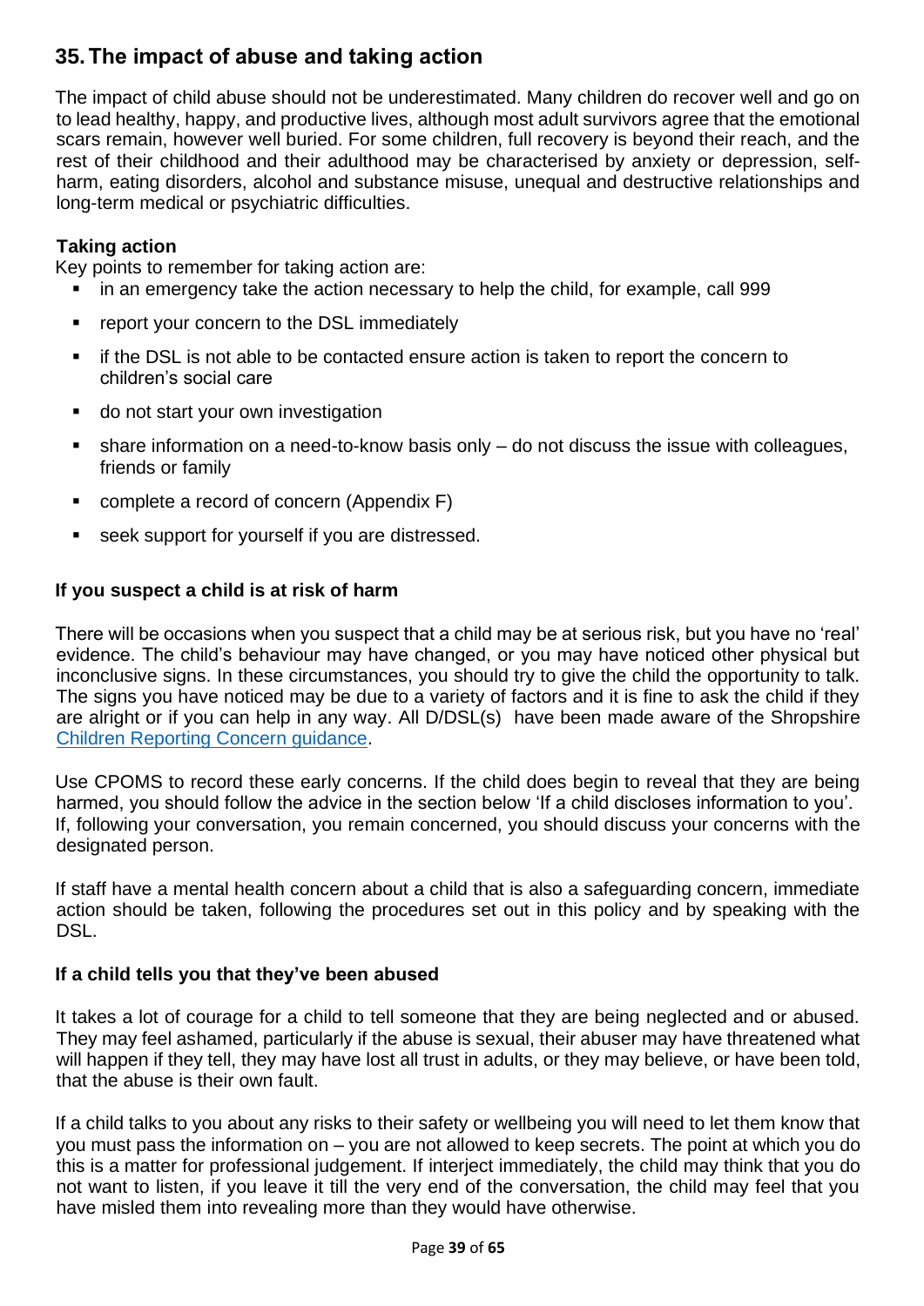## 35. The impact of abuse and taking action

The impact of child abuse should not be underestimated. Many children do recover well and go on to lead healthy, happy, and productive lives, although most adult survivors agree that the emotional scars remain, however well buried. For some children, full recovery is beyond their reach, and the rest of their childhood and their adulthood may be characterised by anxiety or depression, self-harm, eating disorders, alcohol and substance misuse, unequal and destructive relationships and long-term medical or psychiatric difficulties.

### Taking action

Key points to remember for taking action are:

- in an emergency take the action necessary to help the child, for example, call 999
- report your concern to the DSL immediately
- if the DSL is not able to be contacted ensure action is taken to report the concern to children's social care
- do not start your own investigation
- share information on a need-to-know basis only – do not discuss the issue with colleagues, friends or family
- complete a record of concern (Appendix F)
- seek support for yourself if you are distressed.

### If you suspect a child is at risk of harm

There will be occasions when you suspect that a child may be at serious risk, but you have no 'real' evidence. The child's behaviour may have changed, or you may have noticed other physical but inconclusive signs. In these circumstances, you should try to give the child the opportunity to talk. The signs you have noticed may be due to a variety of factors and it is fine to ask the child if they are alright or if you can help in any way. All D/DSL(s) have been made aware of the Shropshire Children Reporting Concern guidance.

Use CPOMS to record these early concerns. If the child does begin to reveal that they are being harmed, you should follow the advice in the section below 'If a child discloses information to you'. If, following your conversation, you remain concerned, you should discuss your concerns with the designated person.

If staff have a mental health concern about a child that is also a safeguarding concern, immediate action should be taken, following the procedures set out in this policy and by speaking with the DSL.

### If a child tells you that they've been abused

It takes a lot of courage for a child to tell someone that they are being neglected and or abused. They may feel ashamed, particularly if the abuse is sexual, their abuser may have threatened what will happen if they tell, they may have lost all trust in adults, or they may believe, or have been told, that the abuse is their own fault.

If a child talks to you about any risks to their safety or wellbeing you will need to let them know that you must pass the information on – you are not allowed to keep secrets. The point at which you do this is a matter for professional judgement. If interject immediately, the child may think that you do not want to listen, if you leave it till the very end of the conversation, the child may feel that you have misled them into revealing more than they would have otherwise.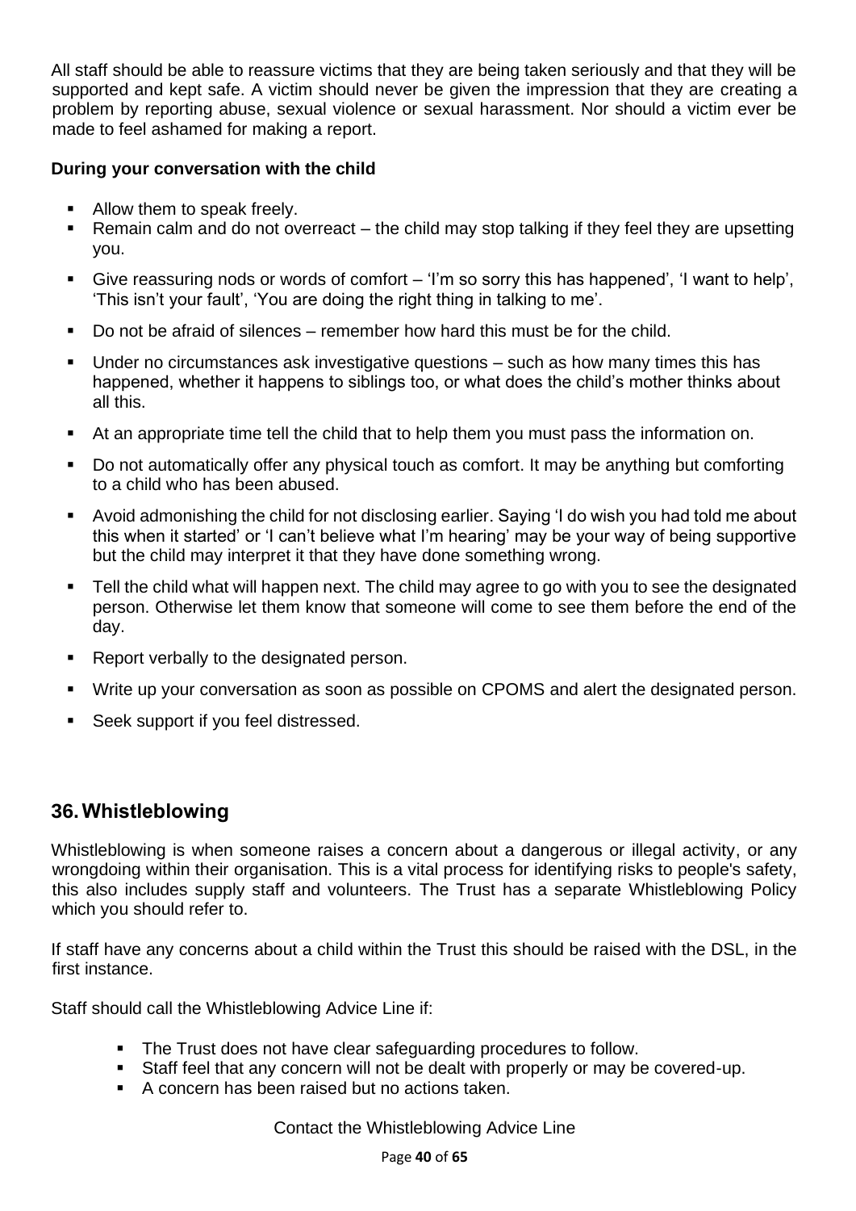All staff should be able to reassure victims that they are being taken seriously and that they will be supported and kept safe. A victim should never be given the impression that they are creating a problem by reporting abuse, sexual violence or sexual harassment. Nor should a victim ever be made to feel ashamed for making a report.

**During your conversation with the child**

- Allow them to speak freely.
- Remain calm and do not overreact – the child may stop talking if they feel they are upsetting you.
- Give reassuring nods or words of comfort – 'I'm so sorry this has happened', 'I want to help', 'This isn't your fault', 'You are doing the right thing in talking to me'.
- Do not be afraid of silences – remember how hard this must be for the child.
- Under no circumstances ask investigative questions – such as how many times this has happened, whether it happens to siblings too, or what does the child's mother thinks about all this.
- At an appropriate time tell the child that to help them you must pass the information on.
- Do not automatically offer any physical touch as comfort. It may be anything but comforting to a child who has been abused.
- Avoid admonishing the child for not disclosing earlier. Saying 'I do wish you had told me about this when it started' or 'I can't believe what I'm hearing' may be your way of being supportive but the child may interpret it that they have done something wrong.
- Tell the child what will happen next. The child may agree to go with you to see the designated person. Otherwise let them know that someone will come to see them before the end of the day.
- Report verbally to the designated person.
- Write up your conversation as soon as possible on CPOMS and alert the designated person.
- Seek support if you feel distressed.

## 36. Whistleblowing

Whistleblowing is when someone raises a concern about a dangerous or illegal activity, or any wrongdoing within their organisation. This is a vital process for identifying risks to people's safety, this also includes supply staff and volunteers. The Trust has a separate Whistleblowing Policy which you should refer to.

If staff have any concerns about a child within the Trust this should be raised with the DSL, in the first instance.

Staff should call the Whistleblowing Advice Line if:

- The Trust does not have clear safeguarding procedures to follow.
- Staff feel that any concern will not be dealt with properly or may be covered-up.
- A concern has been raised but no actions taken.

Contact the Whistleblowing Advice Line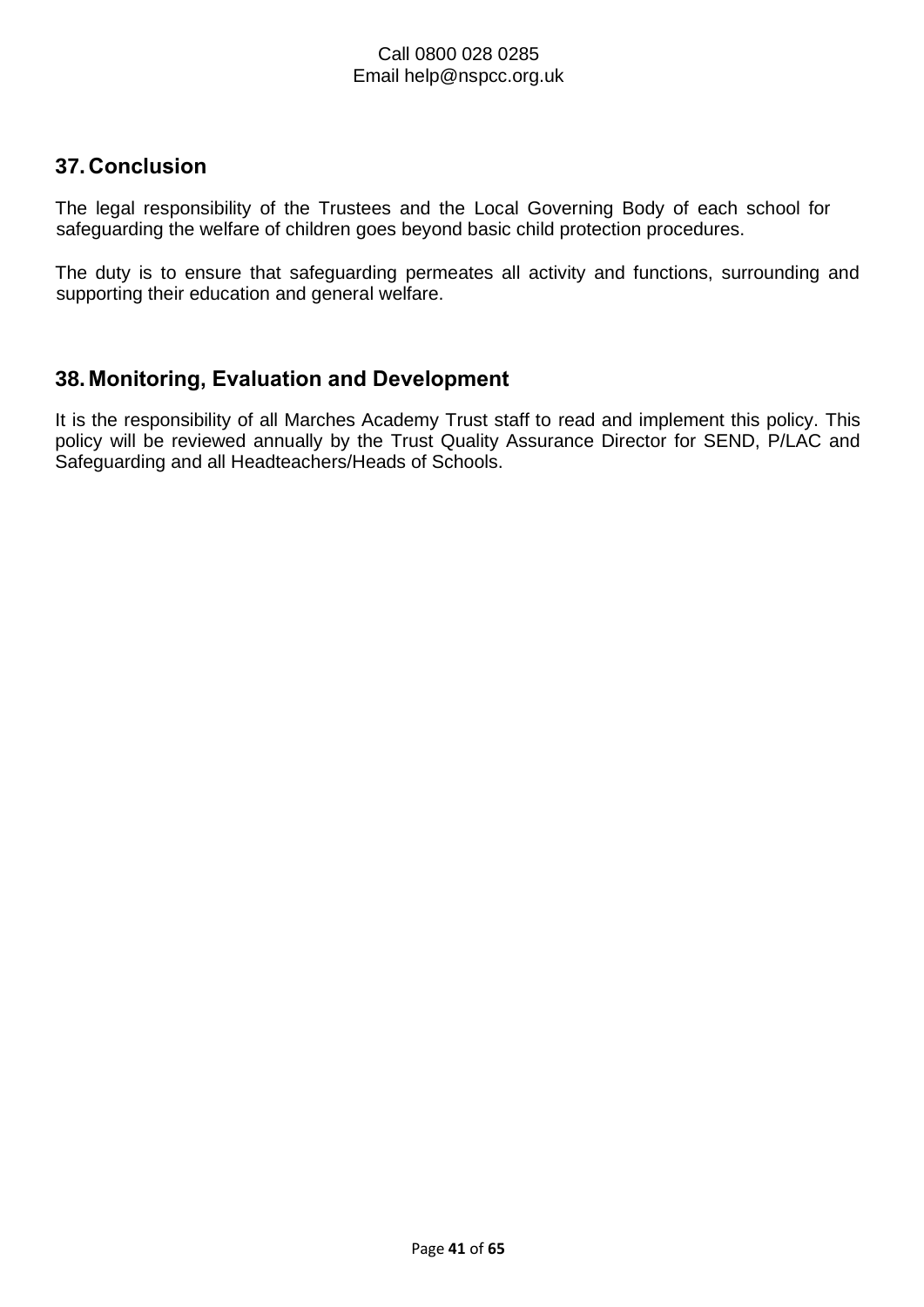Call 0800 028 0285
Email help@nspcc.org.uk

## 37. Conclusion

The legal responsibility of the Trustees and the Local Governing Body of each school for safeguarding the welfare of children goes beyond basic child protection procedures.

The duty is to ensure that safeguarding permeates all activity and functions, surrounding and supporting their education and general welfare.

## 38. Monitoring, Evaluation and Development

It is the responsibility of all Marches Academy Trust staff to read and implement this policy. This policy will be reviewed annually by the Trust Quality Assurance Director for SEND, P/LAC and Safeguarding and all Headteachers/Heads of Schools.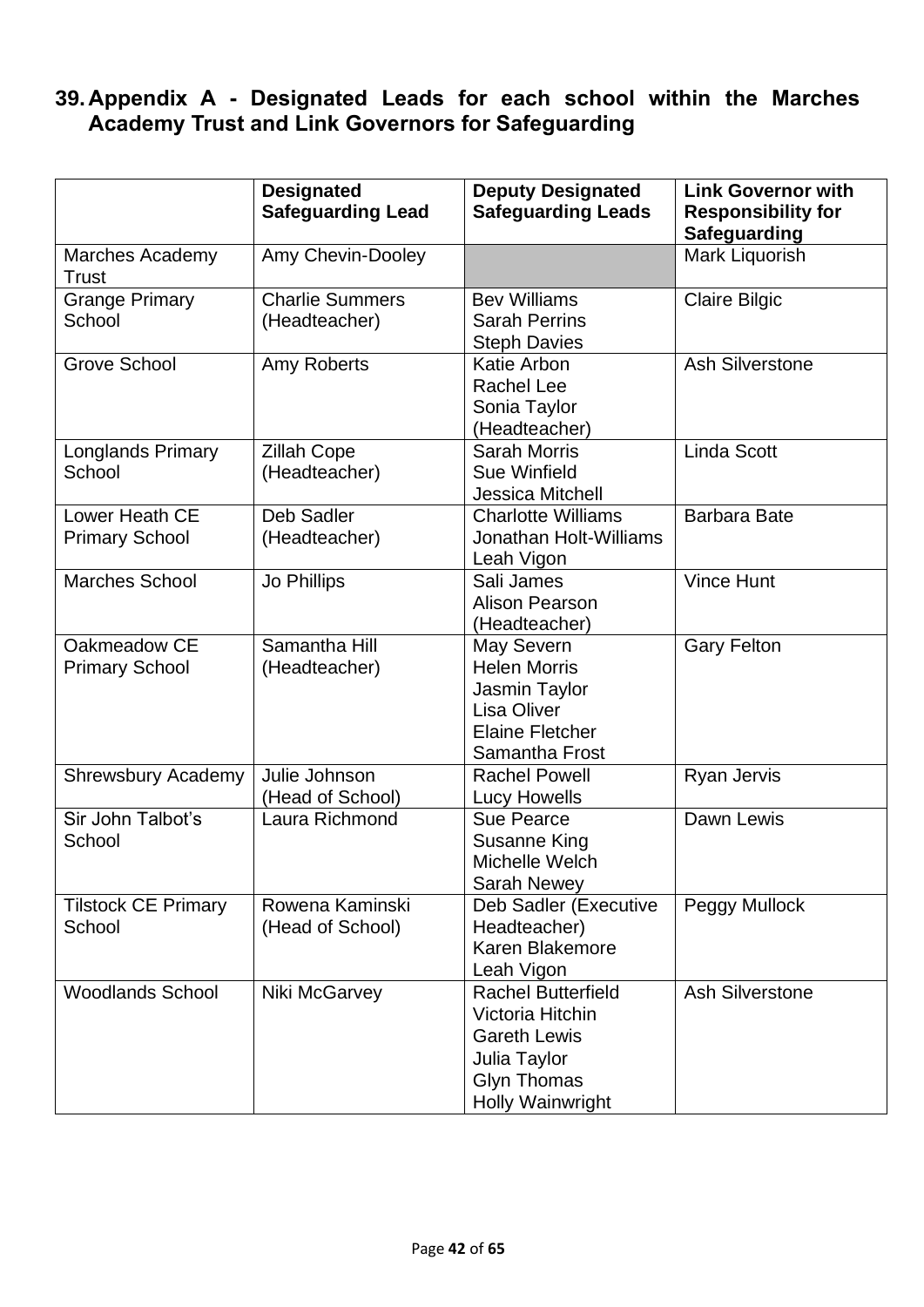## 39. Appendix A - Designated Leads for each school within the Marches Academy Trust and Link Governors for Safeguarding

| | Designated Safeguarding Lead | Deputy Designated Safeguarding Leads | Link Governor with Responsibility for Safeguarding |
|---|---|---|---|
| Marches Academy Trust | Amy Chevin-Dooley | | Mark Liquorish |
| Grange Primary School | Charlie Summers (Headteacher) | Bev Williams<br>Sarah Perrins<br>Steph Davies | Claire Bilgic |
| Grove School | Amy Roberts | Katie Arbon<br>Rachel Lee<br>Sonia Taylor (Headteacher) | Ash Silverstone |
| Longlands Primary School | Zillah Cope (Headteacher) | Sarah Morris<br>Sue Winfield<br>Jessica Mitchell | Linda Scott |
| Lower Heath CE Primary School | Deb Sadler (Headteacher) | Charlotte Williams<br>Jonathan Holt-Williams<br>Leah Vigon | Barbara Bate |
| Marches School | Jo Phillips | Sali James<br>Alison Pearson (Headteacher) | Vince Hunt |
| Oakmeadow CE Primary School | Samantha Hill (Headteacher) | May Severn<br>Helen Morris<br>Jasmin Taylor<br>Lisa Oliver<br>Elaine Fletcher<br>Samantha Frost | Gary Felton |
| Shrewsbury Academy | Julie Johnson (Head of School) | Rachel Powell<br>Lucy Howells | Ryan Jervis |
| Sir John Talbot's School | Laura Richmond | Sue Pearce<br>Susanne King<br>Michelle Welch<br>Sarah Newey | Dawn Lewis |
| Tilstock CE Primary School | Rowena Kaminski (Head of School) | Deb Sadler (Executive Headteacher)<br>Karen Blakemore<br>Leah Vigon | Peggy Mullock |
| Woodlands School | Niki McGarvey | Rachel Butterfield<br>Victoria Hitchin<br>Gareth Lewis<br>Julia Taylor<br>Glyn Thomas<br>Holly Wainwright | Ash Silverstone |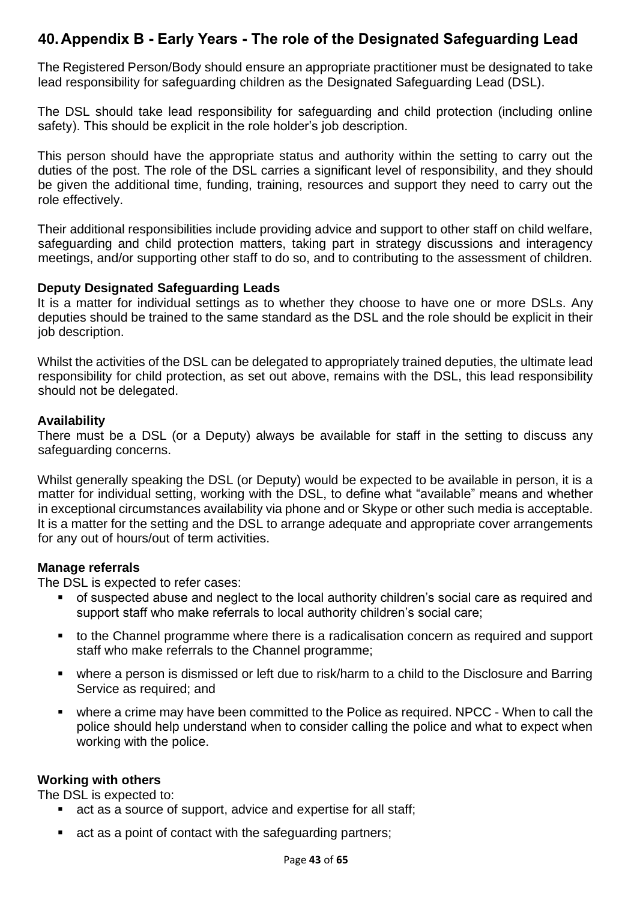## 40. Appendix B - Early Years - The role of the Designated Safeguarding Lead

The Registered Person/Body should ensure an appropriate practitioner must be designated to take lead responsibility for safeguarding children as the Designated Safeguarding Lead (DSL).

The DSL should take lead responsibility for safeguarding and child protection (including online safety). This should be explicit in the role holder's job description.

This person should have the appropriate status and authority within the setting to carry out the duties of the post. The role of the DSL carries a significant level of responsibility, and they should be given the additional time, funding, training, resources and support they need to carry out the role effectively.

Their additional responsibilities include providing advice and support to other staff on child welfare, safeguarding and child protection matters, taking part in strategy discussions and interagency meetings, and/or supporting other staff to do so, and to contributing to the assessment of children.

**Deputy Designated Safeguarding Leads**

It is a matter for individual settings as to whether they choose to have one or more DSLs. Any deputies should be trained to the same standard as the DSL and the role should be explicit in their job description.

Whilst the activities of the DSL can be delegated to appropriately trained deputies, the ultimate lead responsibility for child protection, as set out above, remains with the DSL, this lead responsibility should not be delegated.

**Availability**

There must be a DSL (or a Deputy) always be available for staff in the setting to discuss any safeguarding concerns.

Whilst generally speaking the DSL (or Deputy) would be expected to be available in person, it is a matter for individual setting, working with the DSL, to define what "available" means and whether in exceptional circumstances availability via phone and or Skype or other such media is acceptable. It is a matter for the setting and the DSL to arrange adequate and appropriate cover arrangements for any out of hours/out of term activities.

**Manage referrals**

The DSL is expected to refer cases:

- of suspected abuse and neglect to the local authority children's social care as required and support staff who make referrals to local authority children's social care;
- to the Channel programme where there is a radicalisation concern as required and support staff who make referrals to the Channel programme;
- where a person is dismissed or left due to risk/harm to a child to the Disclosure and Barring Service as required; and
- where a crime may have been committed to the Police as required. NPCC - When to call the police should help understand when to consider calling the police and what to expect when working with the police.

**Working with others**

The DSL is expected to:

- act as a source of support, advice and expertise for all staff;
- act as a point of contact with the safeguarding partners;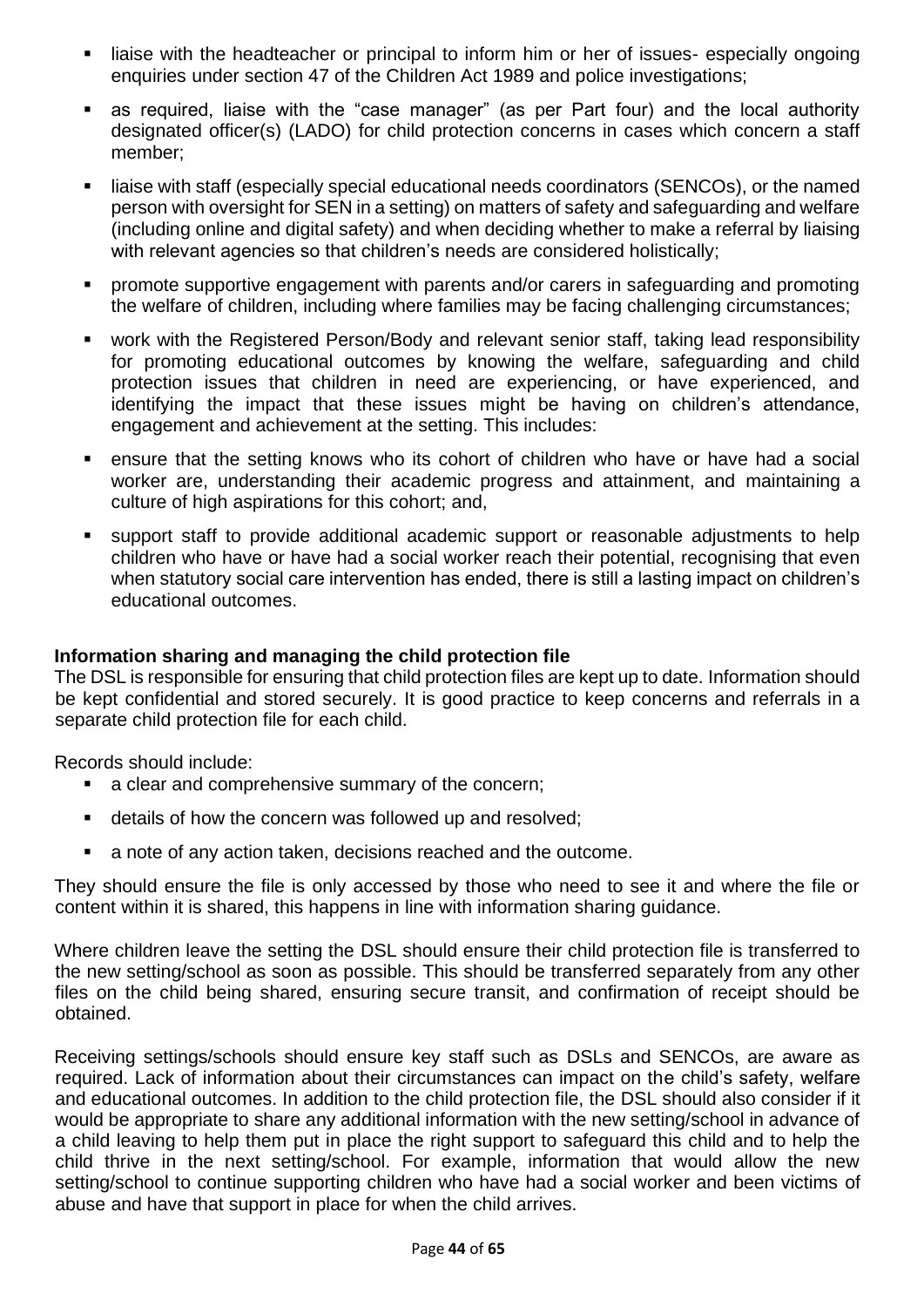- liaise with the headteacher or principal to inform him or her of issues- especially ongoing enquiries under section 47 of the Children Act 1989 and police investigations;
- as required, liaise with the "case manager" (as per Part four) and the local authority designated officer(s) (LADO) for child protection concerns in cases which concern a staff member;
- liaise with staff (especially special educational needs coordinators (SENCOs), or the named person with oversight for SEN in a setting) on matters of safety and safeguarding and welfare (including online and digital safety) and when deciding whether to make a referral by liaising with relevant agencies so that children's needs are considered holistically;
- promote supportive engagement with parents and/or carers in safeguarding and promoting the welfare of children, including where families may be facing challenging circumstances;
- work with the Registered Person/Body and relevant senior staff, taking lead responsibility for promoting educational outcomes by knowing the welfare, safeguarding and child protection issues that children in need are experiencing, or have experienced, and identifying the impact that these issues might be having on children's attendance, engagement and achievement at the setting. This includes:
- ensure that the setting knows who its cohort of children who have or have had a social worker are, understanding their academic progress and attainment, and maintaining a culture of high aspirations for this cohort; and,
- support staff to provide additional academic support or reasonable adjustments to help children who have or have had a social worker reach their potential, recognising that even when statutory social care intervention has ended, there is still a lasting impact on children's educational outcomes.

**Information sharing and managing the child protection file**

The DSL is responsible for ensuring that child protection files are kept up to date. Information should be kept confidential and stored securely. It is good practice to keep concerns and referrals in a separate child protection file for each child.

Records should include:

- a clear and comprehensive summary of the concern;
- details of how the concern was followed up and resolved;
- a note of any action taken, decisions reached and the outcome.

They should ensure the file is only accessed by those who need to see it and where the file or content within it is shared, this happens in line with information sharing guidance.

Where children leave the setting the DSL should ensure their child protection file is transferred to the new setting/school as soon as possible. This should be transferred separately from any other files on the child being shared, ensuring secure transit, and confirmation of receipt should be obtained.

Receiving settings/schools should ensure key staff such as DSLs and SENCOs, are aware as required. Lack of information about their circumstances can impact on the child's safety, welfare and educational outcomes. In addition to the child protection file, the DSL should also consider if it would be appropriate to share any additional information with the new setting/school in advance of a child leaving to help them put in place the right support to safeguard this child and to help the child thrive in the next setting/school. For example, information that would allow the new setting/school to continue supporting children who have had a social worker and been victims of abuse and have that support in place for when the child arrives.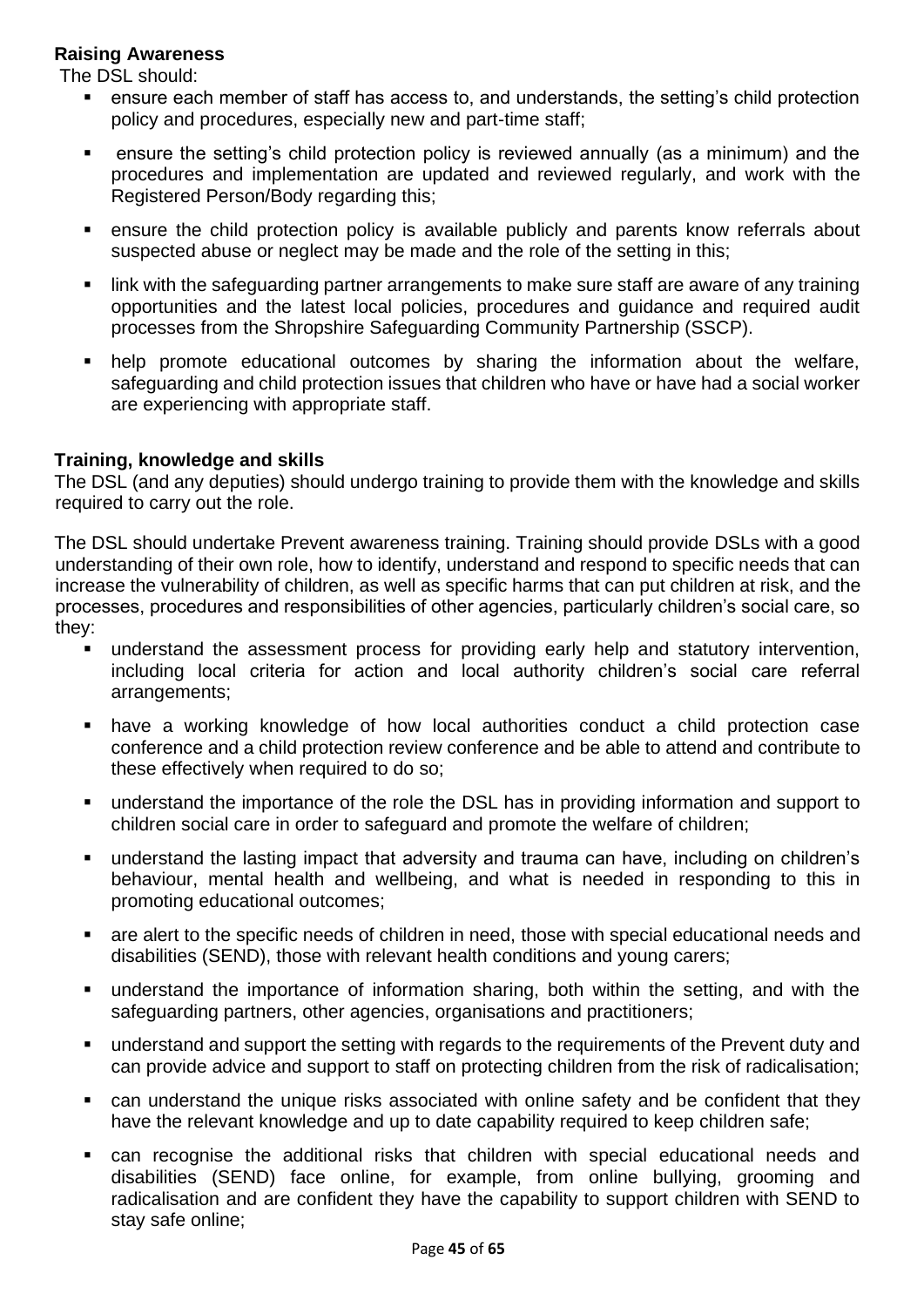**Raising Awareness**

The DSL should:

- ensure each member of staff has access to, and understands, the setting's child protection policy and procedures, especially new and part-time staff;
- ensure the setting's child protection policy is reviewed annually (as a minimum) and the procedures and implementation are updated and reviewed regularly, and work with the Registered Person/Body regarding this;
- ensure the child protection policy is available publicly and parents know referrals about suspected abuse or neglect may be made and the role of the setting in this;
- link with the safeguarding partner arrangements to make sure staff are aware of any training opportunities and the latest local policies, procedures and guidance and required audit processes from the Shropshire Safeguarding Community Partnership (SSCP).
- help promote educational outcomes by sharing the information about the welfare, safeguarding and child protection issues that children who have or have had a social worker are experiencing with appropriate staff.

**Training, knowledge and skills**

The DSL (and any deputies) should undergo training to provide them with the knowledge and skills required to carry out the role.

The DSL should undertake Prevent awareness training. Training should provide DSLs with a good understanding of their own role, how to identify, understand and respond to specific needs that can increase the vulnerability of children, as well as specific harms that can put children at risk, and the processes, procedures and responsibilities of other agencies, particularly children's social care, so they:

- understand the assessment process for providing early help and statutory intervention, including local criteria for action and local authority children's social care referral arrangements;
- have a working knowledge of how local authorities conduct a child protection case conference and a child protection review conference and be able to attend and contribute to these effectively when required to do so;
- understand the importance of the role the DSL has in providing information and support to children social care in order to safeguard and promote the welfare of children;
- understand the lasting impact that adversity and trauma can have, including on children's behaviour, mental health and wellbeing, and what is needed in responding to this in promoting educational outcomes;
- are alert to the specific needs of children in need, those with special educational needs and disabilities (SEND), those with relevant health conditions and young carers;
- understand the importance of information sharing, both within the setting, and with the safeguarding partners, other agencies, organisations and practitioners;
- understand and support the setting with regards to the requirements of the Prevent duty and can provide advice and support to staff on protecting children from the risk of radicalisation;
- can understand the unique risks associated with online safety and be confident that they have the relevant knowledge and up to date capability required to keep children safe;
- can recognise the additional risks that children with special educational needs and disabilities (SEND) face online, for example, from online bullying, grooming and radicalisation and are confident they have the capability to support children with SEND to stay safe online;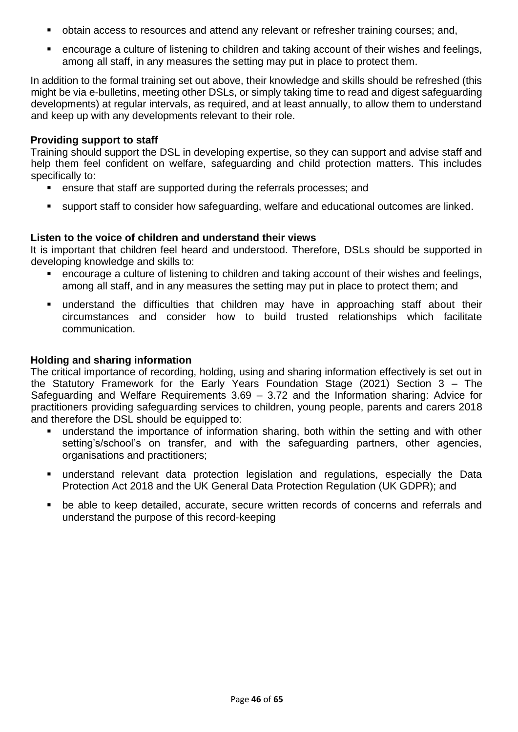- obtain access to resources and attend any relevant or refresher training courses; and,
- encourage a culture of listening to children and taking account of their wishes and feelings, among all staff, in any measures the setting may put in place to protect them.

In addition to the formal training set out above, their knowledge and skills should be refreshed (this might be via e-bulletins, meeting other DSLs, or simply taking time to read and digest safeguarding developments) at regular intervals, as required, and at least annually, to allow them to understand and keep up with any developments relevant to their role.

**Providing support to staff**

Training should support the DSL in developing expertise, so they can support and advise staff and help them feel confident on welfare, safeguarding and child protection matters. This includes specifically to:

- ensure that staff are supported during the referrals processes; and
- support staff to consider how safeguarding, welfare and educational outcomes are linked.

**Listen to the voice of children and understand their views**

It is important that children feel heard and understood. Therefore, DSLs should be supported in developing knowledge and skills to:

- encourage a culture of listening to children and taking account of their wishes and feelings, among all staff, and in any measures the setting may put in place to protect them; and
- understand the difficulties that children may have in approaching staff about their circumstances and consider how to build trusted relationships which facilitate communication.

**Holding and sharing information**

The critical importance of recording, holding, using and sharing information effectively is set out in the Statutory Framework for the Early Years Foundation Stage (2021) Section 3 – The Safeguarding and Welfare Requirements 3.69 – 3.72 and the Information sharing: Advice for practitioners providing safeguarding services to children, young people, parents and carers 2018 and therefore the DSL should be equipped to:

- understand the importance of information sharing, both within the setting and with other setting's/school's on transfer, and with the safeguarding partners, other agencies, organisations and practitioners;
- understand relevant data protection legislation and regulations, especially the Data Protection Act 2018 and the UK General Data Protection Regulation (UK GDPR); and
- be able to keep detailed, accurate, secure written records of concerns and referrals and understand the purpose of this record-keeping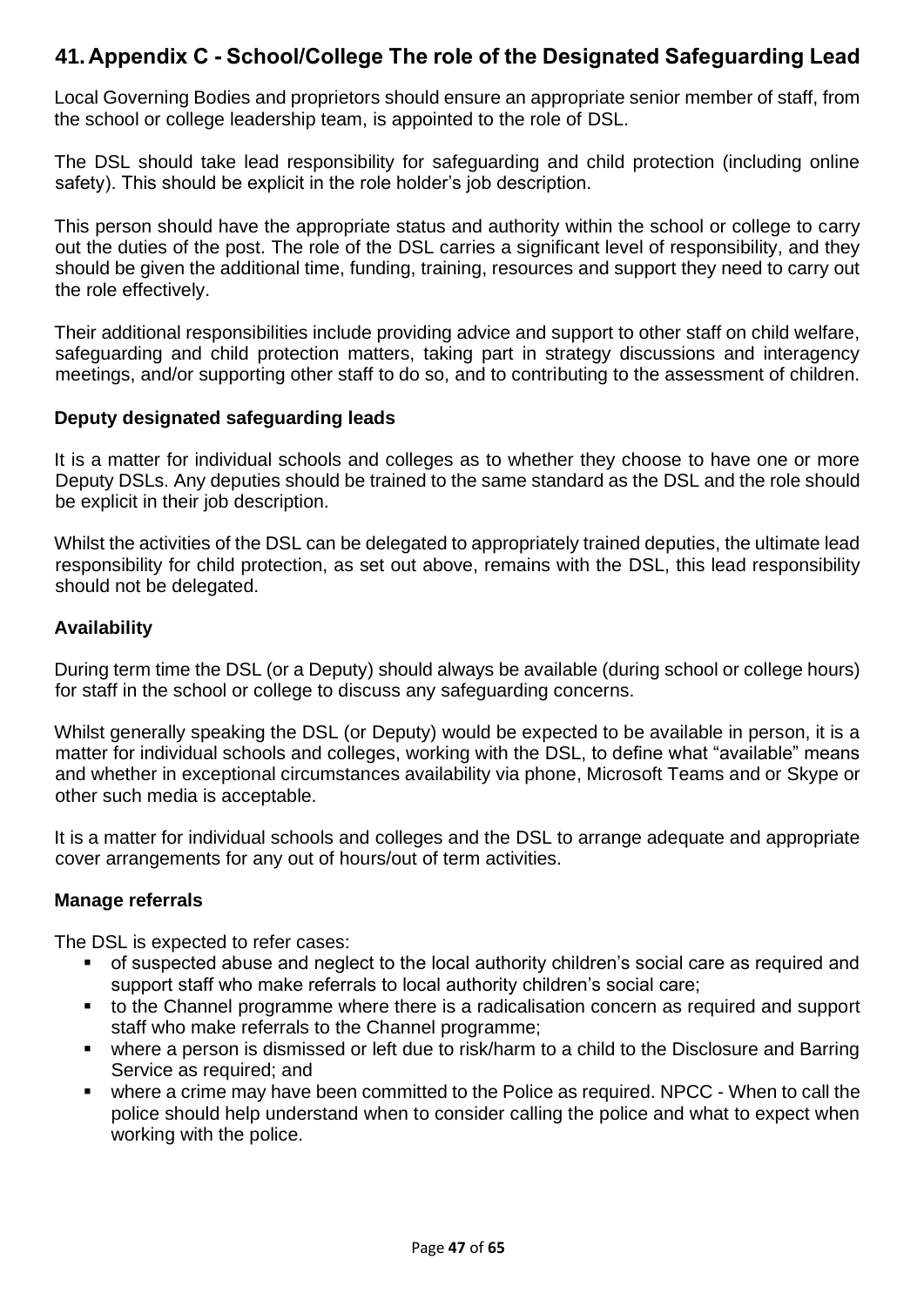## 41. Appendix C - School/College The role of the Designated Safeguarding Lead

Local Governing Bodies and proprietors should ensure an appropriate senior member of staff, from the school or college leadership team, is appointed to the role of DSL.

The DSL should take lead responsibility for safeguarding and child protection (including online safety). This should be explicit in the role holder's job description.

This person should have the appropriate status and authority within the school or college to carry out the duties of the post. The role of the DSL carries a significant level of responsibility, and they should be given the additional time, funding, training, resources and support they need to carry out the role effectively.

Their additional responsibilities include providing advice and support to other staff on child welfare, safeguarding and child protection matters, taking part in strategy discussions and interagency meetings, and/or supporting other staff to do so, and to contributing to the assessment of children.

### Deputy designated safeguarding leads

It is a matter for individual schools and colleges as to whether they choose to have one or more Deputy DSLs. Any deputies should be trained to the same standard as the DSL and the role should be explicit in their job description.

Whilst the activities of the DSL can be delegated to appropriately trained deputies, the ultimate lead responsibility for child protection, as set out above, remains with the DSL, this lead responsibility should not be delegated.

### Availability

During term time the DSL (or a Deputy) should always be available (during school or college hours) for staff in the school or college to discuss any safeguarding concerns.

Whilst generally speaking the DSL (or Deputy) would be expected to be available in person, it is a matter for individual schools and colleges, working with the DSL, to define what "available" means and whether in exceptional circumstances availability via phone, Microsoft Teams and or Skype or other such media is acceptable.

It is a matter for individual schools and colleges and the DSL to arrange adequate and appropriate cover arrangements for any out of hours/out of term activities.

### Manage referrals

The DSL is expected to refer cases:

- of suspected abuse and neglect to the local authority children's social care as required and support staff who make referrals to local authority children's social care;
- to the Channel programme where there is a radicalisation concern as required and support staff who make referrals to the Channel programme;
- where a person is dismissed or left due to risk/harm to a child to the Disclosure and Barring Service as required; and
- where a crime may have been committed to the Police as required. NPCC - When to call the police should help understand when to consider calling the police and what to expect when working with the police.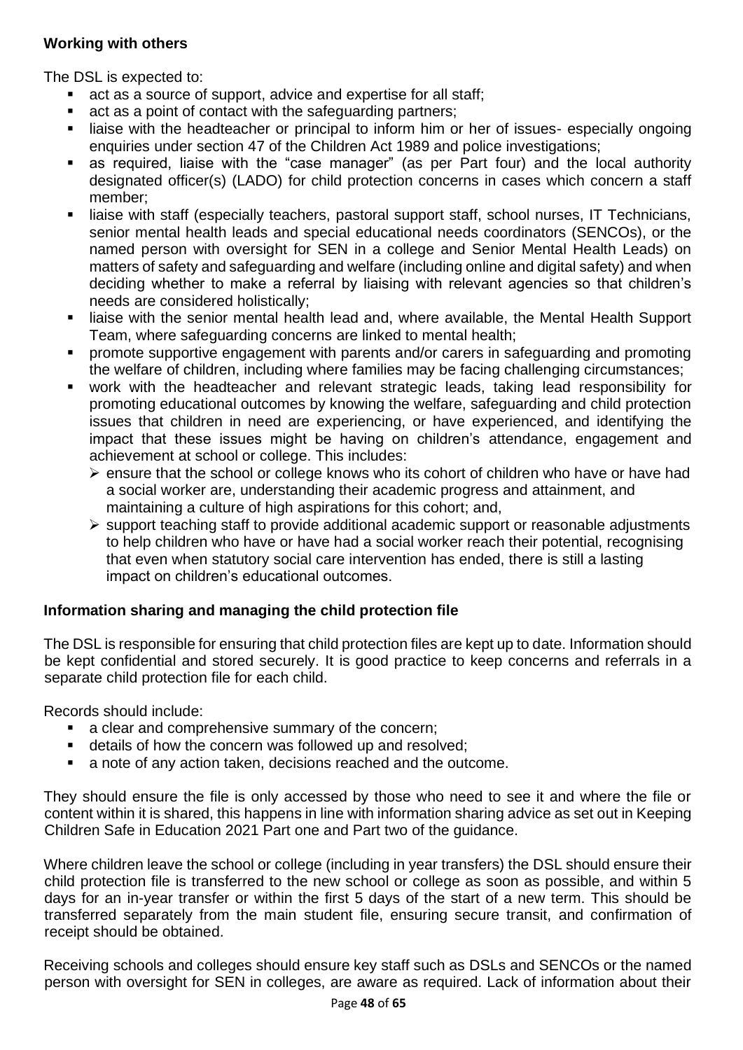**Working with others**

The DSL is expected to:

- act as a source of support, advice and expertise for all staff;
- act as a point of contact with the safeguarding partners;
- liaise with the headteacher or principal to inform him or her of issues- especially ongoing enquiries under section 47 of the Children Act 1989 and police investigations;
- as required, liaise with the "case manager" (as per Part four) and the local authority designated officer(s) (LADO) for child protection concerns in cases which concern a staff member;
- liaise with staff (especially teachers, pastoral support staff, school nurses, IT Technicians, senior mental health leads and special educational needs coordinators (SENCOs), or the named person with oversight for SEN in a college and Senior Mental Health Leads) on matters of safety and safeguarding and welfare (including online and digital safety) and when deciding whether to make a referral by liaising with relevant agencies so that children's needs are considered holistically;
- liaise with the senior mental health lead and, where available, the Mental Health Support Team, where safeguarding concerns are linked to mental health;
- promote supportive engagement with parents and/or carers in safeguarding and promoting the welfare of children, including where families may be facing challenging circumstances;
- work with the headteacher and relevant strategic leads, taking lead responsibility for promoting educational outcomes by knowing the welfare, safeguarding and child protection issues that children in need are experiencing, or have experienced, and identifying the impact that these issues might be having on children's attendance, engagement and achievement at school or college. This includes:
  - ensure that the school or college knows who its cohort of children who have or have had a social worker are, understanding their academic progress and attainment, and maintaining a culture of high aspirations for this cohort; and,
  - support teaching staff to provide additional academic support or reasonable adjustments to help children who have or have had a social worker reach their potential, recognising that even when statutory social care intervention has ended, there is still a lasting impact on children's educational outcomes.

**Information sharing and managing the child protection file**

The DSL is responsible for ensuring that child protection files are kept up to date. Information should be kept confidential and stored securely. It is good practice to keep concerns and referrals in a separate child protection file for each child.

Records should include:

- a clear and comprehensive summary of the concern;
- details of how the concern was followed up and resolved;
- a note of any action taken, decisions reached and the outcome.

They should ensure the file is only accessed by those who need to see it and where the file or content within it is shared, this happens in line with information sharing advice as set out in Keeping Children Safe in Education 2021 Part one and Part two of the guidance.

Where children leave the school or college (including in year transfers) the DSL should ensure their child protection file is transferred to the new school or college as soon as possible, and within 5 days for an in-year transfer or within the first 5 days of the start of a new term. This should be transferred separately from the main student file, ensuring secure transit, and confirmation of receipt should be obtained.

Receiving schools and colleges should ensure key staff such as DSLs and SENCOs or the named person with oversight for SEN in colleges, are aware as required. Lack of information about their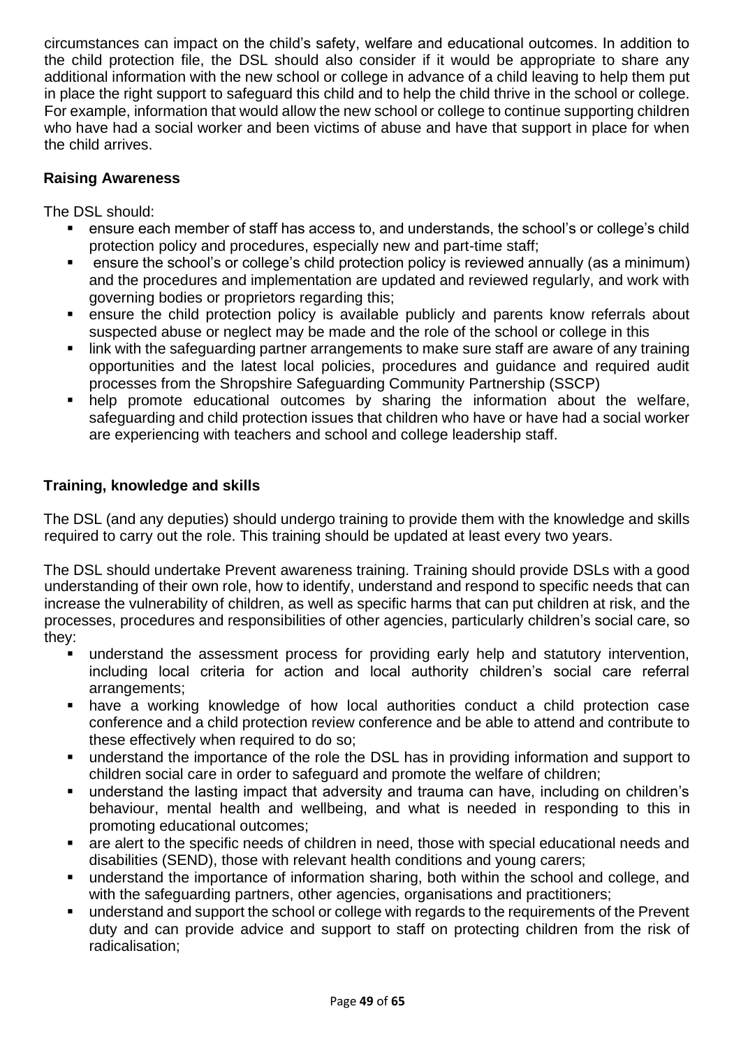circumstances can impact on the child's safety, welfare and educational outcomes. In addition to the child protection file, the DSL should also consider if it would be appropriate to share any additional information with the new school or college in advance of a child leaving to help them put in place the right support to safeguard this child and to help the child thrive in the school or college. For example, information that would allow the new school or college to continue supporting children who have had a social worker and been victims of abuse and have that support in place for when the child arrives.

**Raising Awareness**

The DSL should:

- ensure each member of staff has access to, and understands, the school's or college's child protection policy and procedures, especially new and part-time staff;
- ensure the school's or college's child protection policy is reviewed annually (as a minimum) and the procedures and implementation are updated and reviewed regularly, and work with governing bodies or proprietors regarding this;
- ensure the child protection policy is available publicly and parents know referrals about suspected abuse or neglect may be made and the role of the school or college in this
- link with the safeguarding partner arrangements to make sure staff are aware of any training opportunities and the latest local policies, procedures and guidance and required audit processes from the Shropshire Safeguarding Community Partnership (SSCP)
- help promote educational outcomes by sharing the information about the welfare, safeguarding and child protection issues that children who have or have had a social worker are experiencing with teachers and school and college leadership staff.

**Training, knowledge and skills**

The DSL (and any deputies) should undergo training to provide them with the knowledge and skills required to carry out the role. This training should be updated at least every two years.

The DSL should undertake Prevent awareness training. Training should provide DSLs with a good understanding of their own role, how to identify, understand and respond to specific needs that can increase the vulnerability of children, as well as specific harms that can put children at risk, and the processes, procedures and responsibilities of other agencies, particularly children's social care, so they:

- understand the assessment process for providing early help and statutory intervention, including local criteria for action and local authority children's social care referral arrangements;
- have a working knowledge of how local authorities conduct a child protection case conference and a child protection review conference and be able to attend and contribute to these effectively when required to do so;
- understand the importance of the role the DSL has in providing information and support to children social care in order to safeguard and promote the welfare of children;
- understand the lasting impact that adversity and trauma can have, including on children's behaviour, mental health and wellbeing, and what is needed in responding to this in promoting educational outcomes;
- are alert to the specific needs of children in need, those with special educational needs and disabilities (SEND), those with relevant health conditions and young carers;
- understand the importance of information sharing, both within the school and college, and with the safeguarding partners, other agencies, organisations and practitioners;
- understand and support the school or college with regards to the requirements of the Prevent duty and can provide advice and support to staff on protecting children from the risk of radicalisation;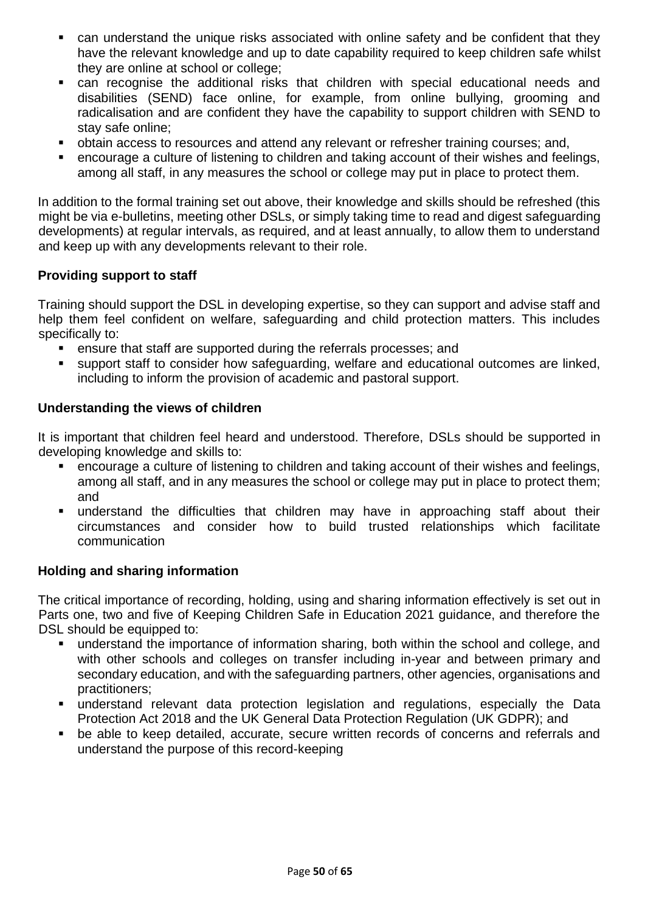- can understand the unique risks associated with online safety and be confident that they have the relevant knowledge and up to date capability required to keep children safe whilst they are online at school or college;
- can recognise the additional risks that children with special educational needs and disabilities (SEND) face online, for example, from online bullying, grooming and radicalisation and are confident they have the capability to support children with SEND to stay safe online;
- obtain access to resources and attend any relevant or refresher training courses; and,
- encourage a culture of listening to children and taking account of their wishes and feelings, among all staff, in any measures the school or college may put in place to protect them.

In addition to the formal training set out above, their knowledge and skills should be refreshed (this might be via e-bulletins, meeting other DSLs, or simply taking time to read and digest safeguarding developments) at regular intervals, as required, and at least annually, to allow them to understand and keep up with any developments relevant to their role.

**Providing support to staff**

Training should support the DSL in developing expertise, so they can support and advise staff and help them feel confident on welfare, safeguarding and child protection matters. This includes specifically to:

- ensure that staff are supported during the referrals processes; and
- support staff to consider how safeguarding, welfare and educational outcomes are linked, including to inform the provision of academic and pastoral support.

**Understanding the views of children**

It is important that children feel heard and understood. Therefore, DSLs should be supported in developing knowledge and skills to:

- encourage a culture of listening to children and taking account of their wishes and feelings, among all staff, and in any measures the school or college may put in place to protect them; and
- understand the difficulties that children may have in approaching staff about their circumstances and consider how to build trusted relationships which facilitate communication

**Holding and sharing information**

The critical importance of recording, holding, using and sharing information effectively is set out in Parts one, two and five of Keeping Children Safe in Education 2021 guidance, and therefore the DSL should be equipped to:

- understand the importance of information sharing, both within the school and college, and with other schools and colleges on transfer including in-year and between primary and secondary education, and with the safeguarding partners, other agencies, organisations and practitioners;
- understand relevant data protection legislation and regulations, especially the Data Protection Act 2018 and the UK General Data Protection Regulation (UK GDPR); and
- be able to keep detailed, accurate, secure written records of concerns and referrals and understand the purpose of this record-keeping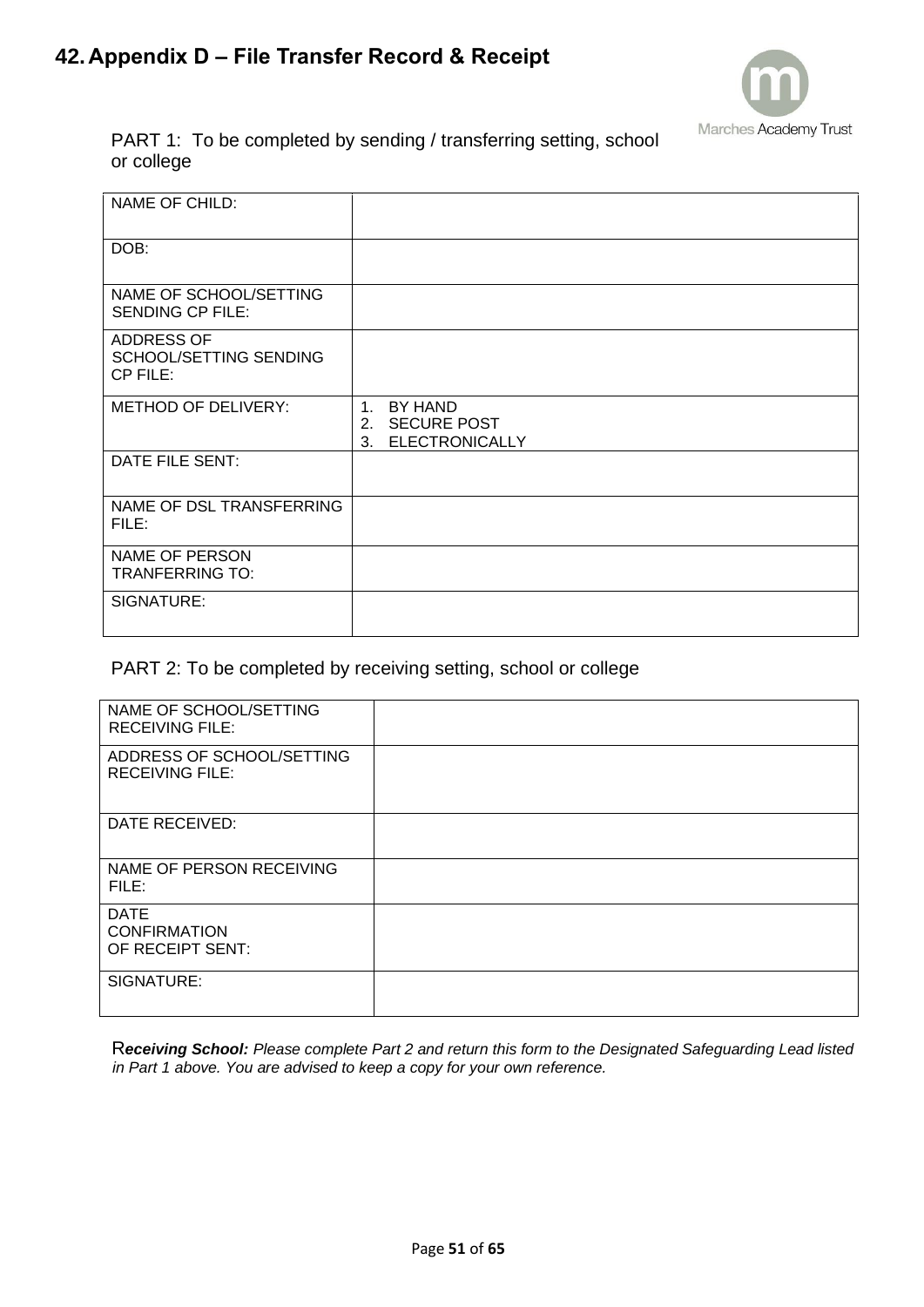## 42. Appendix D – File Transfer Record & Receipt

Marches Academy Trust

PART 1: To be completed by sending / transferring setting, school or college

| | |
|---|---|
| NAME OF CHILD: | |
| DOB: | |
| NAME OF SCHOOL/SETTING SENDING CP FILE: | |
| ADDRESS OF SCHOOL/SETTING SENDING CP FILE: | |
| METHOD OF DELIVERY: | 1. BY HAND<br>2. SECURE POST<br>3. ELECTRONICALLY |
| DATE FILE SENT: | |
| NAME OF DSL TRANSFERRING FILE: | |
| NAME OF PERSON TRANFERRING TO: | |
| SIGNATURE: | |

PART 2: To be completed by receiving setting, school or college

| | |
|---|---|
| NAME OF SCHOOL/SETTING RECEIVING FILE: | |
| ADDRESS OF SCHOOL/SETTING RECEIVING FILE: | |
| DATE RECEIVED: | |
| NAME OF PERSON RECEIVING FILE: | |
| DATE CONFIRMATION OF RECEIPT SENT: | |
| SIGNATURE: | |

***Receiving School:*** *Please complete Part 2 and return this form to the Designated Safeguarding Lead listed in Part 1 above. You are advised to keep a copy for your own reference.*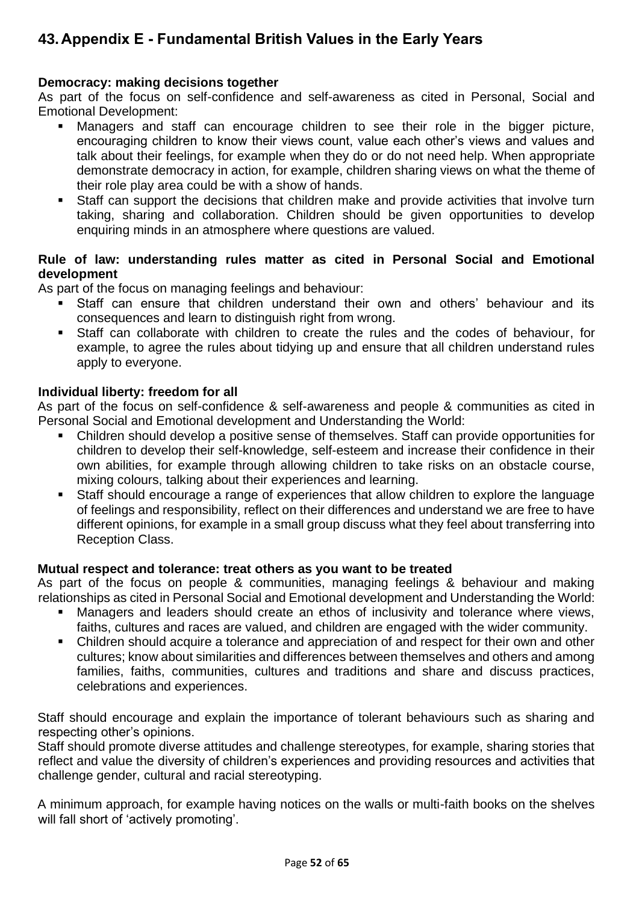## 43. Appendix E - Fundamental British Values in the Early Years

**Democracy: making decisions together**

As part of the focus on self-confidence and self-awareness as cited in Personal, Social and Emotional Development:

- Managers and staff can encourage children to see their role in the bigger picture, encouraging children to know their views count, value each other's views and values and talk about their feelings, for example when they do or do not need help. When appropriate demonstrate democracy in action, for example, children sharing views on what the theme of their role play area could be with a show of hands.
- Staff can support the decisions that children make and provide activities that involve turn taking, sharing and collaboration. Children should be given opportunities to develop enquiring minds in an atmosphere where questions are valued.

**Rule of law: understanding rules matter as cited in Personal Social and Emotional development**

As part of the focus on managing feelings and behaviour:

- Staff can ensure that children understand their own and others' behaviour and its consequences and learn to distinguish right from wrong.
- Staff can collaborate with children to create the rules and the codes of behaviour, for example, to agree the rules about tidying up and ensure that all children understand rules apply to everyone.

**Individual liberty: freedom for all**

As part of the focus on self-confidence & self-awareness and people & communities as cited in Personal Social and Emotional development and Understanding the World:

- Children should develop a positive sense of themselves. Staff can provide opportunities for children to develop their self-knowledge, self-esteem and increase their confidence in their own abilities, for example through allowing children to take risks on an obstacle course, mixing colours, talking about their experiences and learning.
- Staff should encourage a range of experiences that allow children to explore the language of feelings and responsibility, reflect on their differences and understand we are free to have different opinions, for example in a small group discuss what they feel about transferring into Reception Class.

**Mutual respect and tolerance: treat others as you want to be treated**

As part of the focus on people & communities, managing feelings & behaviour and making relationships as cited in Personal Social and Emotional development and Understanding the World:

- Managers and leaders should create an ethos of inclusivity and tolerance where views, faiths, cultures and races are valued, and children are engaged with the wider community.
- Children should acquire a tolerance and appreciation of and respect for their own and other cultures; know about similarities and differences between themselves and others and among families, faiths, communities, cultures and traditions and share and discuss practices, celebrations and experiences.

Staff should encourage and explain the importance of tolerant behaviours such as sharing and respecting other's opinions.

Staff should promote diverse attitudes and challenge stereotypes, for example, sharing stories that reflect and value the diversity of children's experiences and providing resources and activities that challenge gender, cultural and racial stereotyping.

A minimum approach, for example having notices on the walls or multi-faith books on the shelves will fall short of 'actively promoting'.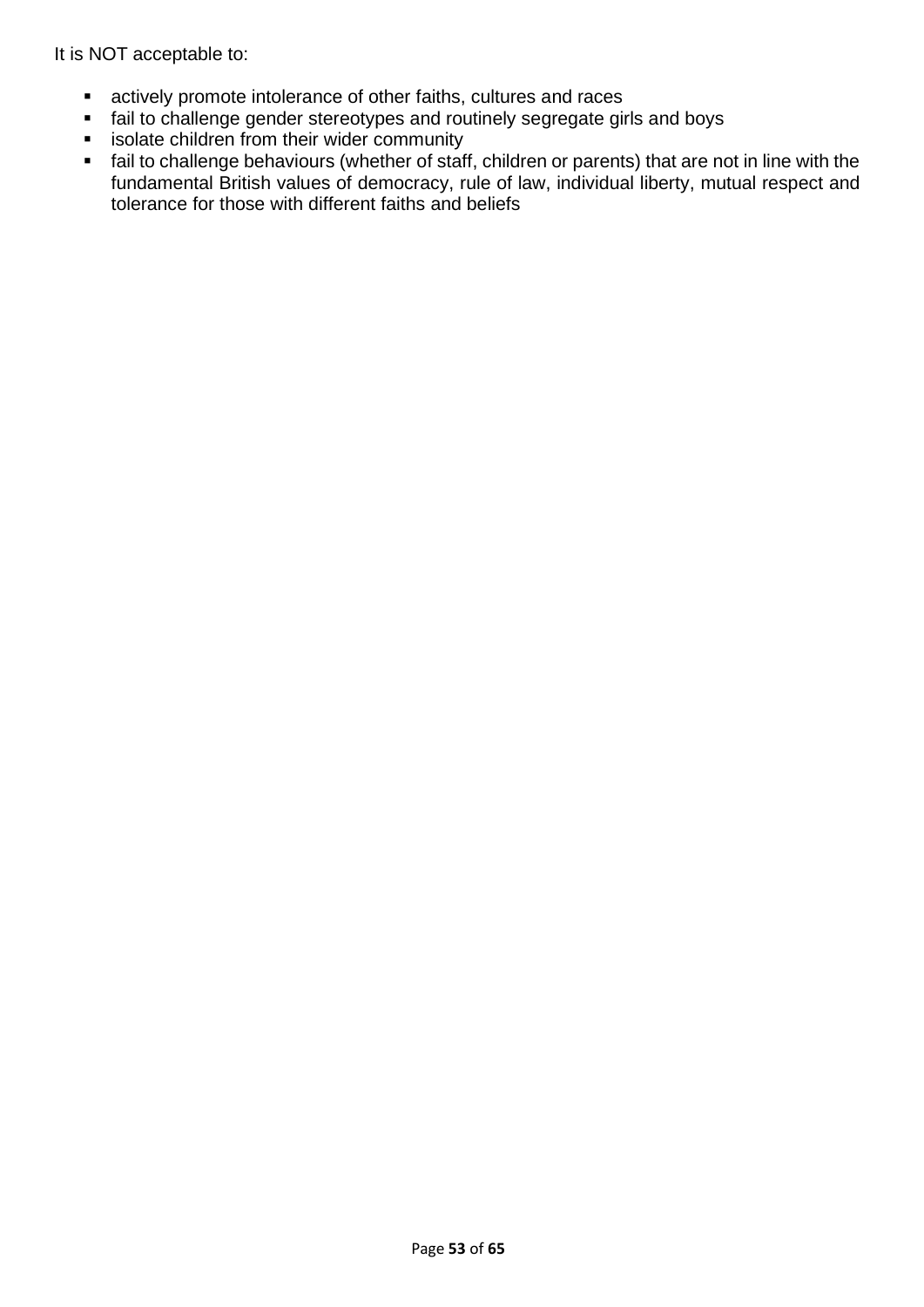It is NOT acceptable to:

- actively promote intolerance of other faiths, cultures and races
- fail to challenge gender stereotypes and routinely segregate girls and boys
- isolate children from their wider community
- fail to challenge behaviours (whether of staff, children or parents) that are not in line with the fundamental British values of democracy, rule of law, individual liberty, mutual respect and tolerance for those with different faiths and beliefs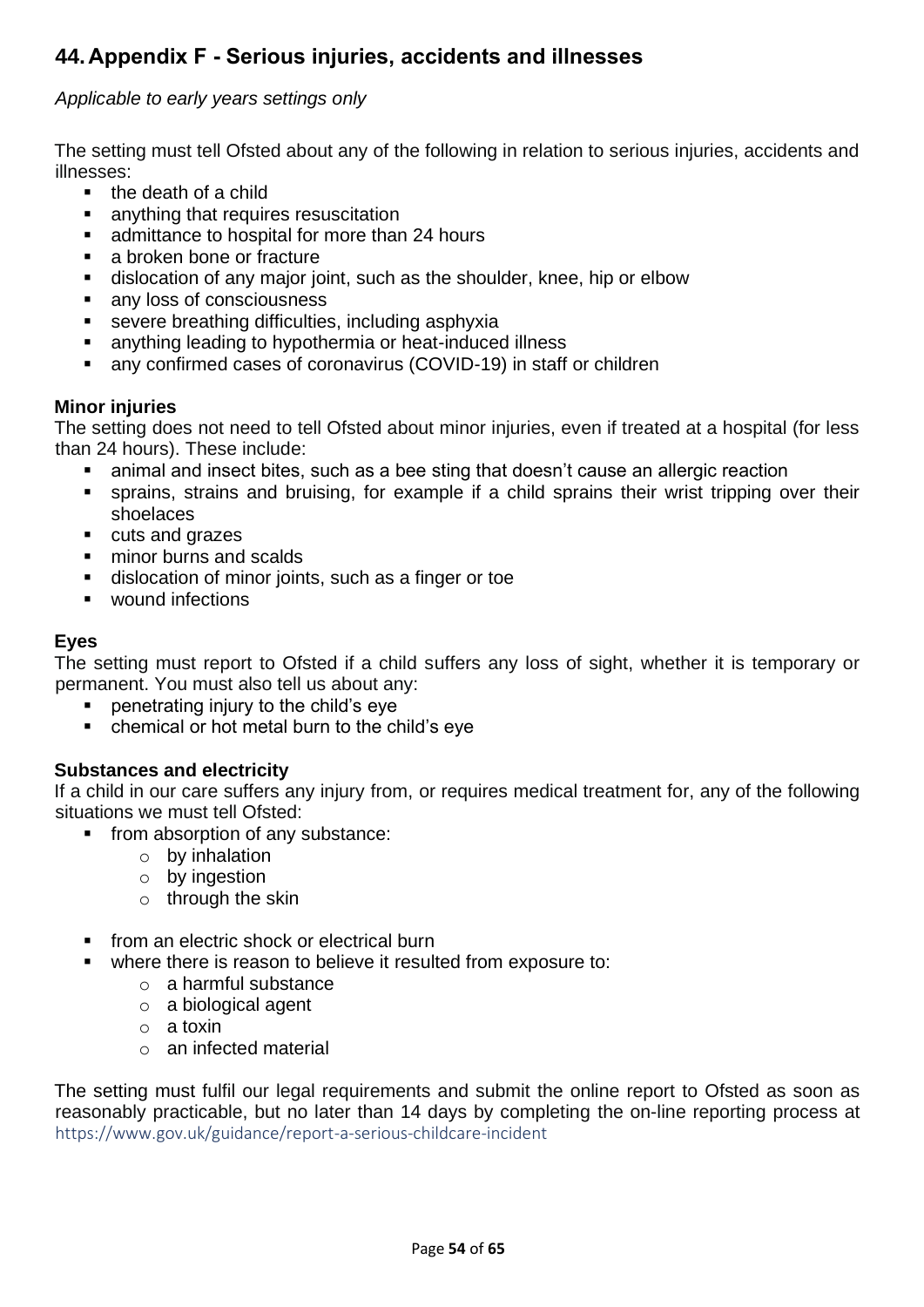## 44. Appendix F - Serious injuries, accidents and illnesses

*Applicable to early years settings only*

The setting must tell Ofsted about any of the following in relation to serious injuries, accidents and illnesses:

- the death of a child
- anything that requires resuscitation
- admittance to hospital for more than 24 hours
- a broken bone or fracture
- dislocation of any major joint, such as the shoulder, knee, hip or elbow
- any loss of consciousness
- severe breathing difficulties, including asphyxia
- anything leading to hypothermia or heat-induced illness
- any confirmed cases of coronavirus (COVID-19) in staff or children

**Minor injuries**

The setting does not need to tell Ofsted about minor injuries, even if treated at a hospital (for less than 24 hours). These include:

- animal and insect bites, such as a bee sting that doesn't cause an allergic reaction
- sprains, strains and bruising, for example if a child sprains their wrist tripping over their shoelaces
- cuts and grazes
- minor burns and scalds
- dislocation of minor joints, such as a finger or toe
- wound infections

**Eyes**

The setting must report to Ofsted if a child suffers any loss of sight, whether it is temporary or permanent. You must also tell us about any:

- penetrating injury to the child's eye
- chemical or hot metal burn to the child's eye

**Substances and electricity**

If a child in our care suffers any injury from, or requires medical treatment for, any of the following situations we must tell Ofsted:

- from absorption of any substance:
  - by inhalation
  - by ingestion
  - through the skin
- from an electric shock or electrical burn
- where there is reason to believe it resulted from exposure to:
  - a harmful substance
  - a biological agent
  - a toxin
  - an infected material

The setting must fulfil our legal requirements and submit the online report to Ofsted as soon as reasonably practicable, but no later than 14 days by completing the on-line reporting process at https://www.gov.uk/guidance/report-a-serious-childcare-incident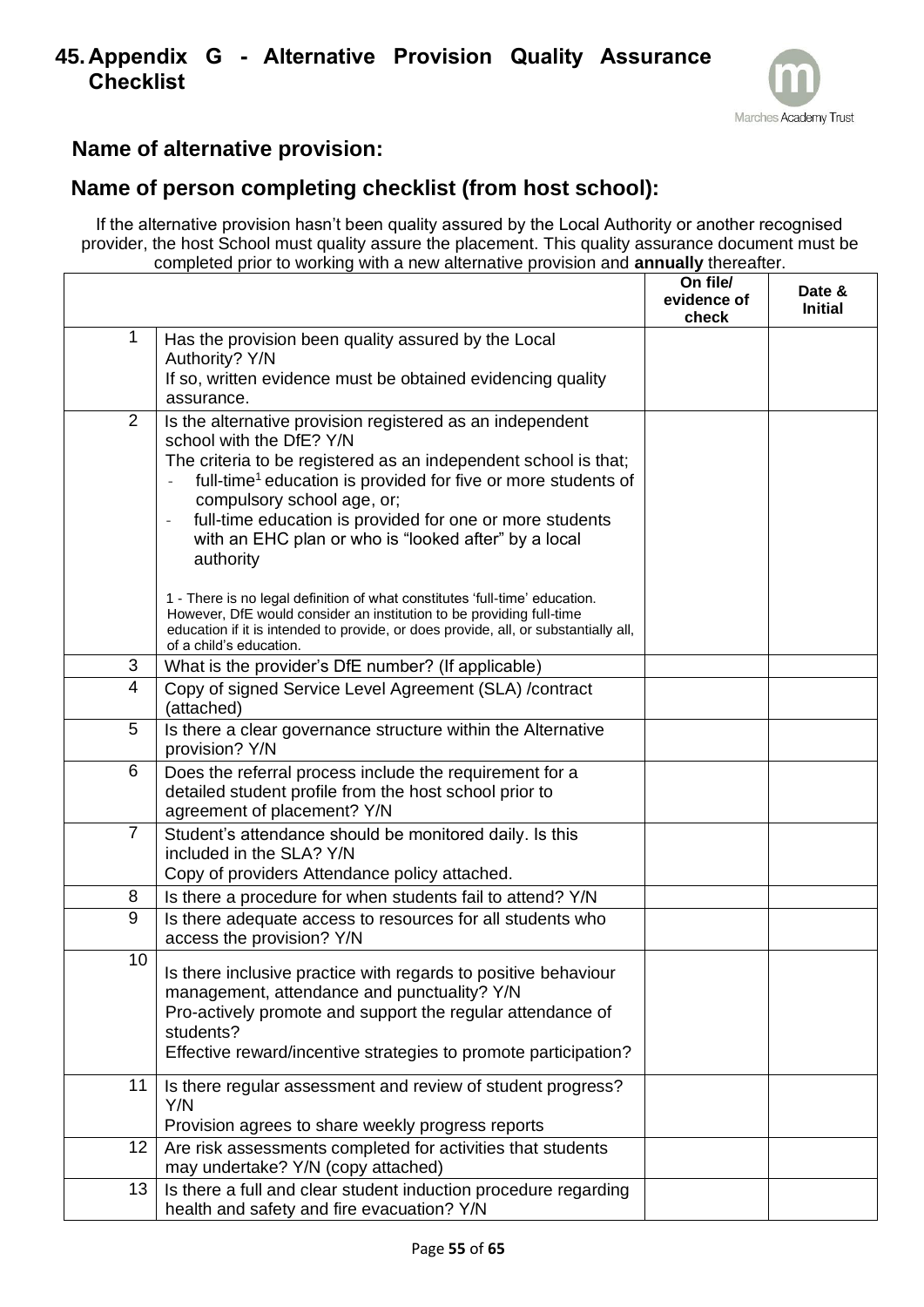## 45. Appendix G - Alternative Provision Quality Assurance Checklist

Marches Academy Trust

### Name of alternative provision:

### Name of person completing checklist (from host school):

If the alternative provision hasn't been quality assured by the Local Authority or another recognised provider, the host School must quality assure the placement. This quality assurance document must be completed prior to working with a new alternative provision and **annually** thereafter.

| | | On file/ evidence of check | Date & Initial |
|---|---|---|---|
| 1 | Has the provision been quality assured by the Local Authority? Y/N<br>If so, written evidence must be obtained evidencing quality assurance. | | |
| 2 | Is the alternative provision registered as an independent school with the DfE? Y/N<br>The criteria to be registered as an independent school is that;<br>- full-time[1] education is provided for five or more students of compulsory school age, or;<br>- full-time education is provided for one or more students with an EHC plan or who is "looked after" by a local authority<br><br>1 - There is no legal definition of what constitutes 'full-time' education. However, DfE would consider an institution to be providing full-time education if it is intended to provide, or does provide, all, or substantially all, of a child's education. | | |
| 3 | What is the provider's DfE number? (If applicable) | | |
| 4 | Copy of signed Service Level Agreement (SLA) /contract (attached) | | |
| 5 | Is there a clear governance structure within the Alternative provision? Y/N | | |
| 6 | Does the referral process include the requirement for a detailed student profile from the host school prior to agreement of placement? Y/N | | |
| 7 | Student's attendance should be monitored daily. Is this included in the SLA? Y/N<br>Copy of providers Attendance policy attached. | | |
| 8 | Is there a procedure for when students fail to attend? Y/N | | |
| 9 | Is there adequate access to resources for all students who access the provision? Y/N | | |
| 10 | Is there inclusive practice with regards to positive behaviour management, attendance and punctuality? Y/N<br>Pro-actively promote and support the regular attendance of students?<br>Effective reward/incentive strategies to promote participation? | | |
| 11 | Is there regular assessment and review of student progress? Y/N<br>Provision agrees to share weekly progress reports | | |
| 12 | Are risk assessments completed for activities that students may undertake? Y/N (copy attached) | | |
| 13 | Is there a full and clear student induction procedure regarding health and safety and fire evacuation? Y/N | | |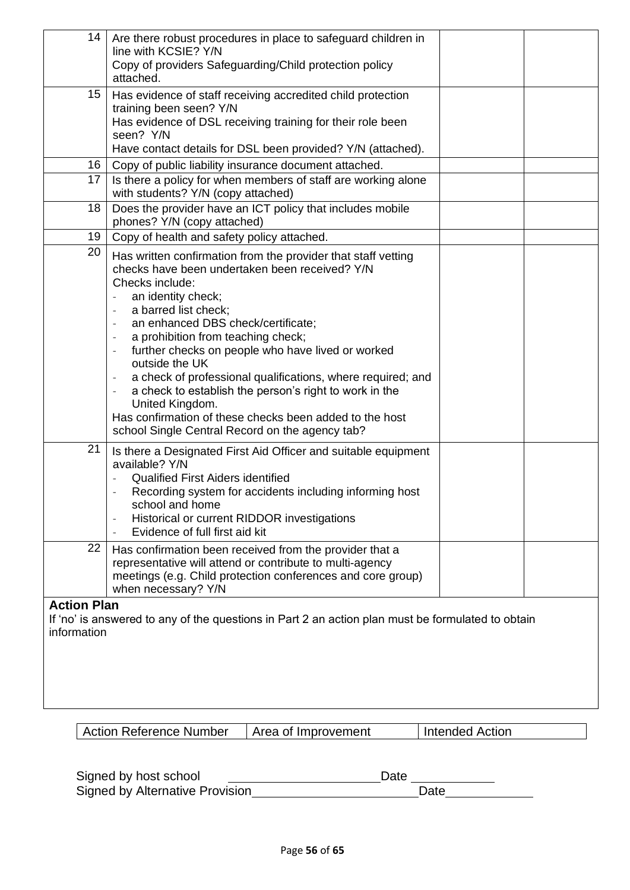| | | | |
|---|---|---|---|
| 14 | Are there robust procedures in place to safeguard children in line with KCSIE? Y/N<br>Copy of providers Safeguarding/Child protection policy attached. | | |
| 15 | Has evidence of staff receiving accredited child protection training been seen? Y/N<br>Has evidence of DSL receiving training for their role been seen? Y/N<br>Have contact details for DSL been provided? Y/N (attached). | | |
| 16 | Copy of public liability insurance document attached. | | |
| 17 | Is there a policy for when members of staff are working alone with students? Y/N (copy attached) | | |
| 18 | Does the provider have an ICT policy that includes mobile phones? Y/N (copy attached) | | |
| 19 | Copy of health and safety policy attached. | | |
| 20 | Has written confirmation from the provider that staff vetting checks have been undertaken been received? Y/N<br>Checks include:<br>- an identity check;<br>- a barred list check;<br>- an enhanced DBS check/certificate;<br>- a prohibition from teaching check;<br>- further checks on people who have lived or worked outside the UK<br>- a check of professional qualifications, where required; and<br>- a check to establish the person's right to work in the United Kingdom.<br>Has confirmation of these checks been added to the host school Single Central Record on the agency tab? | | |
| 21 | Is there a Designated First Aid Officer and suitable equipment available? Y/N<br>- Qualified First Aiders identified<br>- Recording system for accidents including informing host school and home<br>- Historical or current RIDDOR investigations<br>- Evidence of full first aid kit | | |
| 22 | Has confirmation been received from the provider that a representative will attend or contribute to multi-agency meetings (e.g. Child protection conferences and core group) when necessary? Y/N | | |

**Action Plan**

If 'no' is answered to any of the questions in Part 2 an action plan must be formulated to obtain information

| Action Reference Number | Area of Improvement | Intended Action |
|---|---|---|

Signed by host school ______________________ Date ____________

Signed by Alternative Provision ______________________ Date ____________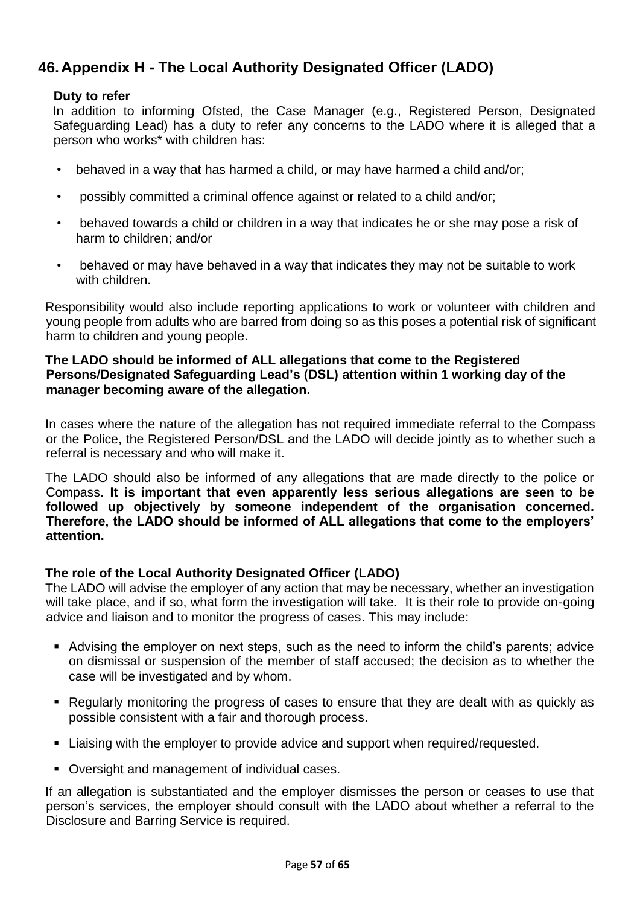# 46. Appendix H - The Local Authority Designated Officer (LADO)

**Duty to refer**

In addition to informing Ofsted, the Case Manager (e.g., Registered Person, Designated Safeguarding Lead) has a duty to refer any concerns to the LADO where it is alleged that a person who works* with children has:

- behaved in a way that has harmed a child, or may have harmed a child and/or;
- possibly committed a criminal offence against or related to a child and/or;
- behaved towards a child or children in a way that indicates he or she may pose a risk of harm to children; and/or
- behaved or may have behaved in a way that indicates they may not be suitable to work with children.

Responsibility would also include reporting applications to work or volunteer with children and young people from adults who are barred from doing so as this poses a potential risk of significant harm to children and young people.

**The LADO should be informed of ALL allegations that come to the Registered Persons/Designated Safeguarding Lead's (DSL) attention within 1 working day of the manager becoming aware of the allegation.**

In cases where the nature of the allegation has not required immediate referral to the Compass or the Police, the Registered Person/DSL and the LADO will decide jointly as to whether such a referral is necessary and who will make it.

The LADO should also be informed of any allegations that are made directly to the police or Compass. **It is important that even apparently less serious allegations are seen to be followed up objectively by someone independent of the organisation concerned. Therefore, the LADO should be informed of ALL allegations that come to the employers' attention.**

**The role of the Local Authority Designated Officer (LADO)**

The LADO will advise the employer of any action that may be necessary, whether an investigation will take place, and if so, what form the investigation will take. It is their role to provide on-going advice and liaison and to monitor the progress of cases. This may include:

- Advising the employer on next steps, such as the need to inform the child's parents; advice on dismissal or suspension of the member of staff accused; the decision as to whether the case will be investigated and by whom.
- Regularly monitoring the progress of cases to ensure that they are dealt with as quickly as possible consistent with a fair and thorough process.
- Liaising with the employer to provide advice and support when required/requested.
- Oversight and management of individual cases.

If an allegation is substantiated and the employer dismisses the person or ceases to use that person's services, the employer should consult with the LADO about whether a referral to the Disclosure and Barring Service is required.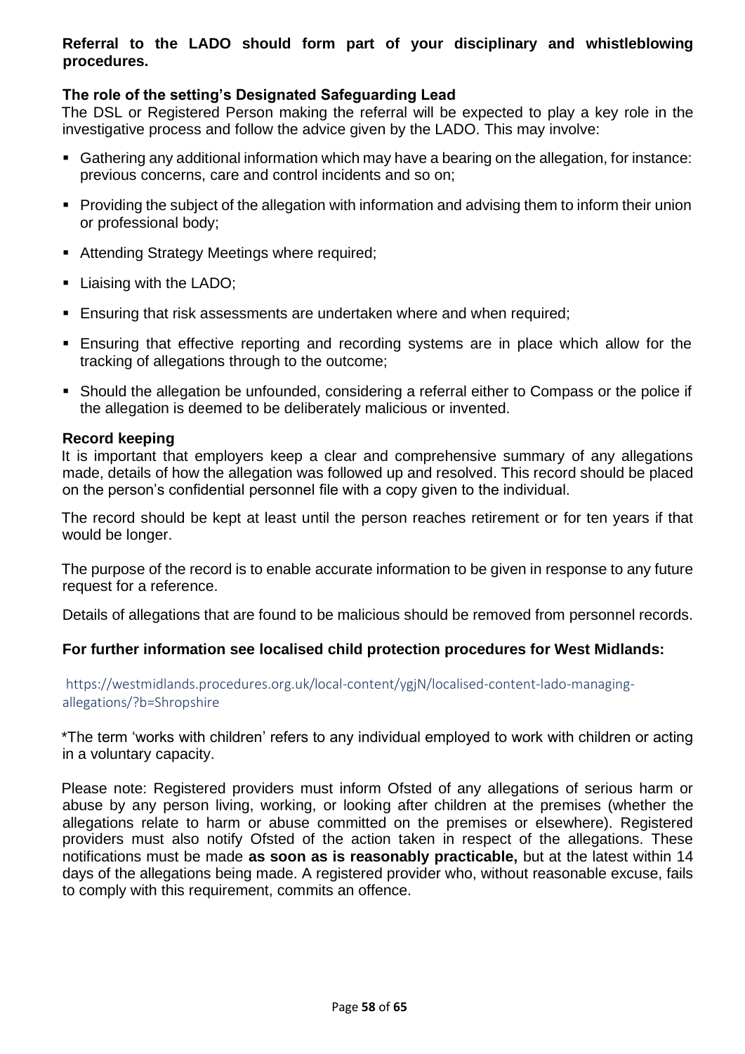**Referral to the LADO should form part of your disciplinary and whistleblowing procedures.**

### The role of the setting's Designated Safeguarding Lead

The DSL or Registered Person making the referral will be expected to play a key role in the investigative process and follow the advice given by the LADO. This may involve:

- Gathering any additional information which may have a bearing on the allegation, for instance: previous concerns, care and control incidents and so on;
- Providing the subject of the allegation with information and advising them to inform their union or professional body;
- Attending Strategy Meetings where required;
- Liaising with the LADO;
- Ensuring that risk assessments are undertaken where and when required;
- Ensuring that effective reporting and recording systems are in place which allow for the tracking of allegations through to the outcome;
- Should the allegation be unfounded, considering a referral either to Compass or the police if the allegation is deemed to be deliberately malicious or invented.

### Record keeping

It is important that employers keep a clear and comprehensive summary of any allegations made, details of how the allegation was followed up and resolved. This record should be placed on the person's confidential personnel file with a copy given to the individual.

The record should be kept at least until the person reaches retirement or for ten years if that would be longer.

The purpose of the record is to enable accurate information to be given in response to any future request for a reference.

Details of allegations that are found to be malicious should be removed from personnel records.

**For further information see localised child protection procedures for West Midlands:**

https://westmidlands.procedures.org.uk/local-content/ygjN/localised-content-lado-managing-allegations/?b=Shropshire

*The term 'works with children' refers to any individual employed to work with children or acting in a voluntary capacity.

Please note: Registered providers must inform Ofsted of any allegations of serious harm or abuse by any person living, working, or looking after children at the premises (whether the allegations relate to harm or abuse committed on the premises or elsewhere). Registered providers must also notify Ofsted of the action taken in respect of the allegations. These notifications must be made **as soon as is reasonably practicable,** but at the latest within 14 days of the allegations being made. A registered provider who, without reasonable excuse, fails to comply with this requirement, commits an offence.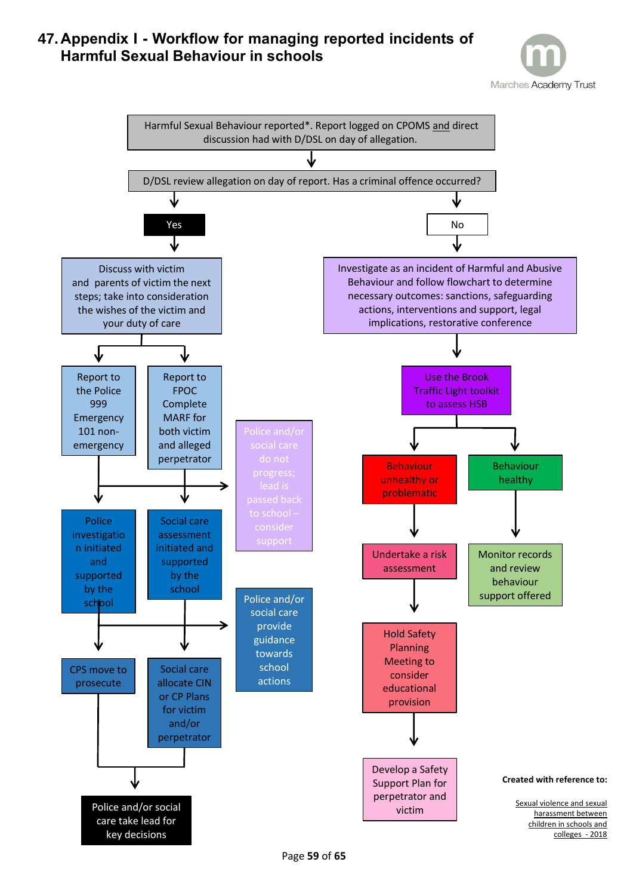# 47. Appendix I - Workflow for managing reported incidents of Harmful Sexual Behaviour in schools

Marches Academy Trust

Harmful Sexual Behaviour reported*. Report logged on CPOMS and direct discussion had with D/DSL on day of allegation.

↓

D/DSL review allegation on day of report. Has a criminal offence occurred?

**Yes**

Discuss with victim and parents of victim the next steps; take into consideration the wishes of the victim and your duty of care

- Report to the Police 999 Emergency 101 non-emergency
  - Police investigation initiated and supported by the school
    - CPS move to prosecute
- Report to FPOC Complete MARF for both victim and alleged perpetrator
  - Social care assessment initiated and supported by the school
    - Social care allocate CIN or CP Plans for victim and/or perpetrator

Police and/or social care do not progress; lead is passed back to school – consider support

Police and/or social care provide guidance towards school actions

Police and/or social care take lead for key decisions

**No**

Investigate as an incident of Harmful and Abusive Behaviour and follow flowchart to determine necessary outcomes: sanctions, safeguarding actions, interventions and support, legal implications, restorative conference

↓

Use the Brook Traffic Light toolkit to assess HSB

- Behaviour unhealthy or problematic
  - Undertake a risk assessment
  - Hold Safety Planning Meeting to consider educational provision
  - Develop a Safety Support Plan for perpetrator and victim
- Behaviour healthy
  - Monitor records and review behaviour support offered

**Created with reference to:**

Sexual violence and sexual harassment between children in schools and colleges - 2018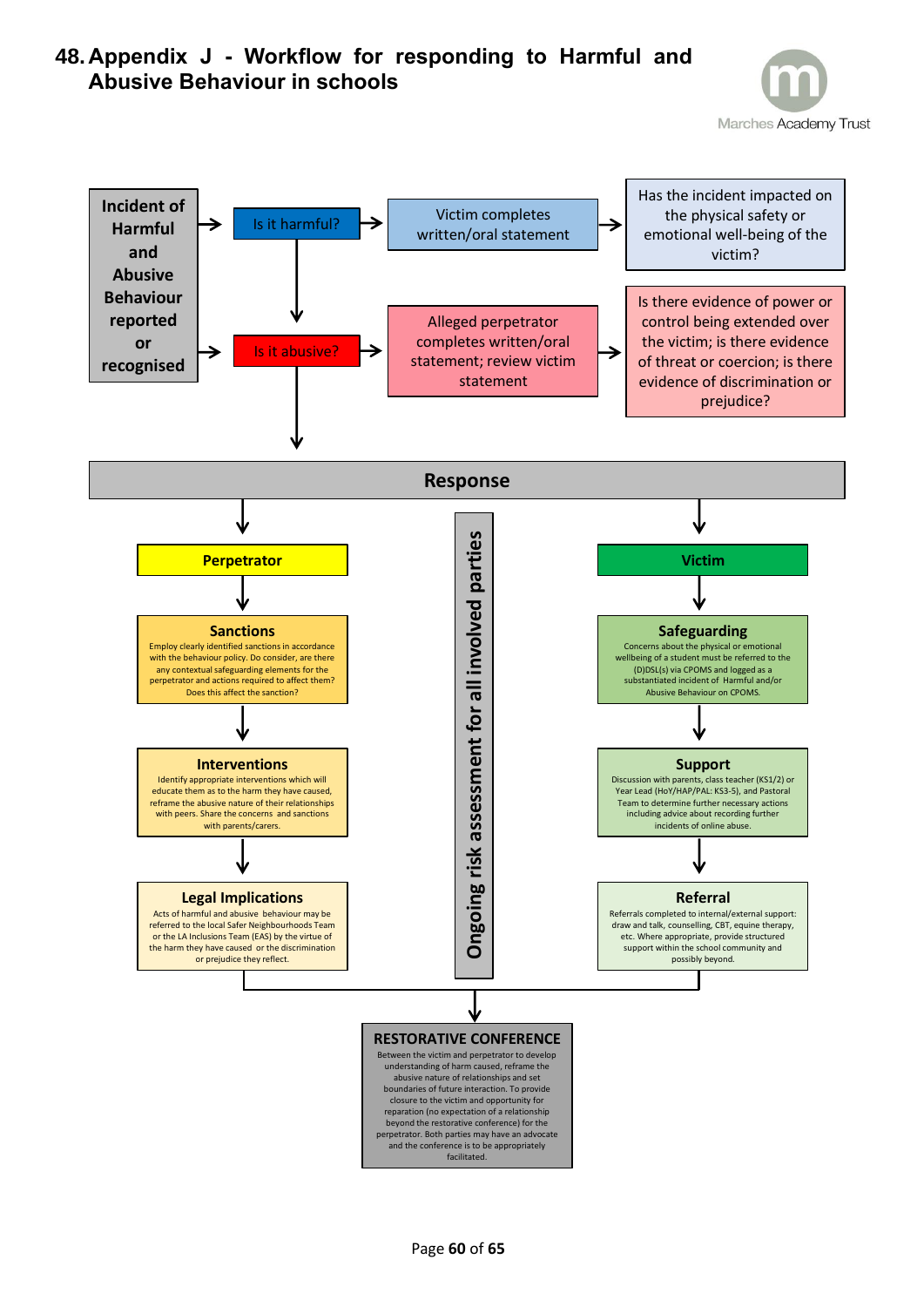# 48. Appendix J - Workflow for responding to Harmful and Abusive Behaviour in schools

Marches Academy Trust

**Incident of Harmful and Abusive Behaviour reported or recognised**

→ **Is it harmful?** → Victim completes written/oral statement → Has the incident impacted on the physical safety or emotional well-being of the victim?

→ **Is it abusive?** → Alleged perpetrator completes written/oral statement; review victim statement → Is there evidence of power or control being extended over the victim; is there evidence of threat or coercion; is there evidence of discrimination or prejudice?

## Response

**Ongoing risk assessment for all involved parties**

### Perpetrator

**Sanctions**
Employ clearly identified sanctions in accordance with the behaviour policy. Do consider, are there any contextual safeguarding elements for the perpetrator and actions required to affect them? Does this affect the sanction?

**Interventions**
Identify appropriate interventions which will educate them as to the harm they have caused, reframe the abusive nature of their relationships with peers. Share the concerns and sanctions with parents/carers.

**Legal Implications**
Acts of harmful and abusive behaviour may be referred to the local Safer Neighbourhoods Team or the LA Inclusions Team (EAS) by the virtue of the harm they have caused or the discrimination or prejudice they reflect.

### Victim

**Safeguarding**
Concerns about the physical or emotional wellbeing of a student must be referred to the (D)DSL(s) via CPOMS and logged as a substantiated incident of Harmful and/or Abusive Behaviour on CPOMS.

**Support**
Discussion with parents, class teacher (KS1/2) or Year Lead (HoY/HAP/PAL: KS3-5), and Pastoral Team to determine further necessary actions including advice about recording further incidents of online abuse.

**Referral**
Referrals completed to internal/external support: draw and talk, counselling, CBT, equine therapy, etc. Where appropriate, provide structured support within the school community and possibly beyond.

### RESTORATIVE CONFERENCE

Between the victim and perpetrator to develop understanding of harm caused, reframe the abusive nature of relationships and set boundaries of future interaction. To provide closure to the victim and opportunity for reparation (no expectation of a relationship beyond the restorative conference) for the perpetrator. Both parties may have an advocate and the conference is to be appropriately facilitated.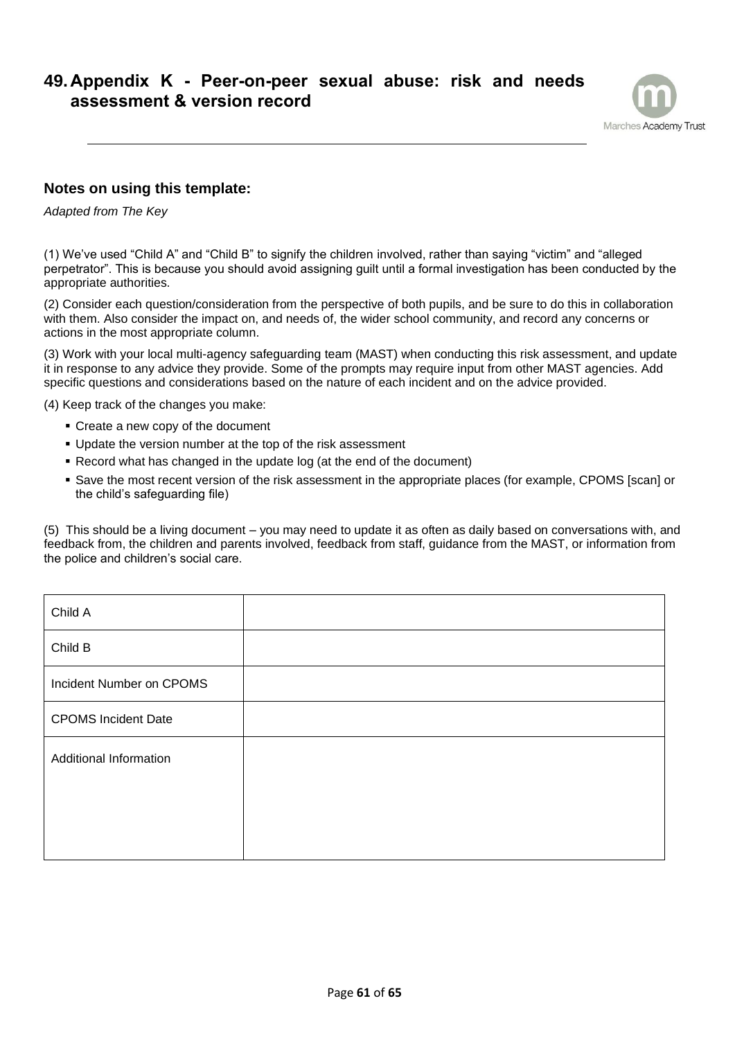# 49. Appendix K - Peer-on-peer sexual abuse: risk and needs assessment & version record

### Notes on using this template:

*Adapted from The Key*

(1) We've used "Child A" and "Child B" to signify the children involved, rather than saying "victim" and "alleged perpetrator". This is because you should avoid assigning guilt until a formal investigation has been conducted by the appropriate authorities.

(2) Consider each question/consideration from the perspective of both pupils, and be sure to do this in collaboration with them. Also consider the impact on, and needs of, the wider school community, and record any concerns or actions in the most appropriate column.

(3) Work with your local multi-agency safeguarding team (MAST) when conducting this risk assessment, and update it in response to any advice they provide. Some of the prompts may require input from other MAST agencies. Add specific questions and considerations based on the nature of each incident and on the advice provided.

(4) Keep track of the changes you make:

- Create a new copy of the document
- Update the version number at the top of the risk assessment
- Record what has changed in the update log (at the end of the document)
- Save the most recent version of the risk assessment in the appropriate places (for example, CPOMS [scan] or the child's safeguarding file)

(5) This should be a living document – you may need to update it as often as daily based on conversations with, and feedback from, the children and parents involved, feedback from staff, guidance from the MAST, or information from the police and children's social care.

| | |
|---|---|
| Child A | |
| Child B | |
| Incident Number on CPOMS | |
| CPOMS Incident Date | |
| Additional Information | |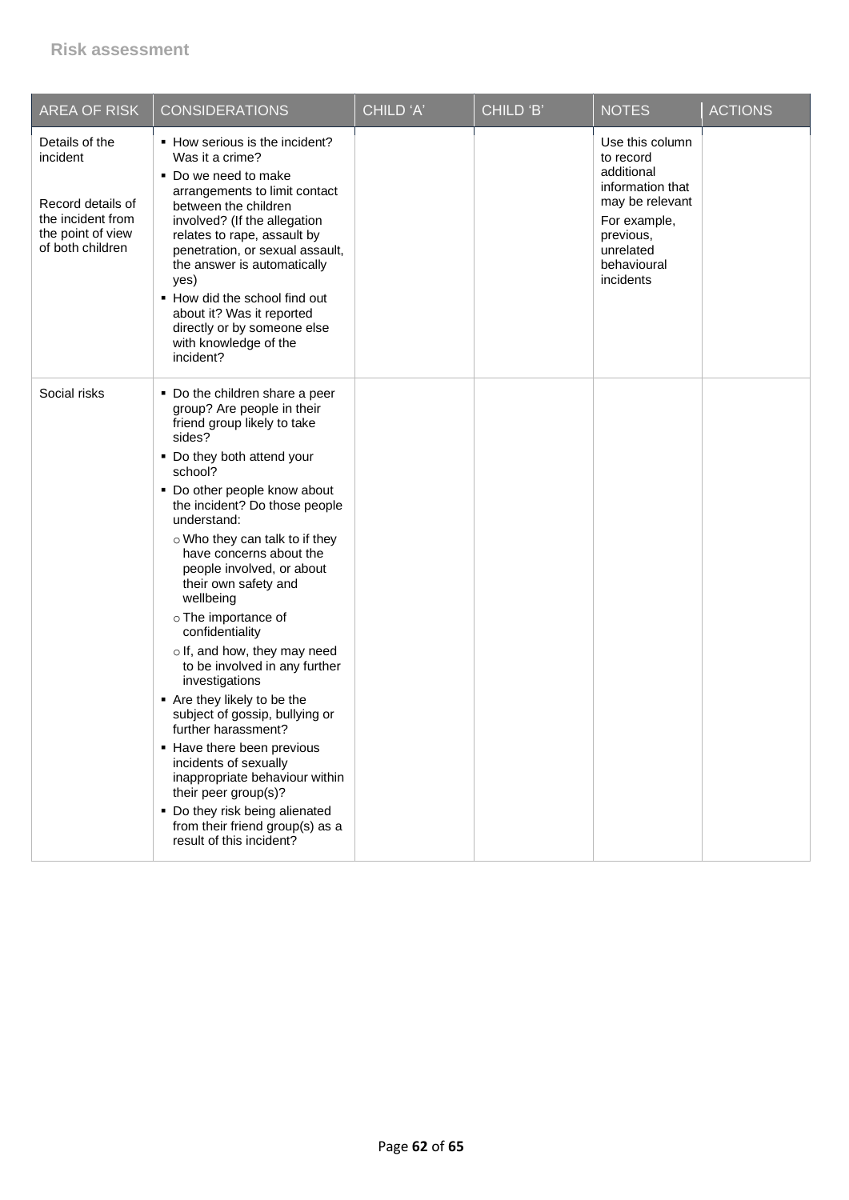## Risk assessment

| AREA OF RISK | CONSIDERATIONS | CHILD 'A' | CHILD 'B' | NOTES | ACTIONS |
|---|---|---|---|---|---|
| Details of the incident<br><br>Record details of the incident from the point of view of both children | ▪ How serious is the incident? Was it a crime?<br>▪ Do we need to make arrangements to limit contact between the children involved? (If the allegation relates to rape, assault by penetration, or sexual assault, the answer is automatically yes)<br>▪ How did the school find out about it? Was it reported directly or by someone else with knowledge of the incident? | | | Use this column to record additional information that may be relevant<br>For example, previous, unrelated behavioural incidents | |
| Social risks | ▪ Do the children share a peer group? Are people in their friend group likely to take sides?<br>▪ Do they both attend your school?<br>▪ Do other people know about the incident? Do those people understand:<br>○ Who they can talk to if they have concerns about the people involved, or about their own safety and wellbeing<br>○ The importance of confidentiality<br>○ If, and how, they may need to be involved in any further investigations<br>▪ Are they likely to be the subject of gossip, bullying or further harassment?<br>▪ Have there been previous incidents of sexually inappropriate behaviour within their peer group(s)?<br>▪ Do they risk being alienated from their friend group(s) as a result of this incident? | | | | |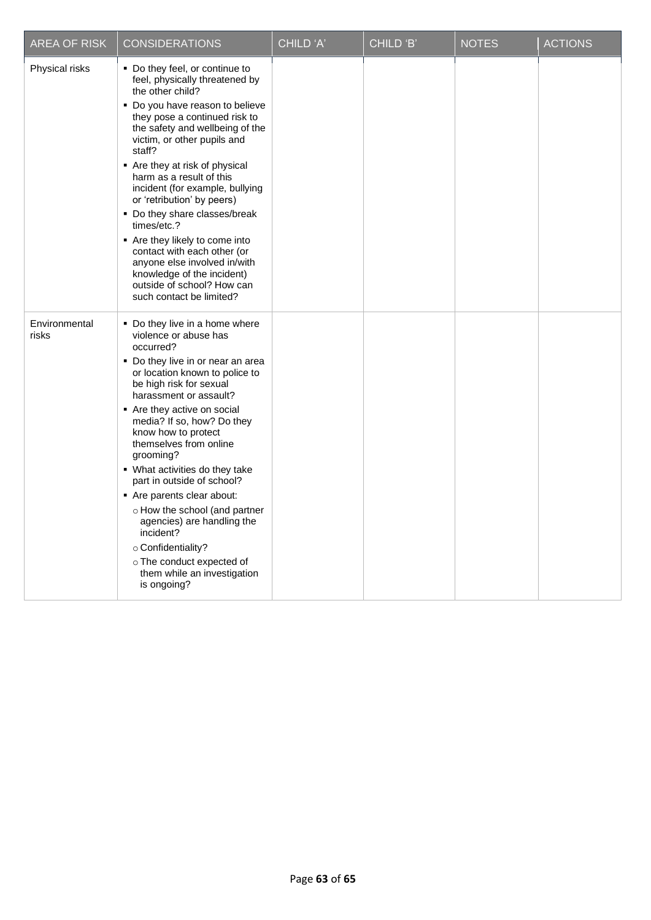| AREA OF RISK | CONSIDERATIONS | CHILD 'A' | CHILD 'B' | NOTES | ACTIONS |
|---|---|---|---|---|---|
| Physical risks | ▪ Do they feel, or continue to feel, physically threatened by the other child?<br>▪ Do you have reason to believe they pose a continued risk to the safety and wellbeing of the victim, or other pupils and staff?<br>▪ Are they at risk of physical harm as a result of this incident (for example, bullying or 'retribution' by peers)<br>▪ Do they share classes/break times/etc.?<br>▪ Are they likely to come into contact with each other (or anyone else involved in/with knowledge of the incident) outside of school? How can such contact be limited? | | | | |
| Environmental risks | ▪ Do they live in a home where violence or abuse has occurred?<br>▪ Do they live in or near an area or location known to police to be high risk for sexual harassment or assault?<br>▪ Are they active on social media? If so, how? Do they know how to protect themselves from online grooming?<br>▪ What activities do they take part in outside of school?<br>▪ Are parents clear about:<br>○ How the school (and partner agencies) are handling the incident?<br>○ Confidentiality?<br>○ The conduct expected of them while an investigation is ongoing? | | | | |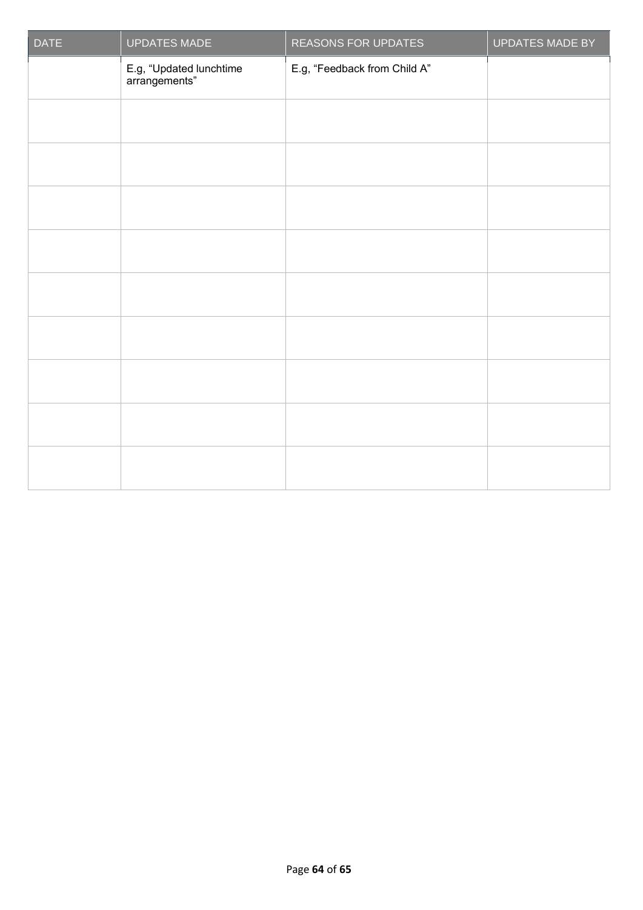| DATE | UPDATES MADE | REASONS FOR UPDATES | UPDATES MADE BY |
|---|---|---|---|
| | E.g, "Updated lunchtime arrangements" | E.g, "Feedback from Child A" | |
| | | | |
| | | | |
| | | | |
| | | | |
| | | | |
| | | | |
| | | | |
| | | | |
| | | | |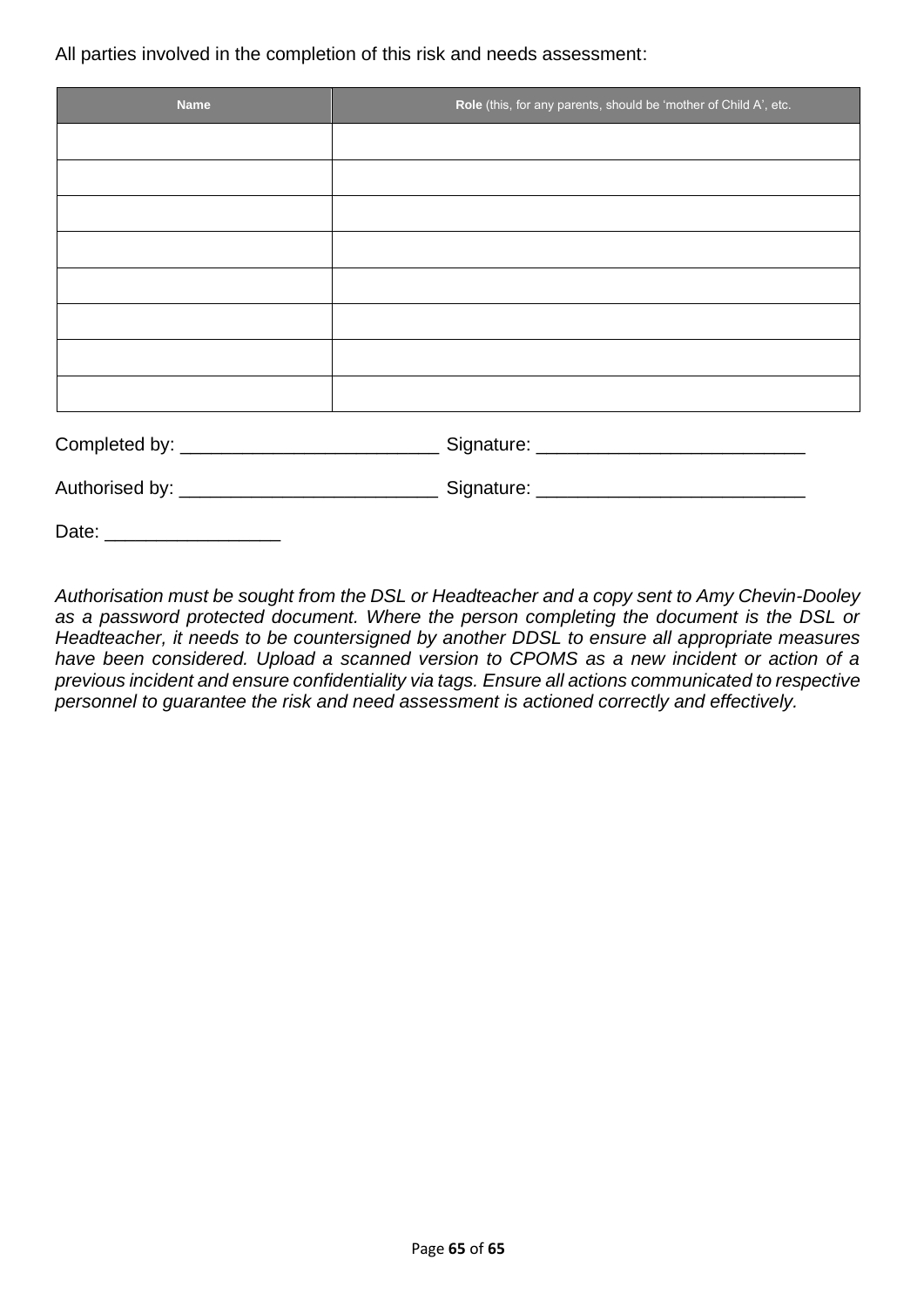All parties involved in the completion of this risk and needs assessment:

| **Name** | **Role** (this, for any parents, should be 'mother of Child A', etc. |
| --- | --- |
| | |
| | |
| | |
| | |
| | |
| | |
| | |
| | |

Completed by: _________________________ Signature: __________________________

Authorised by: _________________________ Signature: __________________________

Date: _________________

*Authorisation must be sought from the DSL or Headteacher and a copy sent to Amy Chevin-Dooley as a password protected document. Where the person completing the document is the DSL or Headteacher, it needs to be countersigned by another DDSL to ensure all appropriate measures have been considered. Upload a scanned version to CPOMS as a new incident or action of a previous incident and ensure confidentiality via tags. Ensure all actions communicated to respective personnel to guarantee the risk and need assessment is actioned correctly and effectively.*